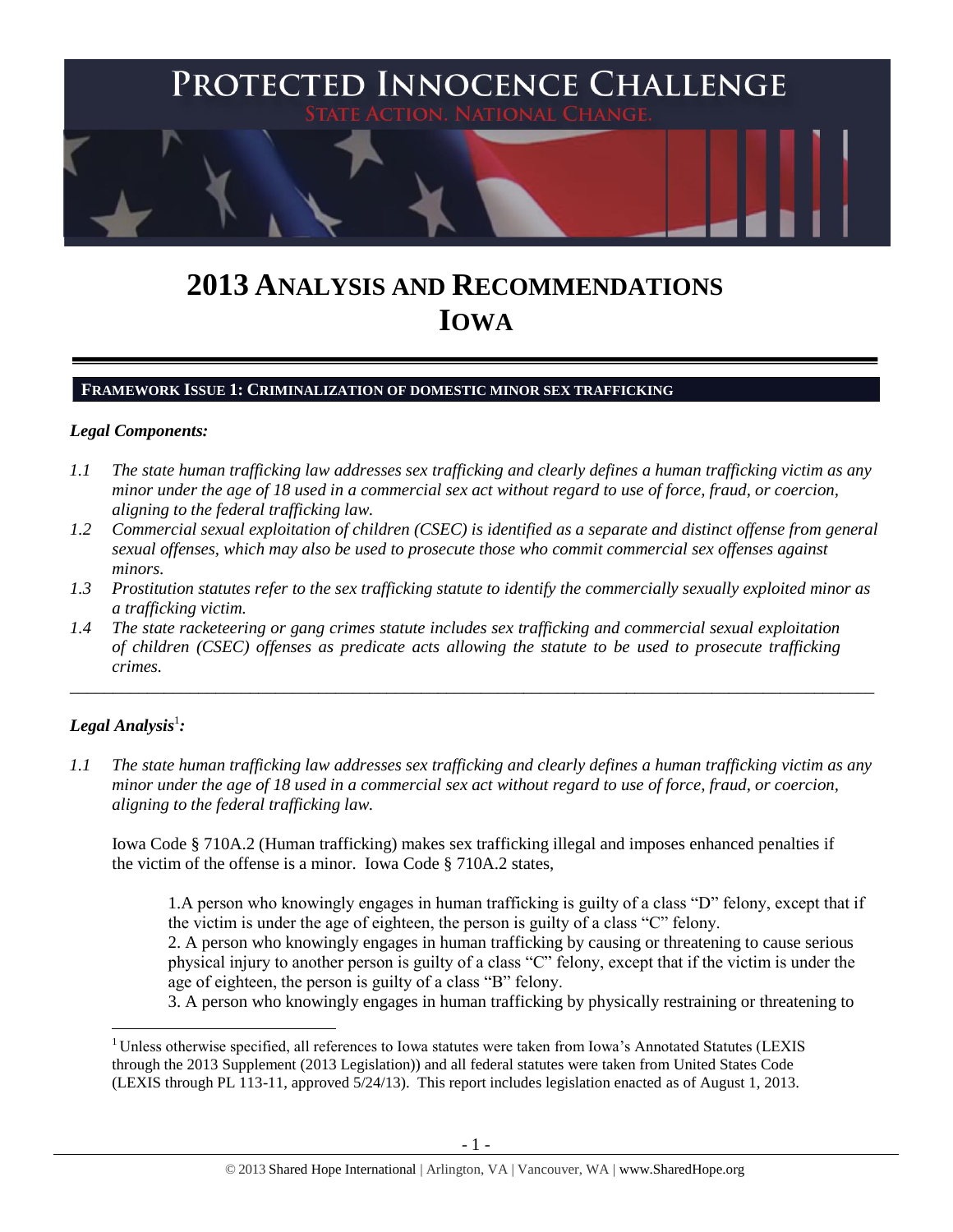# PROTECTED INNOCENCE CHALLENGE

STATE ACTION. NATIONAL CHANGE.

# 2013 ANALYSIS AND RECOMMENDATIONS
# IOWA

## FRAMEWORK ISSUE 1: CRIMINALIZATION OF DOMESTIC MINOR SEX TRAFFICKING

### *Legal Components:*

*1.1 The state human trafficking law addresses sex trafficking and clearly defines a human trafficking victim as any minor under the age of 18 used in a commercial sex act without regard to use of force, fraud, or coercion, aligning to the federal trafficking law.*

*1.2 Commercial sexual exploitation of children (CSEC) is identified as a separate and distinct offense from general sexual offenses, which may also be used to prosecute those who commit commercial sex offenses against minors.*

*1.3 Prostitution statutes refer to the sex trafficking statute to identify the commercially sexually exploited minor as a trafficking victim.*

*1.4 The state racketeering or gang crimes statute includes sex trafficking and commercial sexual exploitation of children (CSEC) offenses as predicate acts allowing the statute to be used to prosecute trafficking crimes.*

---

### *Legal Analysis*[1]*:*

*1.1 The state human trafficking law addresses sex trafficking and clearly defines a human trafficking victim as any minor under the age of 18 used in a commercial sex act without regard to use of force, fraud, or coercion, aligning to the federal trafficking law.*

Iowa Code § 710A.2 (Human trafficking) makes sex trafficking illegal and imposes enhanced penalties if the victim of the offense is a minor. Iowa Code § 710A.2 states,

> 1.A person who knowingly engages in human trafficking is guilty of a class "D" felony, except that if the victim is under the age of eighteen, the person is guilty of a class "C" felony.
> 2. A person who knowingly engages in human trafficking by causing or threatening to cause serious physical injury to another person is guilty of a class "C" felony, except that if the victim is under the age of eighteen, the person is guilty of a class "B" felony.
> 3. A person who knowingly engages in human trafficking by physically restraining or threatening to

[1] Unless otherwise specified, all references to Iowa statutes were taken from Iowa's Annotated Statutes (LEXIS through the 2013 Supplement (2013 Legislation)) and all federal statutes were taken from United States Code (LEXIS through PL 113-11, approved 5/24/13). This report includes legislation enacted as of August 1, 2013.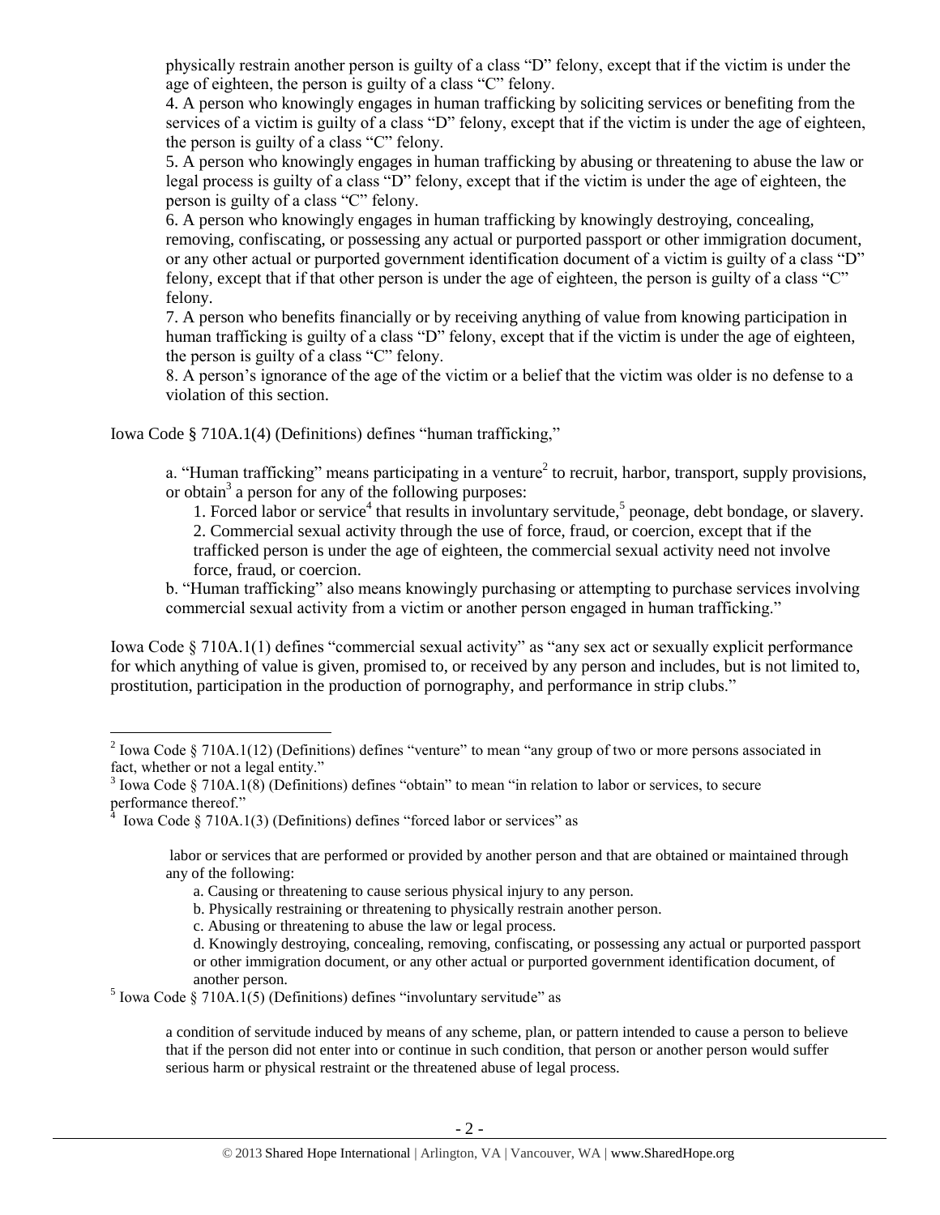physically restrain another person is guilty of a class "D" felony, except that if the victim is under the age of eighteen, the person is guilty of a class "C" felony.

4. A person who knowingly engages in human trafficking by soliciting services or benefiting from the services of a victim is guilty of a class "D" felony, except that if the victim is under the age of eighteen, the person is guilty of a class "C" felony.

5. A person who knowingly engages in human trafficking by abusing or threatening to abuse the law or legal process is guilty of a class "D" felony, except that if the victim is under the age of eighteen, the person is guilty of a class "C" felony.

6. A person who knowingly engages in human trafficking by knowingly destroying, concealing, removing, confiscating, or possessing any actual or purported passport or other immigration document, or any other actual or purported government identification document of a victim is guilty of a class "D" felony, except that if that other person is under the age of eighteen, the person is guilty of a class "C" felony.

7. A person who benefits financially or by receiving anything of value from knowing participation in human trafficking is guilty of a class "D" felony, except that if the victim is under the age of eighteen, the person is guilty of a class "C" felony.

8. A person's ignorance of the age of the victim or a belief that the victim was older is no defense to a violation of this section.

Iowa Code § 710A.1(4) (Definitions) defines "human trafficking,"

> a. "Human trafficking" means participating in a venture[2] to recruit, harbor, transport, supply provisions, or obtain[3] a person for any of the following purposes:
>
> 1. Forced labor or service[4] that results in involuntary servitude,[5] peonage, debt bondage, or slavery.
> 2. Commercial sexual activity through the use of force, fraud, or coercion, except that if the trafficked person is under the age of eighteen, the commercial sexual activity need not involve force, fraud, or coercion.
>
> b. "Human trafficking" also means knowingly purchasing or attempting to purchase services involving commercial sexual activity from a victim or another person engaged in human trafficking."

Iowa Code § 710A.1(1) defines "commercial sexual activity" as "any sex act or sexually explicit performance for which anything of value is given, promised to, or received by any person and includes, but is not limited to, prostitution, participation in the production of pornography, and performance in strip clubs."

---

[2] Iowa Code § 710A.1(12) (Definitions) defines "venture" to mean "any group of two or more persons associated in fact, whether or not a legal entity."

[3] Iowa Code § 710A.1(8) (Definitions) defines "obtain" to mean "in relation to labor or services, to secure performance thereof."

[4] Iowa Code § 710A.1(3) (Definitions) defines "forced labor or services" as

> labor or services that are performed or provided by another person and that are obtained or maintained through any of the following:
>
> a. Causing or threatening to cause serious physical injury to any person.
>
> b. Physically restraining or threatening to physically restrain another person.
>
> c. Abusing or threatening to abuse the law or legal process.
>
> d. Knowingly destroying, concealing, removing, confiscating, or possessing any actual or purported passport or other immigration document, or any other actual or purported government identification document, of another person.

[5] Iowa Code § 710A.1(5) (Definitions) defines "involuntary servitude" as

> a condition of servitude induced by means of any scheme, plan, or pattern intended to cause a person to believe that if the person did not enter into or continue in such condition, that person or another person would suffer serious harm or physical restraint or the threatened abuse of legal process.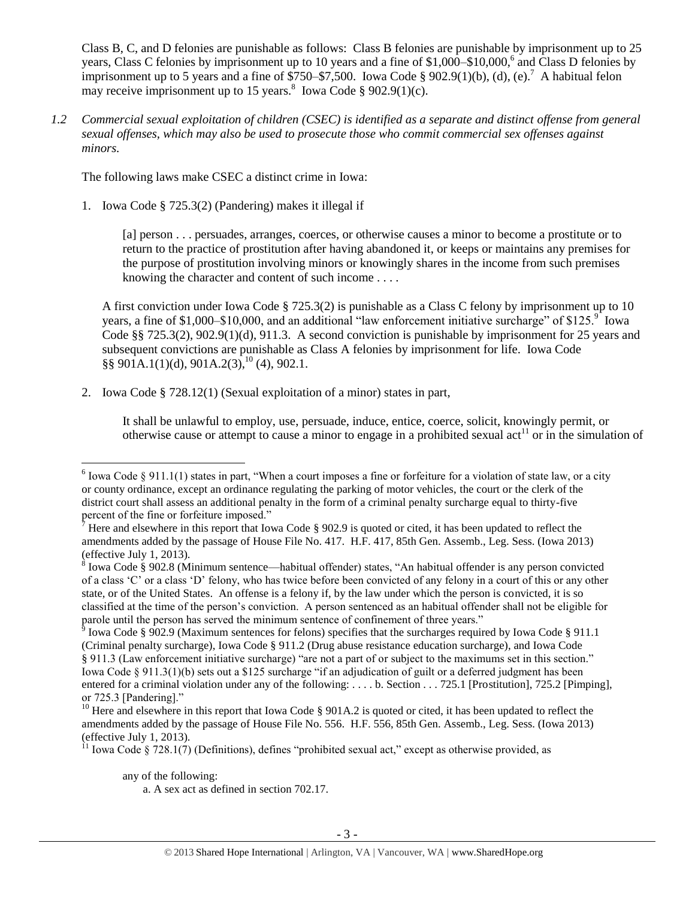Class B, C, and D felonies are punishable as follows: Class B felonies are punishable by imprisonment up to 25 years, Class C felonies by imprisonment up to 10 years and a fine of $1,000–$10,000,[6] and Class D felonies by imprisonment up to 5 years and a fine of $750–$7,500. Iowa Code § 902.9(1)(b), (d), (e).[7] A habitual felon may receive imprisonment up to 15 years.[8] Iowa Code § 902.9(1)(c).

*1.2 Commercial sexual exploitation of children (CSEC) is identified as a separate and distinct offense from general sexual offenses, which may also be used to prosecute those who commit commercial sex offenses against minors.*

The following laws make CSEC a distinct crime in Iowa:

1. Iowa Code § 725.3(2) (Pandering) makes it illegal if

> [a] person . . . persuades, arranges, coerces, or otherwise causes a minor to become a prostitute or to return to the practice of prostitution after having abandoned it, or keeps or maintains any premises for the purpose of prostitution involving minors or knowingly shares in the income from such premises knowing the character and content of such income . . . .

A first conviction under Iowa Code § 725.3(2) is punishable as a Class C felony by imprisonment up to 10 years, a fine of $1,000–$10,000, and an additional "law enforcement initiative surcharge" of $125.[9] Iowa Code §§ 725.3(2), 902.9(1)(d), 911.3. A second conviction is punishable by imprisonment for 25 years and subsequent convictions are punishable as Class A felonies by imprisonment for life. Iowa Code §§ 901A.1(1)(d), 901A.2(3),[10] (4), 902.1.

2. Iowa Code § 728.12(1) (Sexual exploitation of a minor) states in part,

> It shall be unlawful to employ, use, persuade, induce, entice, coerce, solicit, knowingly permit, or otherwise cause or attempt to cause a minor to engage in a prohibited sexual act[11] or in the simulation of

---

[6] Iowa Code § 911.1(1) states in part, "When a court imposes a fine or forfeiture for a violation of state law, or a city or county ordinance, except an ordinance regulating the parking of motor vehicles, the court or the clerk of the district court shall assess an additional penalty in the form of a criminal penalty surcharge equal to thirty-five percent of the fine or forfeiture imposed."

[7] Here and elsewhere in this report that Iowa Code § 902.9 is quoted or cited, it has been updated to reflect the amendments added by the passage of House File No. 417. H.F. 417, 85th Gen. Assemb., Leg. Sess. (Iowa 2013) (effective July 1, 2013).

[8] Iowa Code § 902.8 (Minimum sentence—habitual offender) states, "An habitual offender is any person convicted of a class 'C' or a class 'D' felony, who has twice before been convicted of any felony in a court of this or any other state, or of the United States. An offense is a felony if, by the law under which the person is convicted, it is so classified at the time of the person's conviction. A person sentenced as an habitual offender shall not be eligible for parole until the person has served the minimum sentence of confinement of three years."

[9] Iowa Code § 902.9 (Maximum sentences for felons) specifies that the surcharges required by Iowa Code § 911.1 (Criminal penalty surcharge), Iowa Code § 911.2 (Drug abuse resistance education surcharge), and Iowa Code § 911.3 (Law enforcement initiative surcharge) "are not a part of or subject to the maximums set in this section." Iowa Code § 911.3(1)(b) sets out a $125 surcharge "if an adjudication of guilt or a deferred judgment has been entered for a criminal violation under any of the following: . . . . b. Section . . . 725.1 [Prostitution], 725.2 [Pimping], or 725.3 [Pandering]."

[10] Here and elsewhere in this report that Iowa Code § 901A.2 is quoted or cited, it has been updated to reflect the amendments added by the passage of House File No. 556. H.F. 556, 85th Gen. Assemb., Leg. Sess. (Iowa 2013) (effective July 1, 2013).

[11] Iowa Code § 728.1(7) (Definitions), defines "prohibited sexual act," except as otherwise provided, as

> any of the following:
>
> a. A sex act as defined in section 702.17.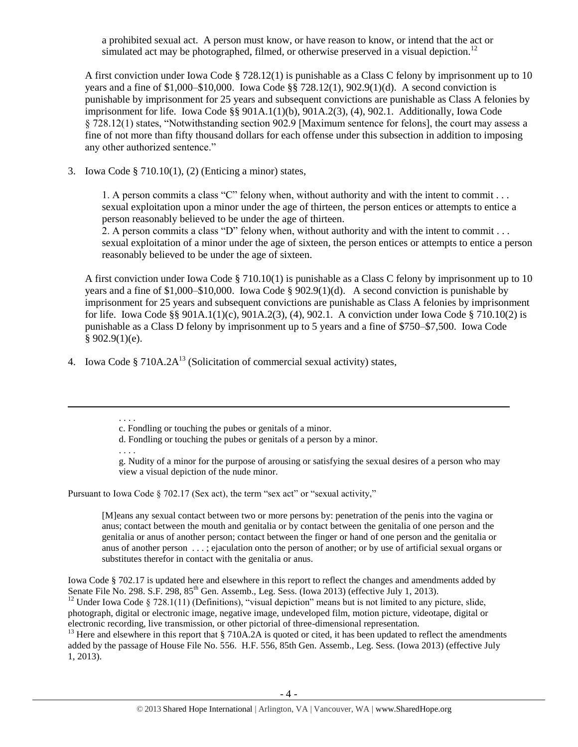> a prohibited sexual act. A person must know, or have reason to know, or intend that the act or simulated act may be photographed, filmed, or otherwise preserved in a visual depiction.[12]

A first conviction under Iowa Code § 728.12(1) is punishable as a Class C felony by imprisonment up to 10 years and a fine of $1,000–$10,000. Iowa Code §§ 728.12(1), 902.9(1)(d). A second conviction is punishable by imprisonment for 25 years and subsequent convictions are punishable as Class A felonies by imprisonment for life. Iowa Code §§ 901A.1(1)(b), 901A.2(3), (4), 902.1. Additionally, Iowa Code § 728.12(1) states, "Notwithstanding section 902.9 [Maximum sentence for felons], the court may assess a fine of not more than fifty thousand dollars for each offense under this subsection in addition to imposing any other authorized sentence."

3. Iowa Code § 710.10(1), (2) (Enticing a minor) states,

> 1. A person commits a class "C" felony when, without authority and with the intent to commit . . . sexual exploitation upon a minor under the age of thirteen, the person entices or attempts to entice a person reasonably believed to be under the age of thirteen.
>
> 2. A person commits a class "D" felony when, without authority and with the intent to commit . . . sexual exploitation of a minor under the age of sixteen, the person entices or attempts to entice a person reasonably believed to be under the age of sixteen.

A first conviction under Iowa Code § 710.10(1) is punishable as a Class C felony by imprisonment up to 10 years and a fine of $1,000–$10,000. Iowa Code § 902.9(1)(d). A second conviction is punishable by imprisonment for 25 years and subsequent convictions are punishable as Class A felonies by imprisonment for life. Iowa Code §§ 901A.1(1)(c), 901A.2(3), (4), 902.1. A conviction under Iowa Code § 710.10(2) is punishable as a Class D felony by imprisonment up to 5 years and a fine of $750–$7,500. Iowa Code § 902.9(1)(e).

4. Iowa Code § 710A.2A[13] (Solicitation of commercial sexual activity) states,

---

> . . . .
> c. Fondling or touching the pubes or genitals of a minor.
> d. Fondling or touching the pubes or genitals of a person by a minor.
> . . . .
> g. Nudity of a minor for the purpose of arousing or satisfying the sexual desires of a person who may view a visual depiction of the nude minor.

Pursuant to Iowa Code § 702.17 (Sex act), the term "sex act" or "sexual activity,"

> [M]eans any sexual contact between two or more persons by: penetration of the penis into the vagina or anus; contact between the mouth and genitalia or by contact between the genitalia of one person and the genitalia or anus of another person; contact between the finger or hand of one person and the genitalia or anus of another person . . . ; ejaculation onto the person of another; or by use of artificial sexual organs or substitutes therefor in contact with the genitalia or anus.

Iowa Code § 702.17 is updated here and elsewhere in this report to reflect the changes and amendments added by Senate File No. 298. S.F. 298, 85th Gen. Assemb., Leg. Sess. (Iowa 2013) (effective July 1, 2013).

[12] Under Iowa Code § 728.1(11) (Definitions), "visual depiction" means but is not limited to any picture, slide, photograph, digital or electronic image, negative image, undeveloped film, motion picture, videotape, digital or electronic recording, live transmission, or other pictorial of three-dimensional representation.

[13] Here and elsewhere in this report that § 710A.2A is quoted or cited, it has been updated to reflect the amendments added by the passage of House File No. 556. H.F. 556, 85th Gen. Assemb., Leg. Sess. (Iowa 2013) (effective July 1, 2013).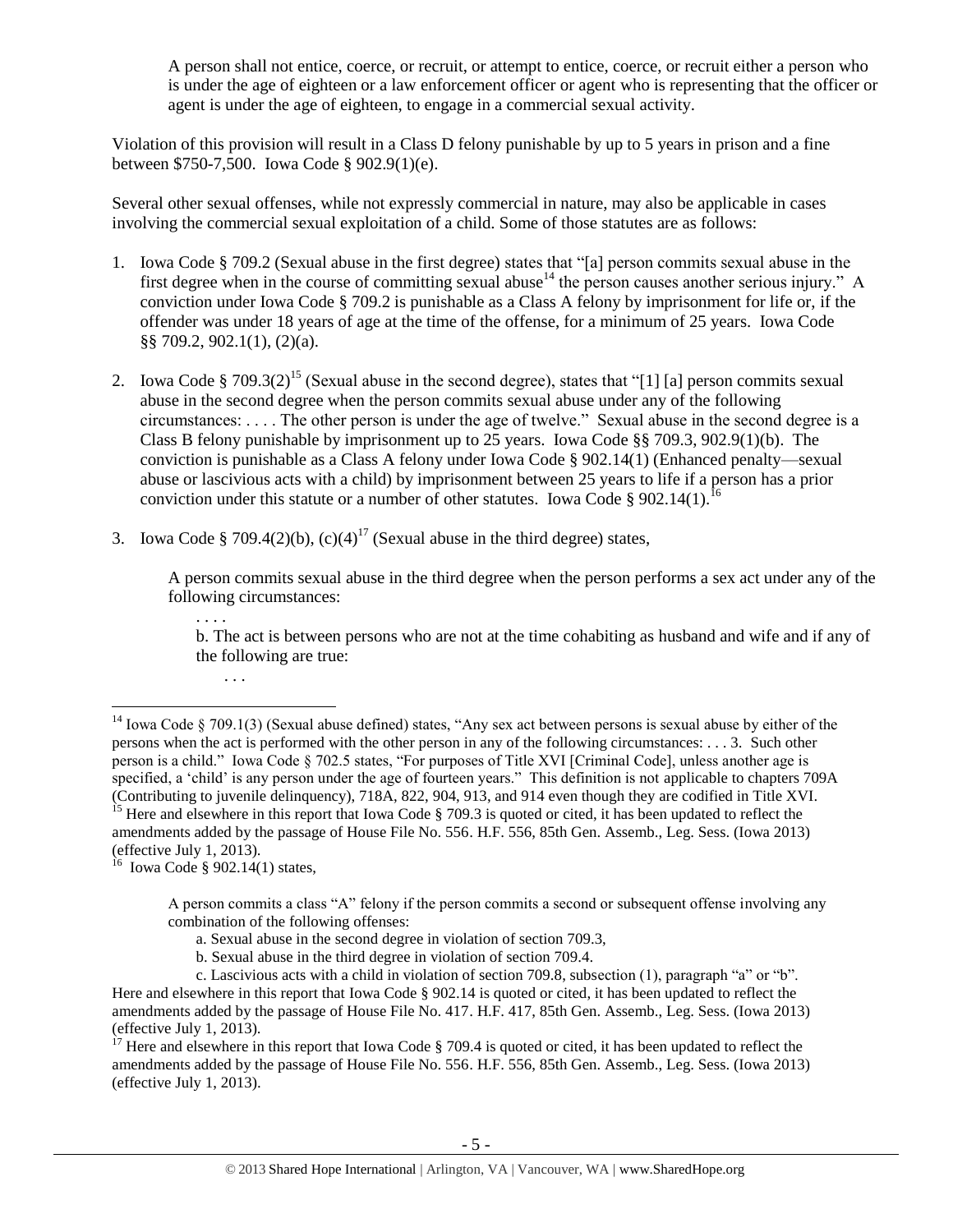> A person shall not entice, coerce, or recruit, or attempt to entice, coerce, or recruit either a person who is under the age of eighteen or a law enforcement officer or agent who is representing that the officer or agent is under the age of eighteen, to engage in a commercial sexual activity.

Violation of this provision will result in a Class D felony punishable by up to 5 years in prison and a fine between $750-7,500. Iowa Code § 902.9(1)(e).

Several other sexual offenses, while not expressly commercial in nature, may also be applicable in cases involving the commercial sexual exploitation of a child. Some of those statutes are as follows:

1. Iowa Code § 709.2 (Sexual abuse in the first degree) states that "[a] person commits sexual abuse in the first degree when in the course of committing sexual abuse[14] the person causes another serious injury." A conviction under Iowa Code § 709.2 is punishable as a Class A felony by imprisonment for life or, if the offender was under 18 years of age at the time of the offense, for a minimum of 25 years. Iowa Code §§ 709.2, 902.1(1), (2)(a).

2. Iowa Code § 709.3(2)[15] (Sexual abuse in the second degree), states that "[1] [a] person commits sexual abuse in the second degree when the person commits sexual abuse under any of the following circumstances: . . . . The other person is under the age of twelve." Sexual abuse in the second degree is a Class B felony punishable by imprisonment up to 25 years. Iowa Code §§ 709.3, 902.9(1)(b). The conviction is punishable as a Class A felony under Iowa Code § 902.14(1) (Enhanced penalty—sexual abuse or lascivious acts with a child) by imprisonment between 25 years to life if a person has a prior conviction under this statute or a number of other statutes. Iowa Code § 902.14(1).[16]

3. Iowa Code § 709.4(2)(b), (c)(4)[17] (Sexual abuse in the third degree) states,

   > A person commits sexual abuse in the third degree when the person performs a sex act under any of the following circumstances:
   >
   > . . . .
   >
   > b. The act is between persons who are not at the time cohabiting as husband and wife and if any of the following are true:
   >
   > . . .

---

[14] Iowa Code § 709.1(3) (Sexual abuse defined) states, "Any sex act between persons is sexual abuse by either of the persons when the act is performed with the other person in any of the following circumstances: . . . 3. Such other person is a child." Iowa Code § 702.5 states, "For purposes of Title XVI [Criminal Code], unless another age is specified, a 'child' is any person under the age of fourteen years." This definition is not applicable to chapters 709A (Contributing to juvenile delinquency), 718A, 822, 904, 913, and 914 even though they are codified in Title XVI.

[15] Here and elsewhere in this report that Iowa Code § 709.3 is quoted or cited, it has been updated to reflect the amendments added by the passage of House File No. 556. H.F. 556, 85th Gen. Assemb., Leg. Sess. (Iowa 2013) (effective July 1, 2013).

[16] Iowa Code § 902.14(1) states,

> A person commits a class "A" felony if the person commits a second or subsequent offense involving any combination of the following offenses:
>
> a. Sexual abuse in the second degree in violation of section 709.3,
>
> b. Sexual abuse in the third degree in violation of section 709.4.
>
> c. Lascivious acts with a child in violation of section 709.8, subsection (1), paragraph "a" or "b".

Here and elsewhere in this report that Iowa Code § 902.14 is quoted or cited, it has been updated to reflect the amendments added by the passage of House File No. 417. H.F. 417, 85th Gen. Assemb., Leg. Sess. (Iowa 2013) (effective July 1, 2013).

[17] Here and elsewhere in this report that Iowa Code § 709.4 is quoted or cited, it has been updated to reflect the amendments added by the passage of House File No. 556. H.F. 556, 85th Gen. Assemb., Leg. Sess. (Iowa 2013) (effective July 1, 2013).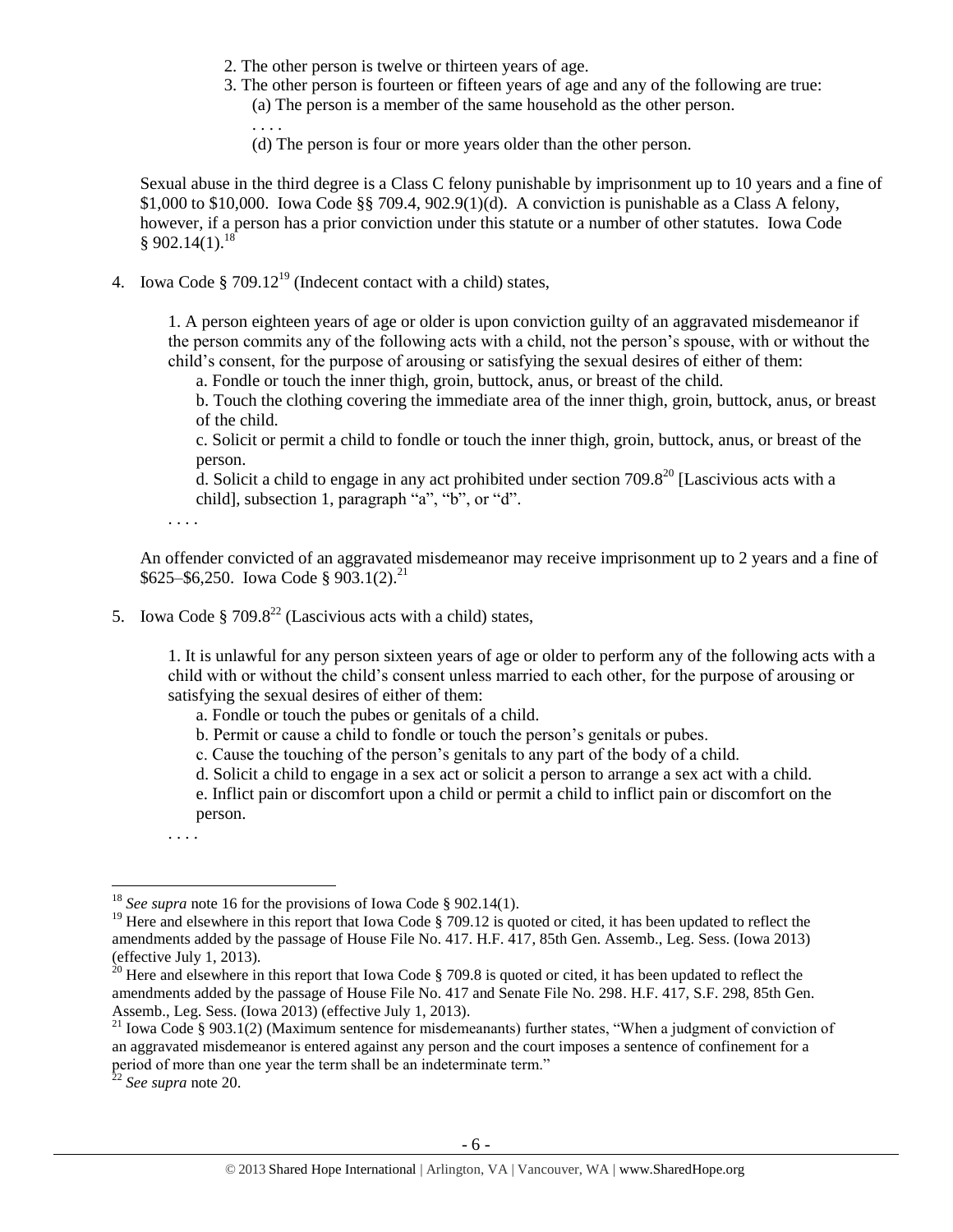2. The other person is twelve or thirteen years of age.
3. The other person is fourteen or fifteen years of age and any of the following are true:
    (a) The person is a member of the same household as the other person.
    . . . .
    (d) The person is four or more years older than the other person.

Sexual abuse in the third degree is a Class C felony punishable by imprisonment up to 10 years and a fine of $1,000 to $10,000. Iowa Code §§ 709.4, 902.9(1)(d). A conviction is punishable as a Class A felony, however, if a person has a prior conviction under this statute or a number of other statutes. Iowa Code § 902.14(1).[18]

4. Iowa Code § 709.12[19] (Indecent contact with a child) states,

    1. A person eighteen years of age or older is upon conviction guilty of an aggravated misdemeanor if the person commits any of the following acts with a child, not the person's spouse, with or without the child's consent, for the purpose of arousing or satisfying the sexual desires of either of them:
        a. Fondle or touch the inner thigh, groin, buttock, anus, or breast of the child.
        b. Touch the clothing covering the immediate area of the inner thigh, groin, buttock, anus, or breast of the child.
        c. Solicit or permit a child to fondle or touch the inner thigh, groin, buttock, anus, or breast of the person.
        d. Solicit a child to engage in any act prohibited under section 709.8[20] [Lascivious acts with a child], subsection 1, paragraph "a", "b", or "d".
    
    . . . .

    An offender convicted of an aggravated misdemeanor may receive imprisonment up to 2 years and a fine of $625–$6,250. Iowa Code § 903.1(2).[21]

5. Iowa Code § 709.8[22] (Lascivious acts with a child) states,

    1. It is unlawful for any person sixteen years of age or older to perform any of the following acts with a child with or without the child's consent unless married to each other, for the purpose of arousing or satisfying the sexual desires of either of them:
        a. Fondle or touch the pubes or genitals of a child.
        b. Permit or cause a child to fondle or touch the person's genitals or pubes.
        c. Cause the touching of the person's genitals to any part of the body of a child.
        d. Solicit a child to engage in a sex act or solicit a person to arrange a sex act with a child.
        e. Inflict pain or discomfort upon a child or permit a child to inflict pain or discomfort on the person.
    
    . . . .

---

[18] *See supra* note 16 for the provisions of Iowa Code § 902.14(1).

[19] Here and elsewhere in this report that Iowa Code § 709.12 is quoted or cited, it has been updated to reflect the amendments added by the passage of House File No. 417. H.F. 417, 85th Gen. Assemb., Leg. Sess. (Iowa 2013) (effective July 1, 2013).

[20] Here and elsewhere in this report that Iowa Code § 709.8 is quoted or cited, it has been updated to reflect the amendments added by the passage of House File No. 417 and Senate File No. 298. H.F. 417, S.F. 298, 85th Gen. Assemb., Leg. Sess. (Iowa 2013) (effective July 1, 2013).

[21] Iowa Code § 903.1(2) (Maximum sentence for misdemeanants) further states, "When a judgment of conviction of an aggravated misdemeanor is entered against any person and the court imposes a sentence of confinement for a period of more than one year the term shall be an indeterminate term."

[22] *See supra* note 20.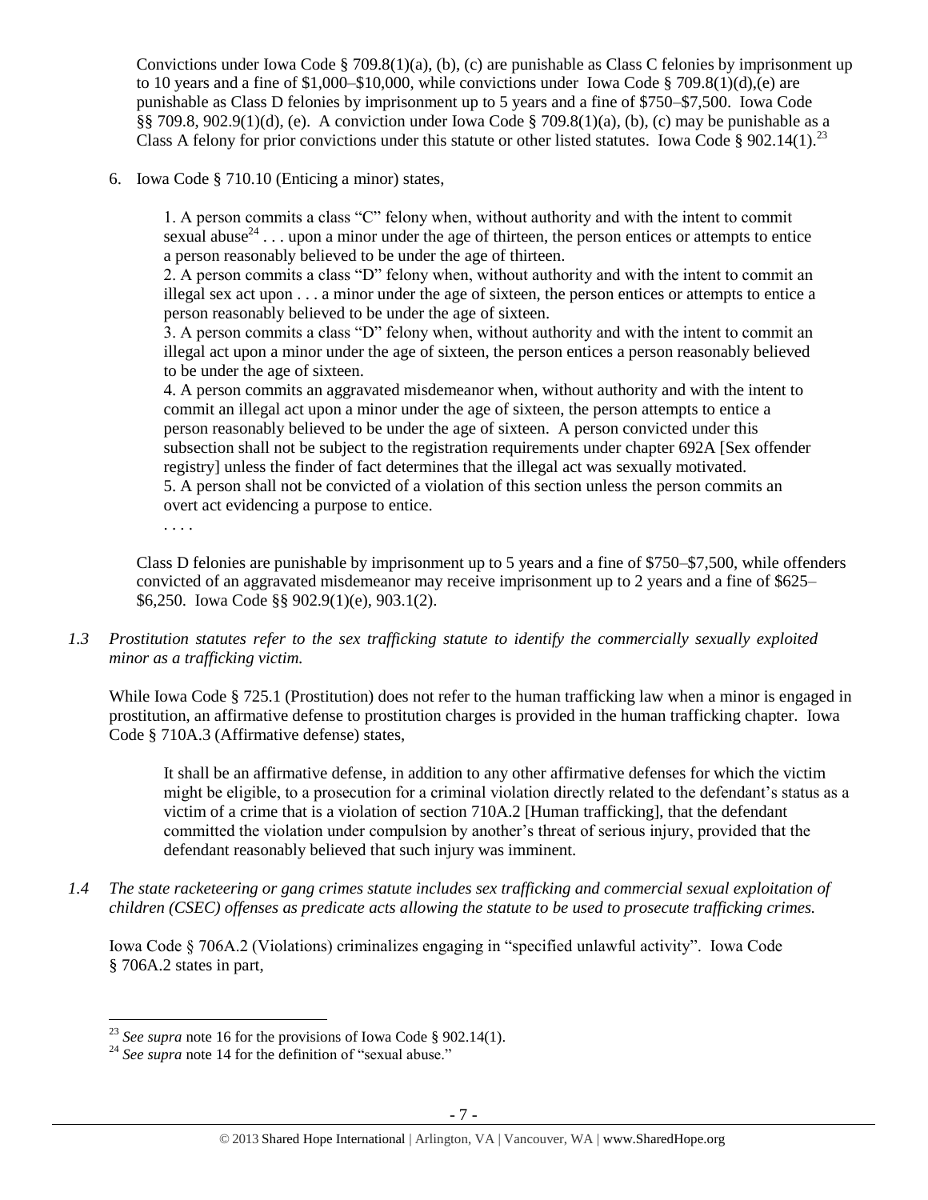Convictions under Iowa Code § 709.8(1)(a), (b), (c) are punishable as Class C felonies by imprisonment up to 10 years and a fine of $1,000–$10,000, while convictions under Iowa Code § 709.8(1)(d),(e) are punishable as Class D felonies by imprisonment up to 5 years and a fine of $750–$7,500. Iowa Code §§ 709.8, 902.9(1)(d), (e). A conviction under Iowa Code § 709.8(1)(a), (b), (c) may be punishable as a Class A felony for prior convictions under this statute or other listed statutes. Iowa Code § 902.14(1).[23]

6. Iowa Code § 710.10 (Enticing a minor) states,

> 1. A person commits a class "C" felony when, without authority and with the intent to commit sexual abuse[24] . . . upon a minor under the age of thirteen, the person entices or attempts to entice a person reasonably believed to be under the age of thirteen.
> 2. A person commits a class "D" felony when, without authority and with the intent to commit an illegal sex act upon . . . a minor under the age of sixteen, the person entices or attempts to entice a person reasonably believed to be under the age of sixteen.
> 3. A person commits a class "D" felony when, without authority and with the intent to commit an illegal act upon a minor under the age of sixteen, the person entices a person reasonably believed to be under the age of sixteen.
> 4. A person commits an aggravated misdemeanor when, without authority and with the intent to commit an illegal act upon a minor under the age of sixteen, the person attempts to entice a person reasonably believed to be under the age of sixteen. A person convicted under this subsection shall not be subject to the registration requirements under chapter 692A [Sex offender registry] unless the finder of fact determines that the illegal act was sexually motivated.
> 5. A person shall not be convicted of a violation of this section unless the person commits an overt act evidencing a purpose to entice.
> . . . .

Class D felonies are punishable by imprisonment up to 5 years and a fine of $750–$7,500, while offenders convicted of an aggravated misdemeanor may receive imprisonment up to 2 years and a fine of $625–$6,250. Iowa Code §§ 902.9(1)(e), 903.1(2).

*1.3 Prostitution statutes refer to the sex trafficking statute to identify the commercially sexually exploited minor as a trafficking victim.*

While Iowa Code § 725.1 (Prostitution) does not refer to the human trafficking law when a minor is engaged in prostitution, an affirmative defense to prostitution charges is provided in the human trafficking chapter. Iowa Code § 710A.3 (Affirmative defense) states,

> It shall be an affirmative defense, in addition to any other affirmative defenses for which the victim might be eligible, to a prosecution for a criminal violation directly related to the defendant's status as a victim of a crime that is a violation of section 710A.2 [Human trafficking], that the defendant committed the violation under compulsion by another's threat of serious injury, provided that the defendant reasonably believed that such injury was imminent.

*1.4 The state racketeering or gang crimes statute includes sex trafficking and commercial sexual exploitation of children (CSEC) offenses as predicate acts allowing the statute to be used to prosecute trafficking crimes.*

Iowa Code § 706A.2 (Violations) criminalizes engaging in "specified unlawful activity". Iowa Code § 706A.2 states in part,

---

[23] *See supra* note 16 for the provisions of Iowa Code § 902.14(1).

[24] *See supra* note 14 for the definition of "sexual abuse."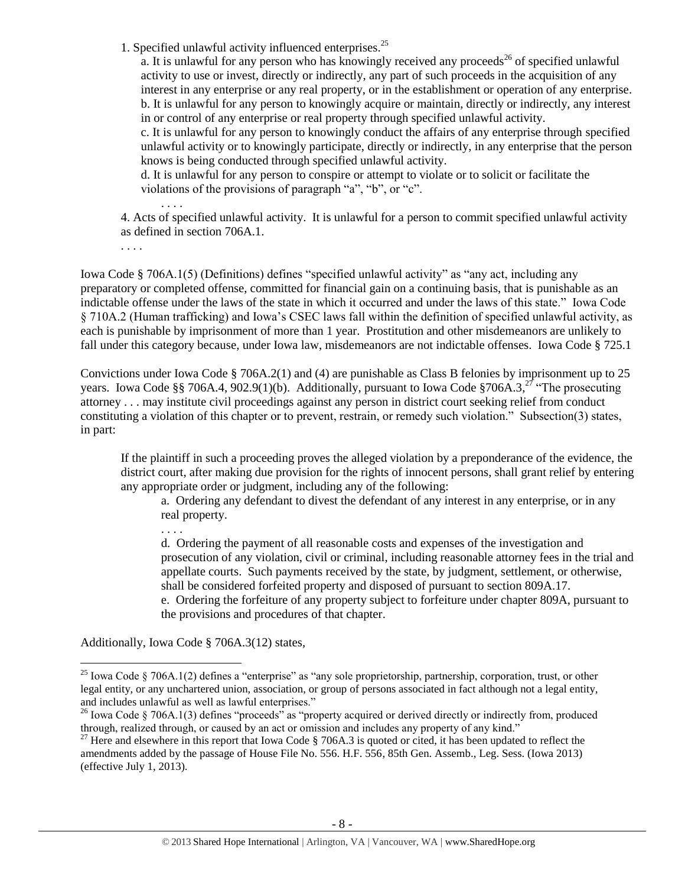1. Specified unlawful activity influenced enterprises.[25]

a. It is unlawful for any person who has knowingly received any proceeds[26] of specified unlawful activity to use or invest, directly or indirectly, any part of such proceeds in the acquisition of any interest in any enterprise or any real property, or in the establishment or operation of any enterprise.
b. It is unlawful for any person to knowingly acquire or maintain, directly or indirectly, any interest in or control of any enterprise or real property through specified unlawful activity.
c. It is unlawful for any person to knowingly conduct the affairs of any enterprise through specified unlawful activity or to knowingly participate, directly or indirectly, in any enterprise that the person knows is being conducted through specified unlawful activity.
d. It is unlawful for any person to conspire or attempt to violate or to solicit or facilitate the violations of the provisions of paragraph "a", "b", or "c".

. . . .

4. Acts of specified unlawful activity. It is unlawful for a person to commit specified unlawful activity as defined in section 706A.1.

. . . .

Iowa Code § 706A.1(5) (Definitions) defines "specified unlawful activity" as "any act, including any preparatory or completed offense, committed for financial gain on a continuing basis, that is punishable as an indictable offense under the laws of the state in which it occurred and under the laws of this state." Iowa Code § 710A.2 (Human trafficking) and Iowa's CSEC laws fall within the definition of specified unlawful activity, as each is punishable by imprisonment of more than 1 year. Prostitution and other misdemeanors are unlikely to fall under this category because, under Iowa law, misdemeanors are not indictable offenses. Iowa Code § 725.1

Convictions under Iowa Code § 706A.2(1) and (4) are punishable as Class B felonies by imprisonment up to 25 years. Iowa Code §§ 706A.4, 902.9(1)(b). Additionally, pursuant to Iowa Code §706A.3,[27] "The prosecuting attorney . . . may institute civil proceedings against any person in district court seeking relief from conduct constituting a violation of this chapter or to prevent, restrain, or remedy such violation." Subsection(3) states, in part:

> If the plaintiff in such a proceeding proves the alleged violation by a preponderance of the evidence, the district court, after making due provision for the rights of innocent persons, shall grant relief by entering any appropriate order or judgment, including any of the following:
>
> a. Ordering any defendant to divest the defendant of any interest in any enterprise, or in any real property.
>
> . . . .
>
> d. Ordering the payment of all reasonable costs and expenses of the investigation and prosecution of any violation, civil or criminal, including reasonable attorney fees in the trial and appellate courts. Such payments received by the state, by judgment, settlement, or otherwise, shall be considered forfeited property and disposed of pursuant to section 809A.17.
> e. Ordering the forfeiture of any property subject to forfeiture under chapter 809A, pursuant to the provisions and procedures of that chapter.

Additionally, Iowa Code § 706A.3(12) states,

---

[25] Iowa Code § 706A.1(2) defines a "enterprise" as "any sole proprietorship, partnership, corporation, trust, or other legal entity, or any unchartered union, association, or group of persons associated in fact although not a legal entity, and includes unlawful as well as lawful enterprises."

[26] Iowa Code § 706A.1(3) defines "proceeds" as "property acquired or derived directly or indirectly from, produced through, realized through, or caused by an act or omission and includes any property of any kind."

[27] Here and elsewhere in this report that Iowa Code § 706A.3 is quoted or cited, it has been updated to reflect the amendments added by the passage of House File No. 556. H.F. 556, 85th Gen. Assemb., Leg. Sess. (Iowa 2013) (effective July 1, 2013).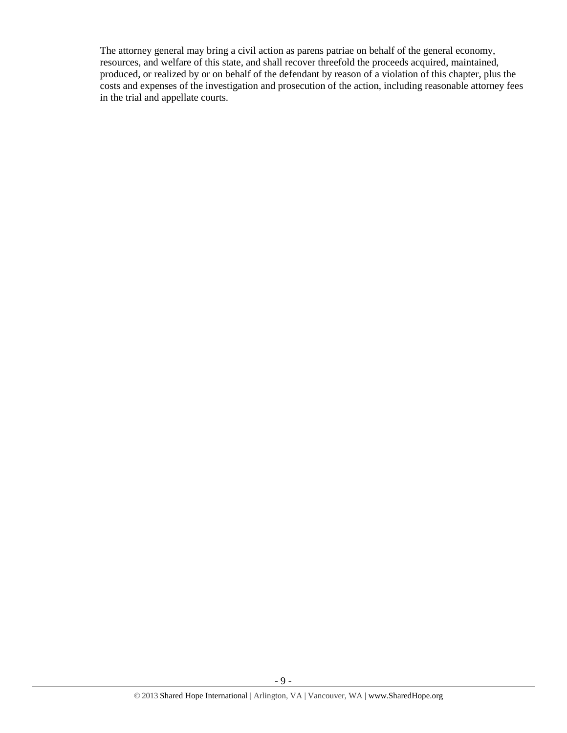The attorney general may bring a civil action as parens patriae on behalf of the general economy, resources, and welfare of this state, and shall recover threefold the proceeds acquired, maintained, produced, or realized by or on behalf of the defendant by reason of a violation of this chapter, plus the costs and expenses of the investigation and prosecution of the action, including reasonable attorney fees in the trial and appellate courts.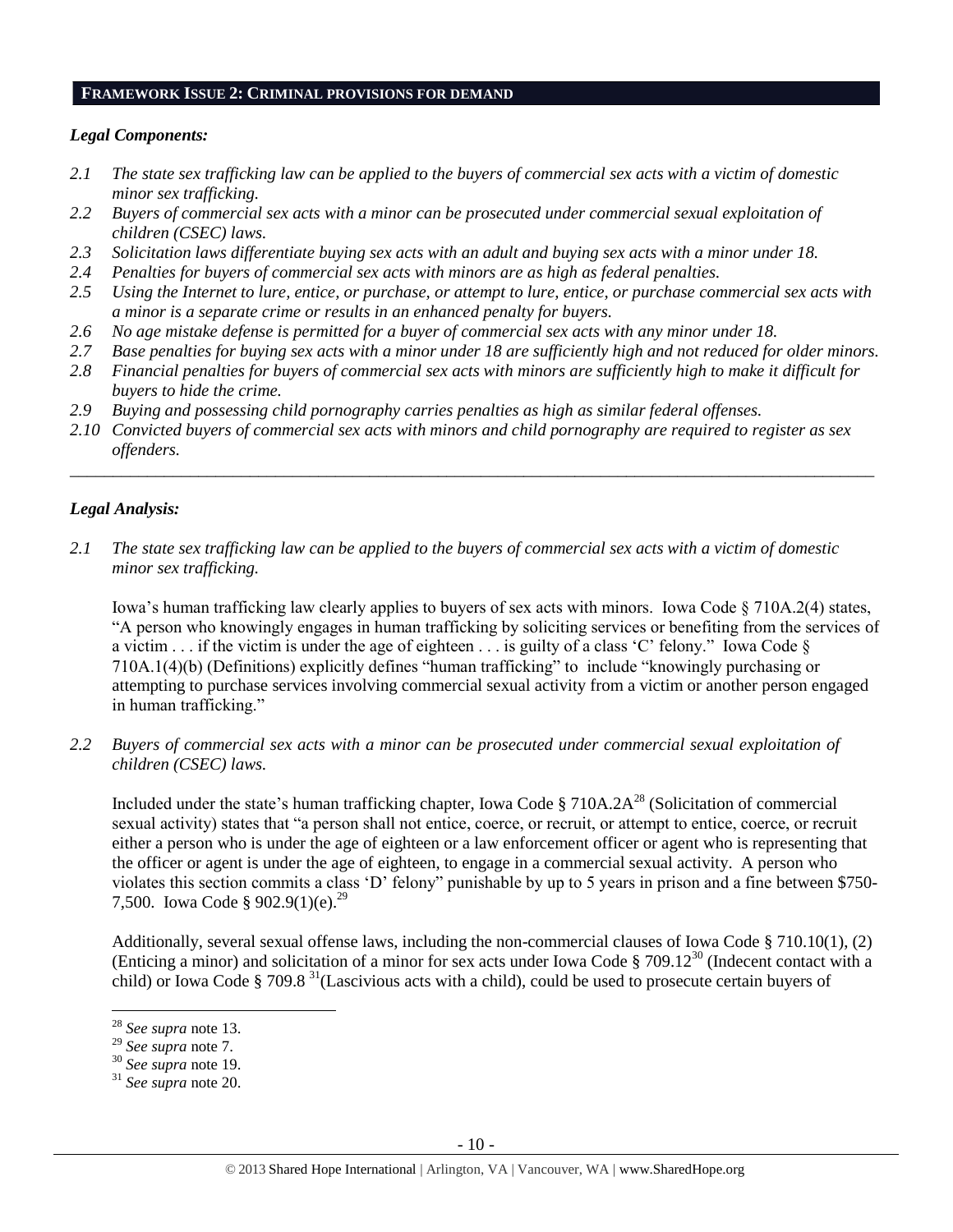## FRAMEWORK ISSUE 2: CRIMINAL PROVISIONS FOR DEMAND

### *Legal Components:*

*2.1 The state sex trafficking law can be applied to the buyers of commercial sex acts with a victim of domestic minor sex trafficking.*

*2.2 Buyers of commercial sex acts with a minor can be prosecuted under commercial sexual exploitation of children (CSEC) laws.*

*2.3 Solicitation laws differentiate buying sex acts with an adult and buying sex acts with a minor under 18.*

*2.4 Penalties for buyers of commercial sex acts with minors are as high as federal penalties.*

*2.5 Using the Internet to lure, entice, or purchase, or attempt to lure, entice, or purchase commercial sex acts with a minor is a separate crime or results in an enhanced penalty for buyers.*

*2.6 No age mistake defense is permitted for a buyer of commercial sex acts with any minor under 18.*

*2.7 Base penalties for buying sex acts with a minor under 18 are sufficiently high and not reduced for older minors.*

*2.8 Financial penalties for buyers of commercial sex acts with minors are sufficiently high to make it difficult for buyers to hide the crime.*

*2.9 Buying and possessing child pornography carries penalties as high as similar federal offenses.*

*2.10 Convicted buyers of commercial sex acts with minors and child pornography are required to register as sex offenders.*

---

### *Legal Analysis:*

*2.1 The state sex trafficking law can be applied to the buyers of commercial sex acts with a victim of domestic minor sex trafficking.*

Iowa's human trafficking law clearly applies to buyers of sex acts with minors. Iowa Code § 710A.2(4) states, "A person who knowingly engages in human trafficking by soliciting services or benefiting from the services of a victim . . . if the victim is under the age of eighteen . . . is guilty of a class 'C' felony." Iowa Code § 710A.1(4)(b) (Definitions) explicitly defines "human trafficking" to include "knowingly purchasing or attempting to purchase services involving commercial sexual activity from a victim or another person engaged in human trafficking."

*2.2 Buyers of commercial sex acts with a minor can be prosecuted under commercial sexual exploitation of children (CSEC) laws.*

Included under the state's human trafficking chapter, Iowa Code § 710A.2A[28] (Solicitation of commercial sexual activity) states that "a person shall not entice, coerce, or recruit, or attempt to entice, coerce, or recruit either a person who is under the age of eighteen or a law enforcement officer or agent who is representing that the officer or agent is under the age of eighteen, to engage in a commercial sexual activity. A person who violates this section commits a class 'D' felony" punishable by up to 5 years in prison and a fine between $750-7,500. Iowa Code § 902.9(1)(e).[29]

Additionally, several sexual offense laws, including the non-commercial clauses of Iowa Code § 710.10(1), (2) (Enticing a minor) and solicitation of a minor for sex acts under Iowa Code § 709.12[30] (Indecent contact with a child) or Iowa Code § 709.8 [31](Lascivious acts with a child), could be used to prosecute certain buyers of

---

[28] *See supra* note 13.

[29] *See supra* note 7.

[30] *See supra* note 19.

[31] *See supra* note 20.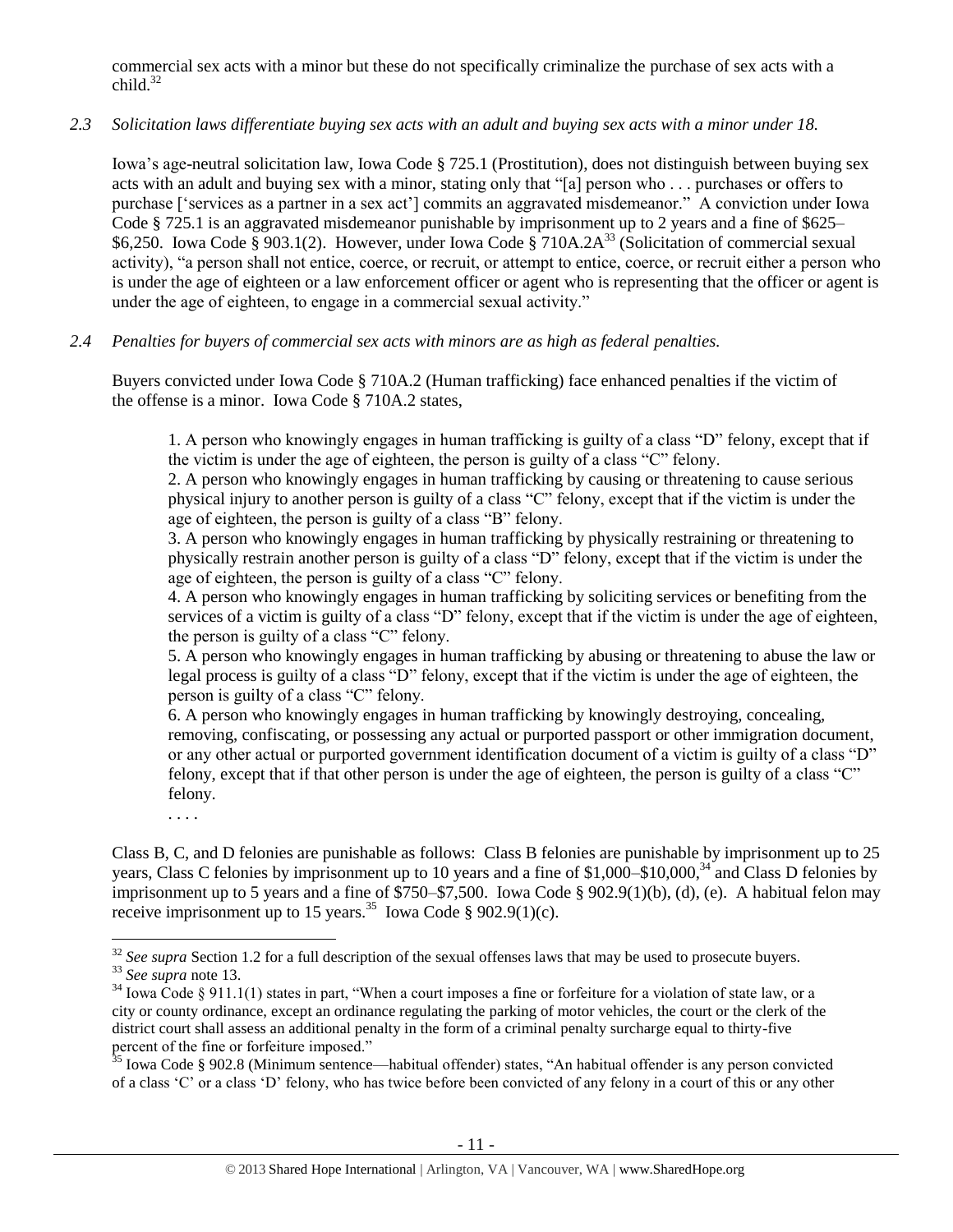commercial sex acts with a minor but these do not specifically criminalize the purchase of sex acts with a child.[32]

*2.3 Solicitation laws differentiate buying sex acts with an adult and buying sex acts with a minor under 18.*

Iowa's age-neutral solicitation law, Iowa Code § 725.1 (Prostitution), does not distinguish between buying sex acts with an adult and buying sex with a minor, stating only that "[a] person who . . . purchases or offers to purchase ['services as a partner in a sex act'] commits an aggravated misdemeanor." A conviction under Iowa Code § 725.1 is an aggravated misdemeanor punishable by imprisonment up to 2 years and a fine of $625–$6,250. Iowa Code § 903.1(2). However, under Iowa Code § 710A.2A[33] (Solicitation of commercial sexual activity), "a person shall not entice, coerce, or recruit, or attempt to entice, coerce, or recruit either a person who is under the age of eighteen or a law enforcement officer or agent who is representing that the officer or agent is under the age of eighteen, to engage in a commercial sexual activity."

*2.4 Penalties for buyers of commercial sex acts with minors are as high as federal penalties.*

Buyers convicted under Iowa Code § 710A.2 (Human trafficking) face enhanced penalties if the victim of the offense is a minor. Iowa Code § 710A.2 states,

> 1. A person who knowingly engages in human trafficking is guilty of a class "D" felony, except that if the victim is under the age of eighteen, the person is guilty of a class "C" felony.
> 2. A person who knowingly engages in human trafficking by causing or threatening to cause serious physical injury to another person is guilty of a class "C" felony, except that if the victim is under the age of eighteen, the person is guilty of a class "B" felony.
> 3. A person who knowingly engages in human trafficking by physically restraining or threatening to physically restrain another person is guilty of a class "D" felony, except that if the victim is under the age of eighteen, the person is guilty of a class "C" felony.
> 4. A person who knowingly engages in human trafficking by soliciting services or benefiting from the services of a victim is guilty of a class "D" felony, except that if the victim is under the age of eighteen, the person is guilty of a class "C" felony.
> 5. A person who knowingly engages in human trafficking by abusing or threatening to abuse the law or legal process is guilty of a class "D" felony, except that if the victim is under the age of eighteen, the person is guilty of a class "C" felony.
> 6. A person who knowingly engages in human trafficking by knowingly destroying, concealing, removing, confiscating, or possessing any actual or purported passport or other immigration document, or any other actual or purported government identification document of a victim is guilty of a class "D" felony, except that if that other person is under the age of eighteen, the person is guilty of a class "C" felony.
>
> . . . .

Class B, C, and D felonies are punishable as follows: Class B felonies are punishable by imprisonment up to 25 years, Class C felonies by imprisonment up to 10 years and a fine of $1,000–$10,000,[34] and Class D felonies by imprisonment up to 5 years and a fine of $750–$7,500. Iowa Code § 902.9(1)(b), (d), (e). A habitual felon may receive imprisonment up to 15 years.[35] Iowa Code § 902.9(1)(c).

---

[32] *See supra* Section 1.2 for a full description of the sexual offenses laws that may be used to prosecute buyers.

[33] *See supra* note 13.

[34] Iowa Code § 911.1(1) states in part, "When a court imposes a fine or forfeiture for a violation of state law, or a city or county ordinance, except an ordinance regulating the parking of motor vehicles, the court or the clerk of the district court shall assess an additional penalty in the form of a criminal penalty surcharge equal to thirty-five percent of the fine or forfeiture imposed."

[35] Iowa Code § 902.8 (Minimum sentence—habitual offender) states, "An habitual offender is any person convicted of a class 'C' or a class 'D' felony, who has twice before been convicted of any felony in a court of this or any other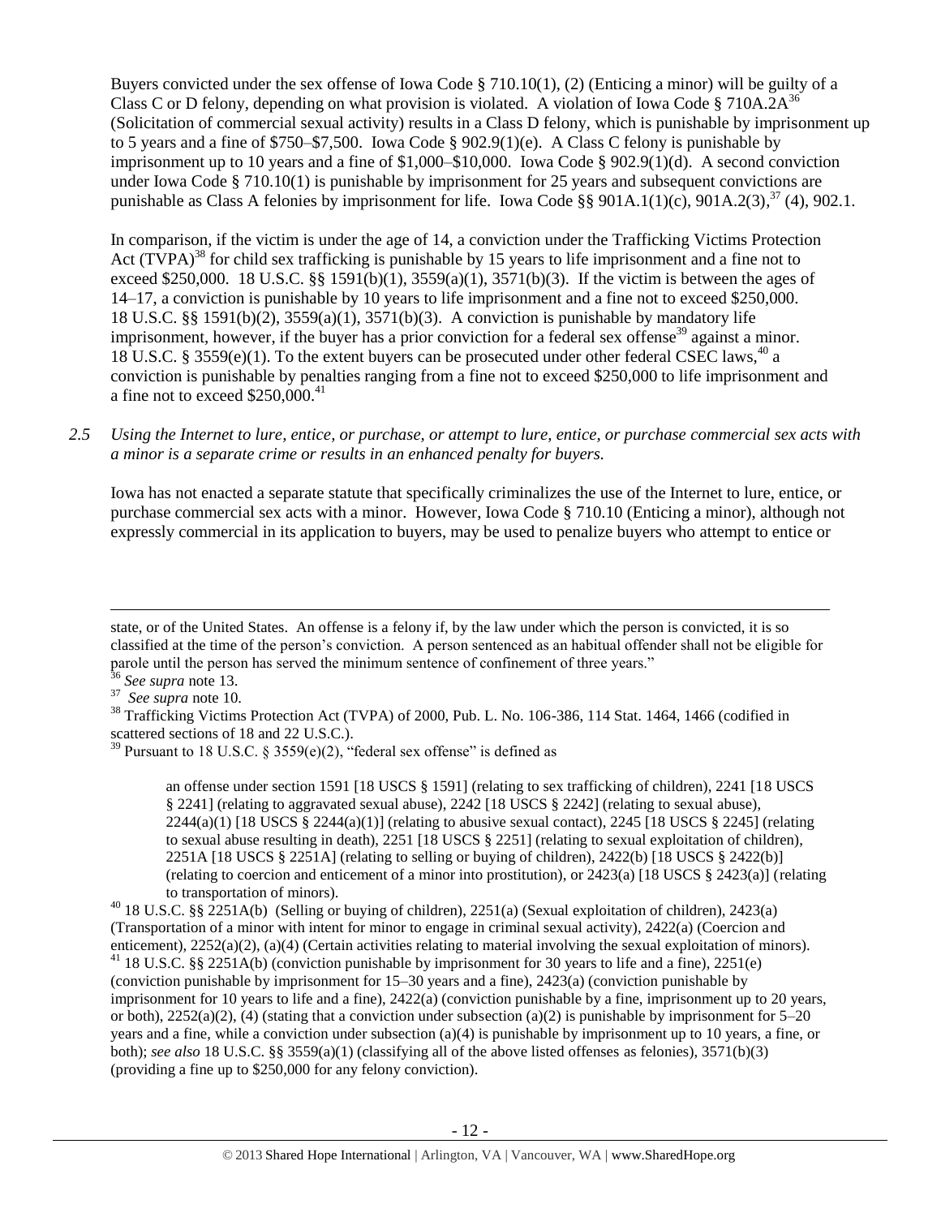Buyers convicted under the sex offense of Iowa Code § 710.10(1), (2) (Enticing a minor) will be guilty of a Class C or D felony, depending on what provision is violated. A violation of Iowa Code § 710A.2A[36] (Solicitation of commercial sexual activity) results in a Class D felony, which is punishable by imprisonment up to 5 years and a fine of $750–$7,500. Iowa Code § 902.9(1)(e). A Class C felony is punishable by imprisonment up to 10 years and a fine of $1,000–$10,000. Iowa Code § 902.9(1)(d). A second conviction under Iowa Code § 710.10(1) is punishable by imprisonment for 25 years and subsequent convictions are punishable as Class A felonies by imprisonment for life. Iowa Code §§ 901A.1(1)(c), 901A.2(3),[37] (4), 902.1.

In comparison, if the victim is under the age of 14, a conviction under the Trafficking Victims Protection Act (TVPA)[38] for child sex trafficking is punishable by 15 years to life imprisonment and a fine not to exceed $250,000. 18 U.S.C. §§ 1591(b)(1), 3559(a)(1), 3571(b)(3). If the victim is between the ages of 14–17, a conviction is punishable by 10 years to life imprisonment and a fine not to exceed $250,000. 18 U.S.C. §§ 1591(b)(2), 3559(a)(1), 3571(b)(3). A conviction is punishable by mandatory life imprisonment, however, if the buyer has a prior conviction for a federal sex offense[39] against a minor. 18 U.S.C. § 3559(e)(1). To the extent buyers can be prosecuted under other federal CSEC laws,[40] a conviction is punishable by penalties ranging from a fine not to exceed $250,000 to life imprisonment and a fine not to exceed $250,000.[41]

*2.5 Using the Internet to lure, entice, or purchase, or attempt to lure, entice, or purchase commercial sex acts with a minor is a separate crime or results in an enhanced penalty for buyers.*

Iowa has not enacted a separate statute that specifically criminalizes the use of the Internet to lure, entice, or purchase commercial sex acts with a minor. However, Iowa Code § 710.10 (Enticing a minor), although not expressly commercial in its application to buyers, may be used to penalize buyers who attempt to entice or

---

state, or of the United States. An offense is a felony if, by the law under which the person is convicted, it is so classified at the time of the person's conviction. A person sentenced as an habitual offender shall not be eligible for parole until the person has served the minimum sentence of confinement of three years."

[36] *See supra* note 13.

[37] *See supra* note 10.

[38] Trafficking Victims Protection Act (TVPA) of 2000, Pub. L. No. 106-386, 114 Stat. 1464, 1466 (codified in scattered sections of 18 and 22 U.S.C.).

[39] Pursuant to 18 U.S.C. § 3559(e)(2), "federal sex offense" is defined as

> an offense under section 1591 [18 USCS § 1591] (relating to sex trafficking of children), 2241 [18 USCS § 2241] (relating to aggravated sexual abuse), 2242 [18 USCS § 2242] (relating to sexual abuse), 2244(a)(1) [18 USCS § 2244(a)(1)] (relating to abusive sexual contact), 2245 [18 USCS § 2245] (relating to sexual abuse resulting in death), 2251 [18 USCS § 2251] (relating to sexual exploitation of children), 2251A [18 USCS § 2251A] (relating to selling or buying of children), 2422(b) [18 USCS § 2422(b)] (relating to coercion and enticement of a minor into prostitution), or 2423(a) [18 USCS § 2423(a)] (relating to transportation of minors).

[40] 18 U.S.C. §§ 2251A(b) (Selling or buying of children), 2251(a) (Sexual exploitation of children), 2423(a) (Transportation of a minor with intent for minor to engage in criminal sexual activity), 2422(a) (Coercion and enticement), 2252(a)(2), (a)(4) (Certain activities relating to material involving the sexual exploitation of minors).

[41] 18 U.S.C. §§ 2251A(b) (conviction punishable by imprisonment for 30 years to life and a fine), 2251(e) (conviction punishable by imprisonment for 15–30 years and a fine), 2423(a) (conviction punishable by imprisonment for 10 years to life and a fine), 2422(a) (conviction punishable by a fine, imprisonment up to 20 years, or both), 2252(a)(2), (4) (stating that a conviction under subsection (a)(2) is punishable by imprisonment for 5–20 years and a fine, while a conviction under subsection (a)(4) is punishable by imprisonment up to 10 years, a fine, or both); *see also* 18 U.S.C. §§ 3559(a)(1) (classifying all of the above listed offenses as felonies), 3571(b)(3) (providing a fine up to $250,000 for any felony conviction).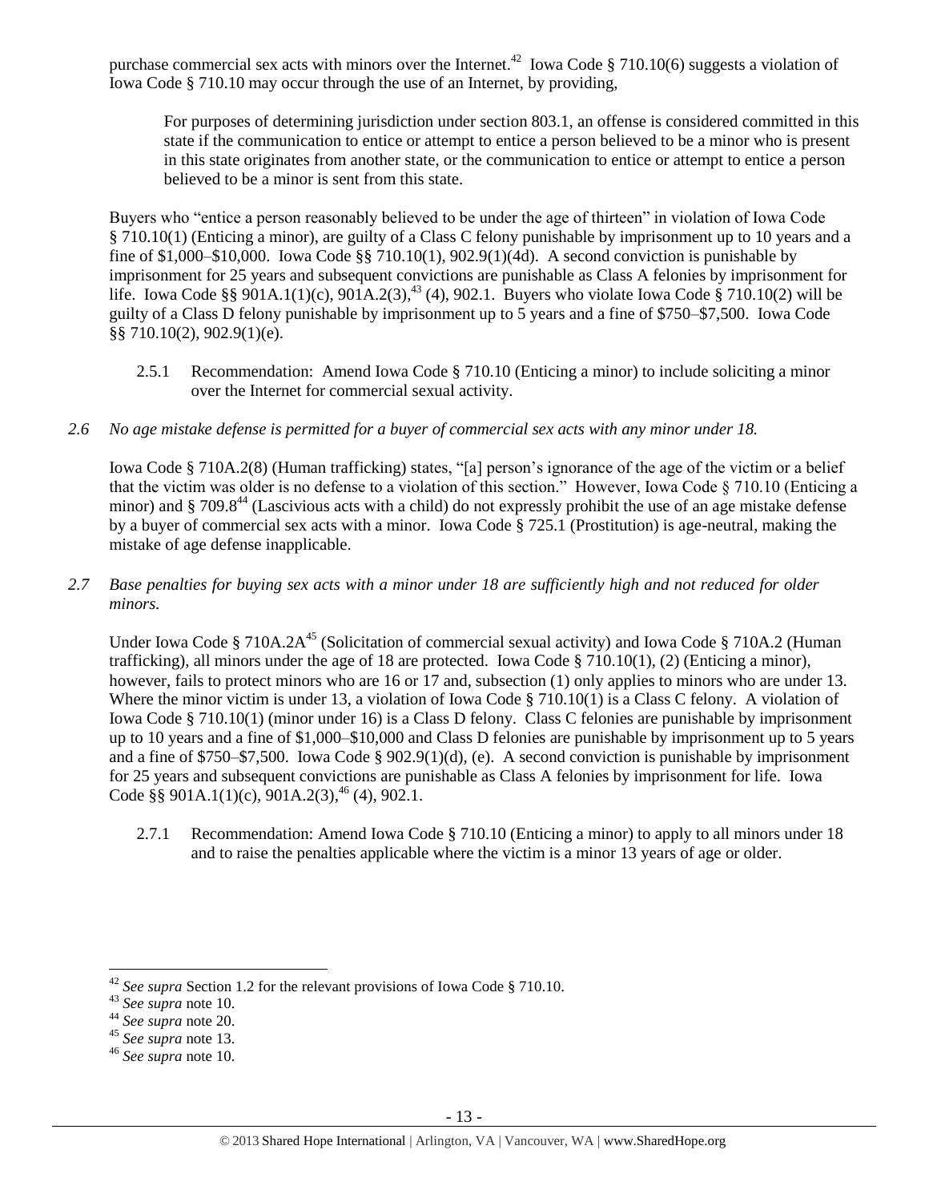purchase commercial sex acts with minors over the Internet.[42] Iowa Code § 710.10(6) suggests a violation of Iowa Code § 710.10 may occur through the use of an Internet, by providing,

> For purposes of determining jurisdiction under section 803.1, an offense is considered committed in this state if the communication to entice or attempt to entice a person believed to be a minor who is present in this state originates from another state, or the communication to entice or attempt to entice a person believed to be a minor is sent from this state.

Buyers who "entice a person reasonably believed to be under the age of thirteen" in violation of Iowa Code § 710.10(1) (Enticing a minor), are guilty of a Class C felony punishable by imprisonment up to 10 years and a fine of $1,000–$10,000. Iowa Code §§ 710.10(1), 902.9(1)(4d). A second conviction is punishable by imprisonment for 25 years and subsequent convictions are punishable as Class A felonies by imprisonment for life. Iowa Code §§ 901A.1(1)(c), 901A.2(3),[43] (4), 902.1. Buyers who violate Iowa Code § 710.10(2) will be guilty of a Class D felony punishable by imprisonment up to 5 years and a fine of $750–$7,500. Iowa Code §§ 710.10(2), 902.9(1)(e).

2.5.1 Recommendation: Amend Iowa Code § 710.10 (Enticing a minor) to include soliciting a minor over the Internet for commercial sexual activity.

*2.6 No age mistake defense is permitted for a buyer of commercial sex acts with any minor under 18.*

Iowa Code § 710A.2(8) (Human trafficking) states, "[a] person's ignorance of the age of the victim or a belief that the victim was older is no defense to a violation of this section." However, Iowa Code § 710.10 (Enticing a minor) and § 709.8[44] (Lascivious acts with a child) do not expressly prohibit the use of an age mistake defense by a buyer of commercial sex acts with a minor. Iowa Code § 725.1 (Prostitution) is age-neutral, making the mistake of age defense inapplicable.

*2.7 Base penalties for buying sex acts with a minor under 18 are sufficiently high and not reduced for older minors.*

Under Iowa Code § 710A.2A[45] (Solicitation of commercial sexual activity) and Iowa Code § 710A.2 (Human trafficking), all minors under the age of 18 are protected. Iowa Code § 710.10(1), (2) (Enticing a minor), however, fails to protect minors who are 16 or 17 and, subsection (1) only applies to minors who are under 13. Where the minor victim is under 13, a violation of Iowa Code § 710.10(1) is a Class C felony. A violation of Iowa Code § 710.10(1) (minor under 16) is a Class D felony. Class C felonies are punishable by imprisonment up to 10 years and a fine of $1,000–$10,000 and Class D felonies are punishable by imprisonment up to 5 years and a fine of $750–$7,500. Iowa Code § 902.9(1)(d), (e). A second conviction is punishable by imprisonment for 25 years and subsequent convictions are punishable as Class A felonies by imprisonment for life. Iowa Code §§ 901A.1(1)(c), 901A.2(3),[46] (4), 902.1.

2.7.1 Recommendation: Amend Iowa Code § 710.10 (Enticing a minor) to apply to all minors under 18 and to raise the penalties applicable where the victim is a minor 13 years of age or older.

---

[42] *See supra* Section 1.2 for the relevant provisions of Iowa Code § 710.10.

[43] *See supra* note 10.

[44] *See supra* note 20.

[45] *See supra* note 13.

[46] *See supra* note 10.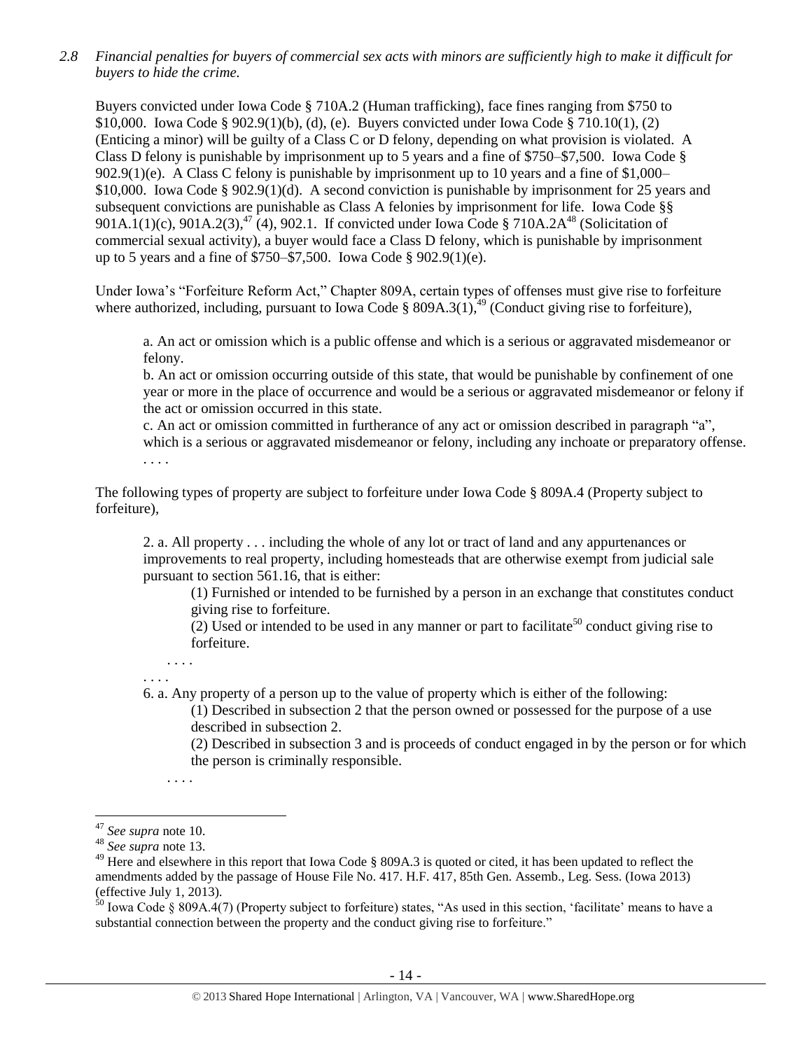*2.8 Financial penalties for buyers of commercial sex acts with minors are sufficiently high to make it difficult for buyers to hide the crime.*

Buyers convicted under Iowa Code § 710A.2 (Human trafficking), face fines ranging from $750 to $10,000. Iowa Code § 902.9(1)(b), (d), (e). Buyers convicted under Iowa Code § 710.10(1), (2) (Enticing a minor) will be guilty of a Class C or D felony, depending on what provision is violated. A Class D felony is punishable by imprisonment up to 5 years and a fine of $750–$7,500. Iowa Code § 902.9(1)(e). A Class C felony is punishable by imprisonment up to 10 years and a fine of $1,000–$10,000. Iowa Code § 902.9(1)(d). A second conviction is punishable by imprisonment for 25 years and subsequent convictions are punishable as Class A felonies by imprisonment for life. Iowa Code §§ 901A.1(1)(c), 901A.2(3),[47] (4), 902.1. If convicted under Iowa Code § 710A.2A[48] (Solicitation of commercial sexual activity), a buyer would face a Class D felony, which is punishable by imprisonment up to 5 years and a fine of $750–$7,500. Iowa Code § 902.9(1)(e).

Under Iowa's "Forfeiture Reform Act," Chapter 809A, certain types of offenses must give rise to forfeiture where authorized, including, pursuant to Iowa Code § 809A.3(1),[49] (Conduct giving rise to forfeiture),

> a. An act or omission which is a public offense and which is a serious or aggravated misdemeanor or felony.
>
> b. An act or omission occurring outside of this state, that would be punishable by confinement of one year or more in the place of occurrence and would be a serious or aggravated misdemeanor or felony if the act or omission occurred in this state.
>
> c. An act or omission committed in furtherance of any act or omission described in paragraph "a", which is a serious or aggravated misdemeanor or felony, including any inchoate or preparatory offense.
>
> . . . .

The following types of property are subject to forfeiture under Iowa Code § 809A.4 (Property subject to forfeiture),

> 2. a. All property . . . including the whole of any lot or tract of land and any appurtenances or improvements to real property, including homesteads that are otherwise exempt from judicial sale pursuant to section 561.16, that is either:
>
> > (1) Furnished or intended to be furnished by a person in an exchange that constitutes conduct giving rise to forfeiture.
> >
> > (2) Used or intended to be used in any manner or part to facilitate[50] conduct giving rise to forfeiture.
> >
> > . . . .
>
> . . . .
>
> 6. a. Any property of a person up to the value of property which is either of the following:
>
> > (1) Described in subsection 2 that the person owned or possessed for the purpose of a use described in subsection 2.
> >
> > (2) Described in subsection 3 and is proceeds of conduct engaged in by the person or for which the person is criminally responsible.
> >
> > . . . .

---

[47] *See supra* note 10.

[48] *See supra* note 13.

[49] Here and elsewhere in this report that Iowa Code § 809A.3 is quoted or cited, it has been updated to reflect the amendments added by the passage of House File No. 417. H.F. 417, 85th Gen. Assemb., Leg. Sess. (Iowa 2013) (effective July 1, 2013).

[50] Iowa Code § 809A.4(7) (Property subject to forfeiture) states, "As used in this section, 'facilitate' means to have a substantial connection between the property and the conduct giving rise to forfeiture."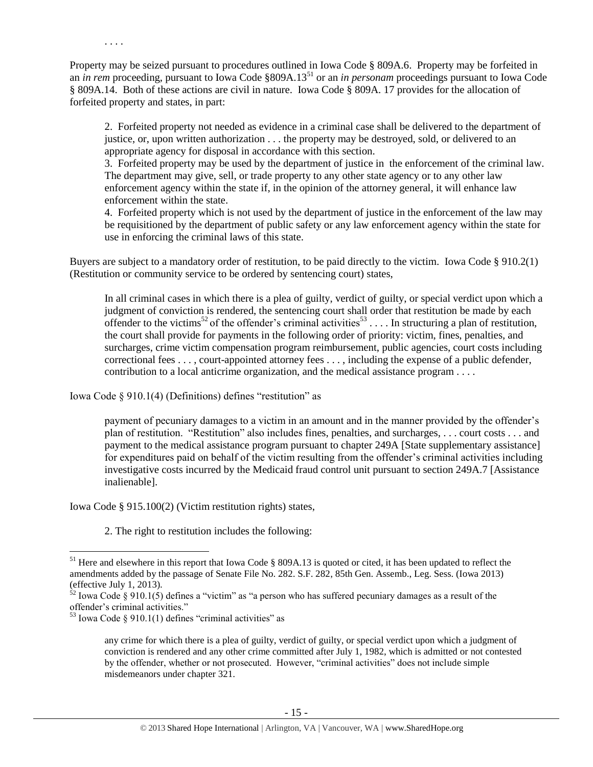. . . .

Property may be seized pursuant to procedures outlined in Iowa Code § 809A.6. Property may be forfeited in an *in rem* proceeding, pursuant to Iowa Code §809A.13[51] or an *in personam* proceedings pursuant to Iowa Code § 809A.14. Both of these actions are civil in nature. Iowa Code § 809A. 17 provides for the allocation of forfeited property and states, in part:

> 2. Forfeited property not needed as evidence in a criminal case shall be delivered to the department of justice, or, upon written authorization . . . the property may be destroyed, sold, or delivered to an appropriate agency for disposal in accordance with this section.
>
> 3. Forfeited property may be used by the department of justice in the enforcement of the criminal law. The department may give, sell, or trade property to any other state agency or to any other law enforcement agency within the state if, in the opinion of the attorney general, it will enhance law enforcement within the state.
>
> 4. Forfeited property which is not used by the department of justice in the enforcement of the law may be requisitioned by the department of public safety or any law enforcement agency within the state for use in enforcing the criminal laws of this state.

Buyers are subject to a mandatory order of restitution, to be paid directly to the victim. Iowa Code § 910.2(1) (Restitution or community service to be ordered by sentencing court) states,

> In all criminal cases in which there is a plea of guilty, verdict of guilty, or special verdict upon which a judgment of conviction is rendered, the sentencing court shall order that restitution be made by each offender to the victims[52] of the offender's criminal activities[53] . . . . In structuring a plan of restitution, the court shall provide for payments in the following order of priority: victim, fines, penalties, and surcharges, crime victim compensation program reimbursement, public agencies, court costs including correctional fees . . . , court-appointed attorney fees . . . , including the expense of a public defender, contribution to a local anticrime organization, and the medical assistance program . . . .

Iowa Code § 910.1(4) (Definitions) defines "restitution" as

> payment of pecuniary damages to a victim in an amount and in the manner provided by the offender's plan of restitution. "Restitution" also includes fines, penalties, and surcharges, . . . court costs . . . and payment to the medical assistance program pursuant to chapter 249A [State supplementary assistance] for expenditures paid on behalf of the victim resulting from the offender's criminal activities including investigative costs incurred by the Medicaid fraud control unit pursuant to section 249A.7 [Assistance inalienable].

Iowa Code § 915.100(2) (Victim restitution rights) states,

> 2. The right to restitution includes the following:

---

[51] Here and elsewhere in this report that Iowa Code § 809A.13 is quoted or cited, it has been updated to reflect the amendments added by the passage of Senate File No. 282. S.F. 282, 85th Gen. Assemb., Leg. Sess. (Iowa 2013) (effective July 1, 2013).

[52] Iowa Code § 910.1(5) defines a "victim" as "a person who has suffered pecuniary damages as a result of the offender's criminal activities."

[53] Iowa Code § 910.1(1) defines "criminal activities" as

> any crime for which there is a plea of guilty, verdict of guilty, or special verdict upon which a judgment of conviction is rendered and any other crime committed after July 1, 1982, which is admitted or not contested by the offender, whether or not prosecuted. However, "criminal activities" does not include simple misdemeanors under chapter 321.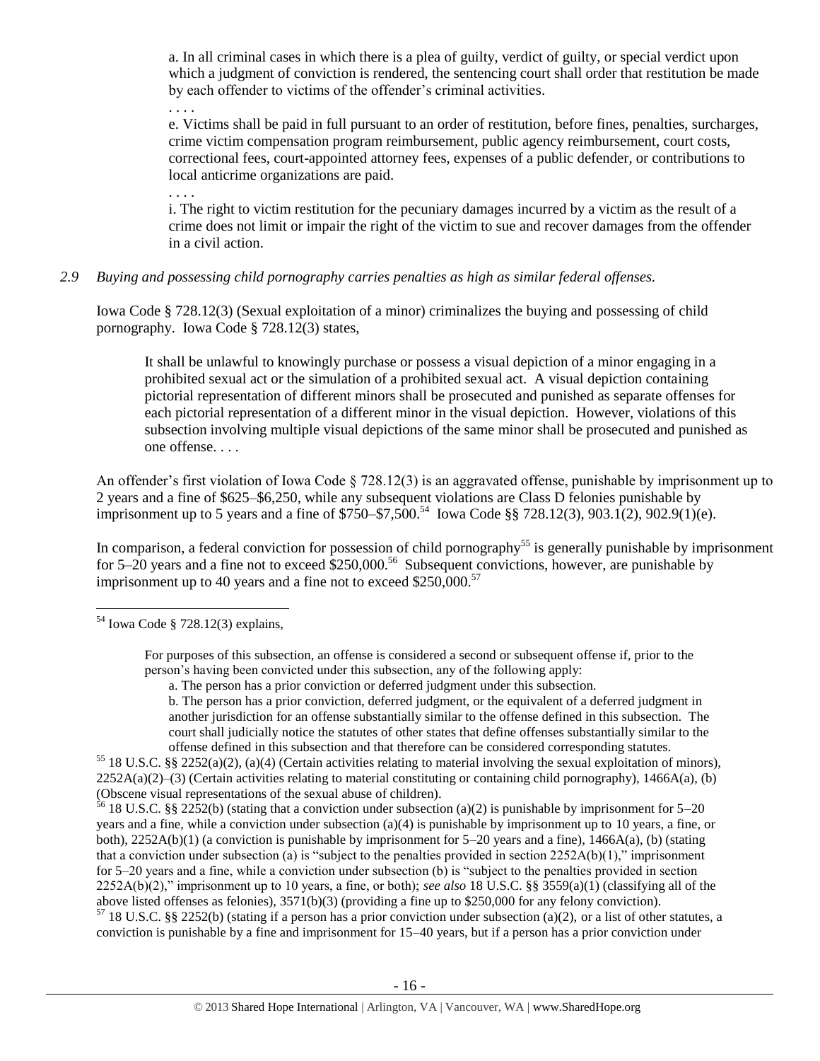a. In all criminal cases in which there is a plea of guilty, verdict of guilty, or special verdict upon which a judgment of conviction is rendered, the sentencing court shall order that restitution be made by each offender to victims of the offender's criminal activities.

. . . .

e. Victims shall be paid in full pursuant to an order of restitution, before fines, penalties, surcharges, crime victim compensation program reimbursement, public agency reimbursement, court costs, correctional fees, court-appointed attorney fees, expenses of a public defender, or contributions to local anticrime organizations are paid.

. . . .

i. The right to victim restitution for the pecuniary damages incurred by a victim as the result of a crime does not limit or impair the right of the victim to sue and recover damages from the offender in a civil action.

*2.9 Buying and possessing child pornography carries penalties as high as similar federal offenses.*

Iowa Code § 728.12(3) (Sexual exploitation of a minor) criminalizes the buying and possessing of child pornography. Iowa Code § 728.12(3) states,

> It shall be unlawful to knowingly purchase or possess a visual depiction of a minor engaging in a prohibited sexual act or the simulation of a prohibited sexual act. A visual depiction containing pictorial representation of different minors shall be prosecuted and punished as separate offenses for each pictorial representation of a different minor in the visual depiction. However, violations of this subsection involving multiple visual depictions of the same minor shall be prosecuted and punished as one offense. . . .

An offender's first violation of Iowa Code § 728.12(3) is an aggravated offense, punishable by imprisonment up to 2 years and a fine of $625–$6,250, while any subsequent violations are Class D felonies punishable by imprisonment up to 5 years and a fine of $750–$7,500.[54] Iowa Code §§ 728.12(3), 903.1(2), 902.9(1)(e).

In comparison, a federal conviction for possession of child pornography[55] is generally punishable by imprisonment for 5–20 years and a fine not to exceed $250,000.[56] Subsequent convictions, however, are punishable by imprisonment up to 40 years and a fine not to exceed $250,000.[57]

---

[54] Iowa Code § 728.12(3) explains,

> For purposes of this subsection, an offense is considered a second or subsequent offense if, prior to the person's having been convicted under this subsection, any of the following apply:
>
> a. The person has a prior conviction or deferred judgment under this subsection.
>
> b. The person has a prior conviction, deferred judgment, or the equivalent of a deferred judgment in another jurisdiction for an offense substantially similar to the offense defined in this subsection. The court shall judicially notice the statutes of other states that define offenses substantially similar to the offense defined in this subsection and that therefore can be considered corresponding statutes.

[55] 18 U.S.C. §§ 2252(a)(2), (a)(4) (Certain activities relating to material involving the sexual exploitation of minors), 2252A(a)(2)–(3) (Certain activities relating to material constituting or containing child pornography), 1466A(a), (b) (Obscene visual representations of the sexual abuse of children).

[56] 18 U.S.C. §§ 2252(b) (stating that a conviction under subsection (a)(2) is punishable by imprisonment for 5–20 years and a fine, while a conviction under subsection (a)(4) is punishable by imprisonment up to 10 years, a fine, or both), 2252A(b)(1) (a conviction is punishable by imprisonment for 5–20 years and a fine), 1466A(a), (b) (stating that a conviction under subsection (a) is "subject to the penalties provided in section 2252A(b)(1)," imprisonment for 5–20 years and a fine, while a conviction under subsection (b) is "subject to the penalties provided in section 2252A(b)(2)," imprisonment up to 10 years, a fine, or both); *see also* 18 U.S.C. §§ 3559(a)(1) (classifying all of the above listed offenses as felonies), 3571(b)(3) (providing a fine up to $250,000 for any felony conviction).

[57] 18 U.S.C. §§ 2252(b) (stating if a person has a prior conviction under subsection (a)(2), or a list of other statutes, a conviction is punishable by a fine and imprisonment for 15–40 years, but if a person has a prior conviction under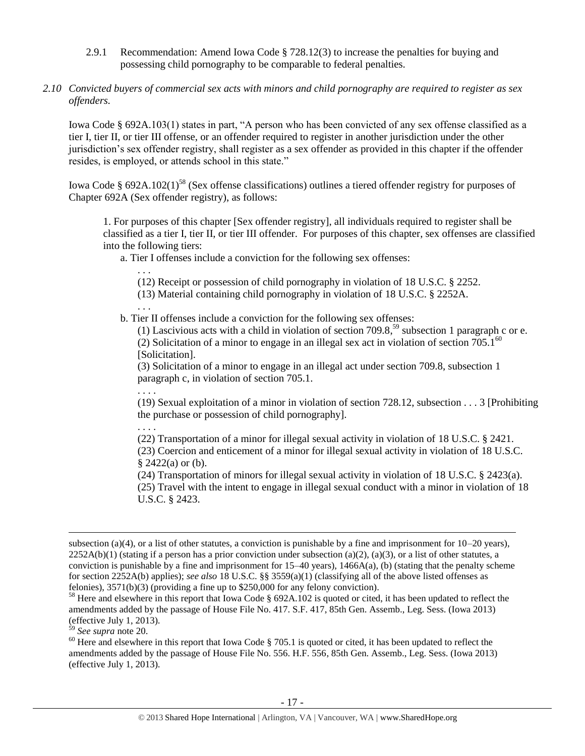2.9.1 Recommendation: Amend Iowa Code § 728.12(3) to increase the penalties for buying and possessing child pornography to be comparable to federal penalties.

*2.10 Convicted buyers of commercial sex acts with minors and child pornography are required to register as sex offenders.*

Iowa Code § 692A.103(1) states in part, "A person who has been convicted of any sex offense classified as a tier I, tier II, or tier III offense, or an offender required to register in another jurisdiction under the other jurisdiction's sex offender registry, shall register as a sex offender as provided in this chapter if the offender resides, is employed, or attends school in this state."

Iowa Code § 692A.102(1)[58] (Sex offense classifications) outlines a tiered offender registry for purposes of Chapter 692A (Sex offender registry), as follows:

> 1. For purposes of this chapter [Sex offender registry], all individuals required to register shall be classified as a tier I, tier II, or tier III offender. For purposes of this chapter, sex offenses are classified into the following tiers:
>
> a. Tier I offenses include a conviction for the following sex offenses:
>
> . . .
>
> (12) Receipt or possession of child pornography in violation of 18 U.S.C. § 2252.
>
> (13) Material containing child pornography in violation of 18 U.S.C. § 2252A.
>
> . . .
>
> b. Tier II offenses include a conviction for the following sex offenses:
>
> (1) Lascivious acts with a child in violation of section 709.8,[59] subsection 1 paragraph c or e.
>
> (2) Solicitation of a minor to engage in an illegal sex act in violation of section 705.1[60] [Solicitation].
>
> (3) Solicitation of a minor to engage in an illegal act under section 709.8, subsection 1 paragraph c, in violation of section 705.1.
>
> . . . .
>
> (19) Sexual exploitation of a minor in violation of section 728.12, subsection . . . 3 [Prohibiting the purchase or possession of child pornography].
>
> . . . .
>
> (22) Transportation of a minor for illegal sexual activity in violation of 18 U.S.C. § 2421.
>
> (23) Coercion and enticement of a minor for illegal sexual activity in violation of 18 U.S.C. § 2422(a) or (b).
>
> (24) Transportation of minors for illegal sexual activity in violation of 18 U.S.C. § 2423(a).
>
> (25) Travel with the intent to engage in illegal sexual conduct with a minor in violation of 18 U.S.C. § 2423.

---

subsection (a)(4), or a list of other statutes, a conviction is punishable by a fine and imprisonment for 10–20 years), 2252A(b)(1) (stating if a person has a prior conviction under subsection (a)(2), (a)(3), or a list of other statutes, a conviction is punishable by a fine and imprisonment for 15–40 years), 1466A(a), (b) (stating that the penalty scheme for section 2252A(b) applies); *see also* 18 U.S.C. §§ 3559(a)(1) (classifying all of the above listed offenses as felonies), 3571(b)(3) (providing a fine up to $250,000 for any felony conviction).

[58] Here and elsewhere in this report that Iowa Code § 692A.102 is quoted or cited, it has been updated to reflect the amendments added by the passage of House File No. 417. S.F. 417, 85th Gen. Assemb., Leg. Sess. (Iowa 2013) (effective July 1, 2013).

[59] *See supra* note 20.

[60] Here and elsewhere in this report that Iowa Code § 705.1 is quoted or cited, it has been updated to reflect the amendments added by the passage of House File No. 556. H.F. 556, 85th Gen. Assemb., Leg. Sess. (Iowa 2013) (effective July 1, 2013).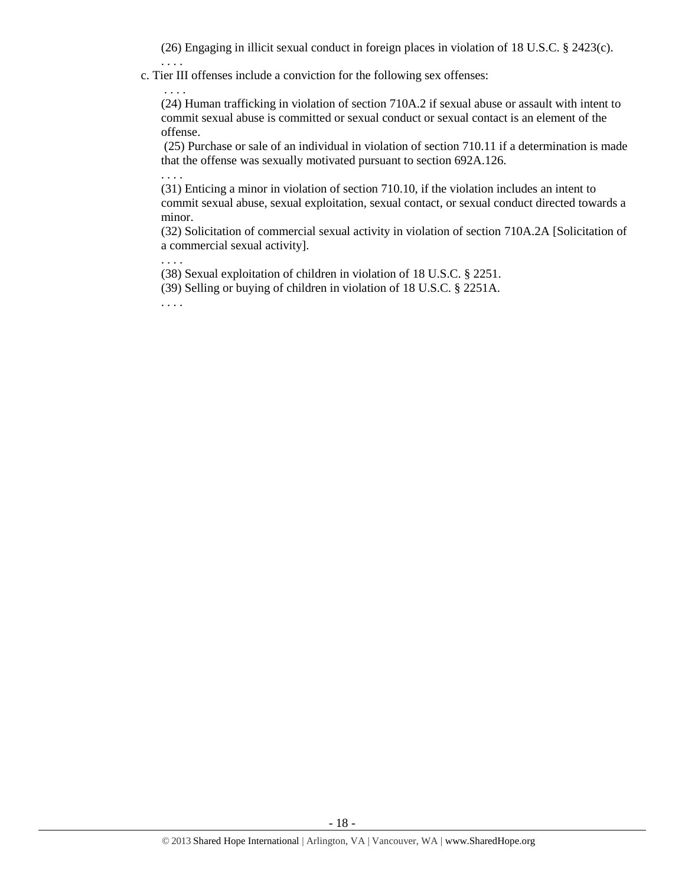(26) Engaging in illicit sexual conduct in foreign places in violation of 18 U.S.C. § 2423(c).

. . . .

c. Tier III offenses include a conviction for the following sex offenses:

. . . .

(24) Human trafficking in violation of section 710A.2 if sexual abuse or assault with intent to commit sexual abuse is committed or sexual conduct or sexual contact is an element of the offense.

(25) Purchase or sale of an individual in violation of section 710.11 if a determination is made that the offense was sexually motivated pursuant to section 692A.126.

. . . .

(31) Enticing a minor in violation of section 710.10, if the violation includes an intent to commit sexual abuse, sexual exploitation, sexual contact, or sexual conduct directed towards a minor.

(32) Solicitation of commercial sexual activity in violation of section 710A.2A [Solicitation of a commercial sexual activity].

. . . .

(38) Sexual exploitation of children in violation of 18 U.S.C. § 2251.

(39) Selling or buying of children in violation of 18 U.S.C. § 2251A.

. . . .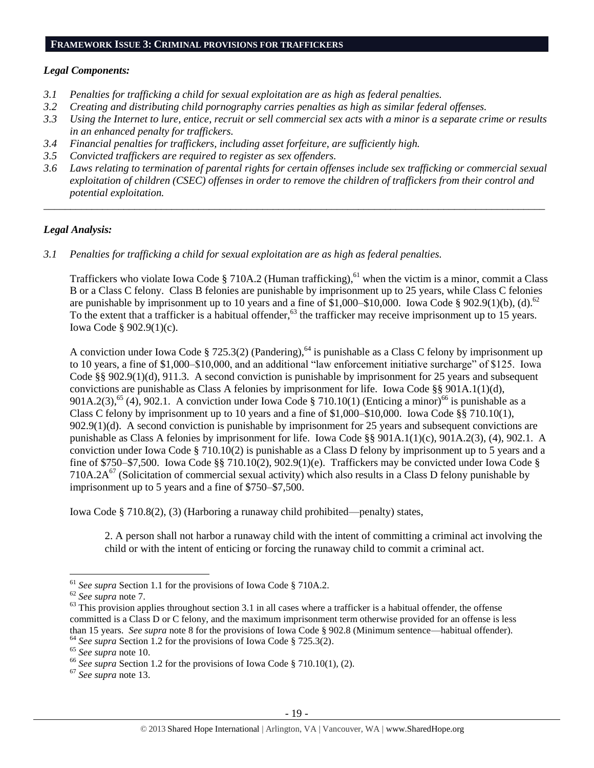## FRAMEWORK ISSUE 3: CRIMINAL PROVISIONS FOR TRAFFICKERS

### *Legal Components:*

*3.1 Penalties for trafficking a child for sexual exploitation are as high as federal penalties.*

*3.2 Creating and distributing child pornography carries penalties as high as similar federal offenses.*

*3.3 Using the Internet to lure, entice, recruit or sell commercial sex acts with a minor is a separate crime or results in an enhanced penalty for traffickers.*

*3.4 Financial penalties for traffickers, including asset forfeiture, are sufficiently high.*

*3.5 Convicted traffickers are required to register as sex offenders.*

*3.6 Laws relating to termination of parental rights for certain offenses include sex trafficking or commercial sexual exploitation of children (CSEC) offenses in order to remove the children of traffickers from their control and potential exploitation.*

---

### *Legal Analysis:*

*3.1 Penalties for trafficking a child for sexual exploitation are as high as federal penalties.*

Traffickers who violate Iowa Code § 710A.2 (Human trafficking),[61] when the victim is a minor, commit a Class B or a Class C felony. Class B felonies are punishable by imprisonment up to 25 years, while Class C felonies are punishable by imprisonment up to 10 years and a fine of $1,000–$10,000. Iowa Code § 902.9(1)(b), (d).[62] To the extent that a trafficker is a habitual offender,[63] the trafficker may receive imprisonment up to 15 years. Iowa Code § 902.9(1)(c).

A conviction under Iowa Code § 725.3(2) (Pandering),[64] is punishable as a Class C felony by imprisonment up to 10 years, a fine of $1,000–$10,000, and an additional "law enforcement initiative surcharge" of $125. Iowa Code §§ 902.9(1)(d), 911.3. A second conviction is punishable by imprisonment for 25 years and subsequent convictions are punishable as Class A felonies by imprisonment for life. Iowa Code §§ 901A.1(1)(d), 901A.2(3),[65] (4), 902.1. A conviction under Iowa Code § 710.10(1) (Enticing a minor)[66] is punishable as a Class C felony by imprisonment up to 10 years and a fine of $1,000–$10,000. Iowa Code §§ 710.10(1), 902.9(1)(d). A second conviction is punishable by imprisonment for 25 years and subsequent convictions are punishable as Class A felonies by imprisonment for life. Iowa Code §§ 901A.1(1)(c), 901A.2(3), (4), 902.1. A conviction under Iowa Code § 710.10(2) is punishable as a Class D felony by imprisonment up to 5 years and a fine of $750–$7,500. Iowa Code §§ 710.10(2), 902.9(1)(e). Traffickers may be convicted under Iowa Code § 710A.2A[67] (Solicitation of commercial sexual activity) which also results in a Class D felony punishable by imprisonment up to 5 years and a fine of $750–$7,500.

Iowa Code § 710.8(2), (3) (Harboring a runaway child prohibited—penalty) states,

> 2. A person shall not harbor a runaway child with the intent of committing a criminal act involving the child or with the intent of enticing or forcing the runaway child to commit a criminal act.

---

[61] *See supra* Section 1.1 for the provisions of Iowa Code § 710A.2.

[62] *See supra* note 7.

[63] This provision applies throughout section 3.1 in all cases where a trafficker is a habitual offender, the offense committed is a Class D or C felony, and the maximum imprisonment term otherwise provided for an offense is less than 15 years. *See supra* note 8 for the provisions of Iowa Code § 902.8 (Minimum sentence—habitual offender).

[64] *See supra* Section 1.2 for the provisions of Iowa Code § 725.3(2).

[65] *See supra* note 10.

[66] *See supra* Section 1.2 for the provisions of Iowa Code § 710.10(1), (2).

[67] *See supra* note 13.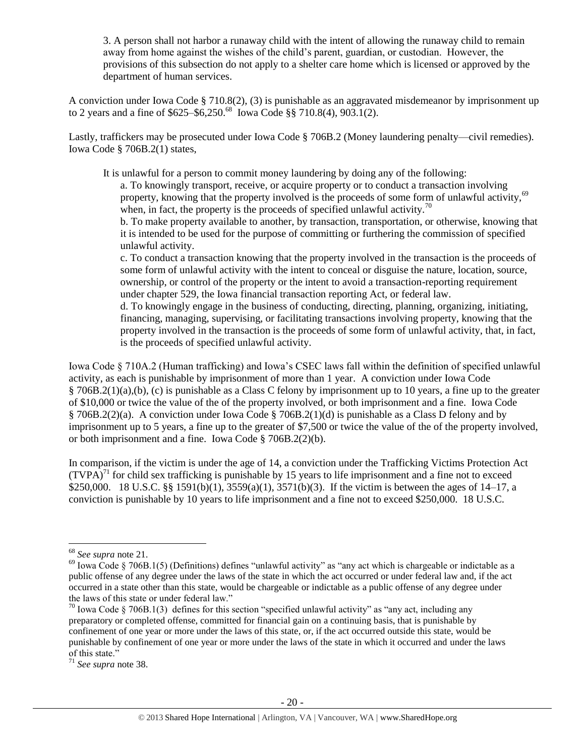3. A person shall not harbor a runaway child with the intent of allowing the runaway child to remain away from home against the wishes of the child's parent, guardian, or custodian. However, the provisions of this subsection do not apply to a shelter care home which is licensed or approved by the department of human services.

A conviction under Iowa Code § 710.8(2), (3) is punishable as an aggravated misdemeanor by imprisonment up to 2 years and a fine of $625–$6,250.[68] Iowa Code §§ 710.8(4), 903.1(2).

Lastly, traffickers may be prosecuted under Iowa Code § 706B.2 (Money laundering penalty—civil remedies). Iowa Code § 706B.2(1) states,

> It is unlawful for a person to commit money laundering by doing any of the following:
>
> a. To knowingly transport, receive, or acquire property or to conduct a transaction involving property, knowing that the property involved is the proceeds of some form of unlawful activity,[69] when, in fact, the property is the proceeds of specified unlawful activity.[70]
>
> b. To make property available to another, by transaction, transportation, or otherwise, knowing that it is intended to be used for the purpose of committing or furthering the commission of specified unlawful activity.
>
> c. To conduct a transaction knowing that the property involved in the transaction is the proceeds of some form of unlawful activity with the intent to conceal or disguise the nature, location, source, ownership, or control of the property or the intent to avoid a transaction-reporting requirement under chapter 529, the Iowa financial transaction reporting Act, or federal law.
>
> d. To knowingly engage in the business of conducting, directing, planning, organizing, initiating, financing, managing, supervising, or facilitating transactions involving property, knowing that the property involved in the transaction is the proceeds of some form of unlawful activity, that, in fact, is the proceeds of specified unlawful activity.

Iowa Code § 710A.2 (Human trafficking) and Iowa's CSEC laws fall within the definition of specified unlawful activity, as each is punishable by imprisonment of more than 1 year. A conviction under Iowa Code § 706B.2(1)(a),(b), (c) is punishable as a Class C felony by imprisonment up to 10 years, a fine up to the greater of $10,000 or twice the value of the of the property involved, or both imprisonment and a fine. Iowa Code § 706B.2(2)(a). A conviction under Iowa Code § 706B.2(1)(d) is punishable as a Class D felony and by imprisonment up to 5 years, a fine up to the greater of $7,500 or twice the value of the of the property involved, or both imprisonment and a fine. Iowa Code § 706B.2(2)(b).

In comparison, if the victim is under the age of 14, a conviction under the Trafficking Victims Protection Act (TVPA)[71] for child sex trafficking is punishable by 15 years to life imprisonment and a fine not to exceed $250,000. 18 U.S.C. §§ 1591(b)(1), 3559(a)(1), 3571(b)(3). If the victim is between the ages of 14–17, a conviction is punishable by 10 years to life imprisonment and a fine not to exceed $250,000. 18 U.S.C.

---

[68] *See supra* note 21.

[69] Iowa Code § 706B.1(5) (Definitions) defines "unlawful activity" as "any act which is chargeable or indictable as a public offense of any degree under the laws of the state in which the act occurred or under federal law and, if the act occurred in a state other than this state, would be chargeable or indictable as a public offense of any degree under the laws of this state or under federal law."

[70] Iowa Code § 706B.1(3) defines for this section "specified unlawful activity" as "any act, including any preparatory or completed offense, committed for financial gain on a continuing basis, that is punishable by confinement of one year or more under the laws of this state, or, if the act occurred outside this state, would be punishable by confinement of one year or more under the laws of the state in which it occurred and under the laws of this state."

[71] *See supra* note 38.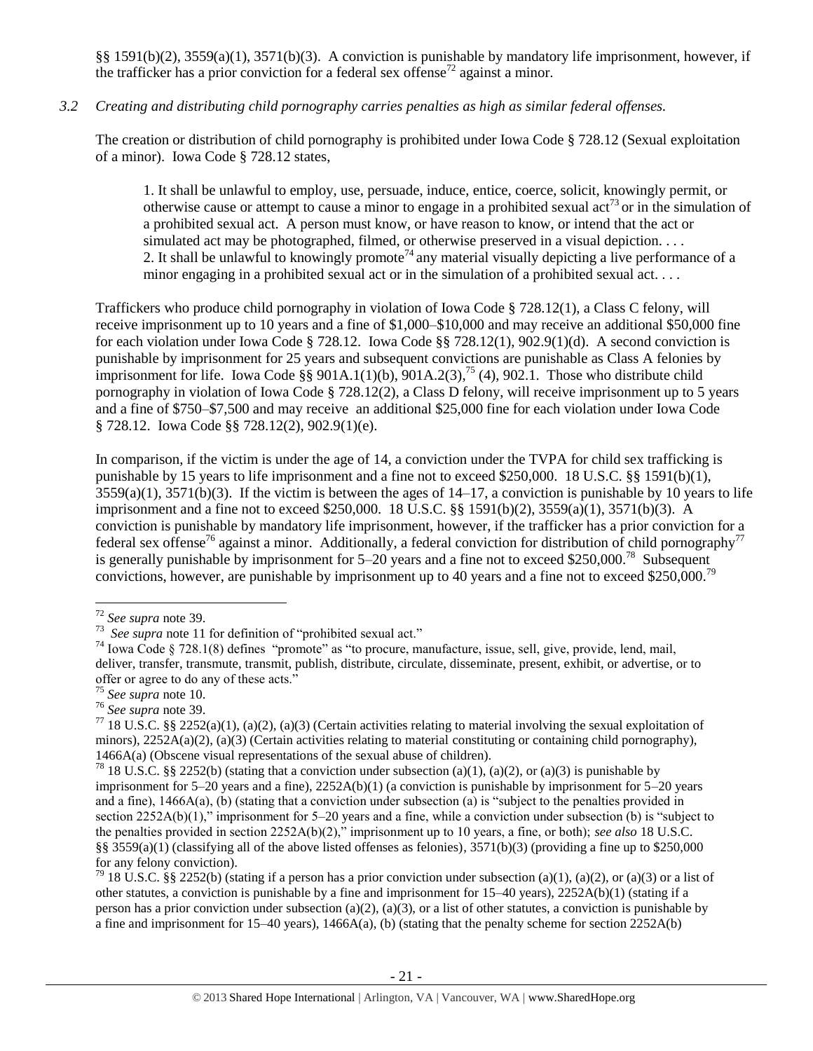§§ 1591(b)(2), 3559(a)(1), 3571(b)(3). A conviction is punishable by mandatory life imprisonment, however, if the trafficker has a prior conviction for a federal sex offense[72] against a minor.

### *3.2 Creating and distributing child pornography carries penalties as high as similar federal offenses.*

The creation or distribution of child pornography is prohibited under Iowa Code § 728.12 (Sexual exploitation of a minor). Iowa Code § 728.12 states,

> 1. It shall be unlawful to employ, use, persuade, induce, entice, coerce, solicit, knowingly permit, or otherwise cause or attempt to cause a minor to engage in a prohibited sexual act[73] or in the simulation of a prohibited sexual act. A person must know, or have reason to know, or intend that the act or simulated act may be photographed, filmed, or otherwise preserved in a visual depiction. . . .
> 2. It shall be unlawful to knowingly promote[74] any material visually depicting a live performance of a minor engaging in a prohibited sexual act or in the simulation of a prohibited sexual act. . . .

Traffickers who produce child pornography in violation of Iowa Code § 728.12(1), a Class C felony, will receive imprisonment up to 10 years and a fine of $1,000–$10,000 and may receive an additional $50,000 fine for each violation under Iowa Code § 728.12. Iowa Code §§ 728.12(1), 902.9(1)(d). A second conviction is punishable by imprisonment for 25 years and subsequent convictions are punishable as Class A felonies by imprisonment for life. Iowa Code §§ 901A.1(1)(b), 901A.2(3),[75] (4), 902.1. Those who distribute child pornography in violation of Iowa Code § 728.12(2), a Class D felony, will receive imprisonment up to 5 years and a fine of $750–$7,500 and may receive an additional $25,000 fine for each violation under Iowa Code § 728.12. Iowa Code §§ 728.12(2), 902.9(1)(e).

In comparison, if the victim is under the age of 14, a conviction under the TVPA for child sex trafficking is punishable by 15 years to life imprisonment and a fine not to exceed $250,000. 18 U.S.C. §§ 1591(b)(1), 3559(a)(1), 3571(b)(3). If the victim is between the ages of 14–17, a conviction is punishable by 10 years to life imprisonment and a fine not to exceed $250,000. 18 U.S.C. §§ 1591(b)(2), 3559(a)(1), 3571(b)(3). A conviction is punishable by mandatory life imprisonment, however, if the trafficker has a prior conviction for a federal sex offense[76] against a minor. Additionally, a federal conviction for distribution of child pornography[77] is generally punishable by imprisonment for 5–20 years and a fine not to exceed $250,000.[78] Subsequent convictions, however, are punishable by imprisonment up to 40 years and a fine not to exceed $250,000.[79]

---

[72] *See supra* note 39.

[73] *See supra* note 11 for definition of "prohibited sexual act."

[74] Iowa Code § 728.1(8) defines "promote" as "to procure, manufacture, issue, sell, give, provide, lend, mail, deliver, transfer, transmute, transmit, publish, distribute, circulate, disseminate, present, exhibit, or advertise, or to offer or agree to do any of these acts."

[75] *See supra* note 10.

[76] *See supra* note 39.

[77] 18 U.S.C. §§ 2252(a)(1), (a)(2), (a)(3) (Certain activities relating to material involving the sexual exploitation of minors), 2252A(a)(2), (a)(3) (Certain activities relating to material constituting or containing child pornography), 1466A(a) (Obscene visual representations of the sexual abuse of children).

[78] 18 U.S.C. §§ 2252(b) (stating that a conviction under subsection (a)(1), (a)(2), or (a)(3) is punishable by imprisonment for 5–20 years and a fine), 2252A(b)(1) (a conviction is punishable by imprisonment for 5–20 years and a fine), 1466A(a), (b) (stating that a conviction under subsection (a) is "subject to the penalties provided in section 2252A(b)(1)," imprisonment for 5–20 years and a fine, while a conviction under subsection (b) is "subject to the penalties provided in section 2252A(b)(2)," imprisonment up to 10 years, a fine, or both); *see also* 18 U.S.C. §§ 3559(a)(1) (classifying all of the above listed offenses as felonies), 3571(b)(3) (providing a fine up to $250,000 for any felony conviction).

[79] 18 U.S.C. §§ 2252(b) (stating if a person has a prior conviction under subsection (a)(1), (a)(2), or (a)(3) or a list of other statutes, a conviction is punishable by a fine and imprisonment for 15–40 years), 2252A(b)(1) (stating if a person has a prior conviction under subsection (a)(2), (a)(3), or a list of other statutes, a conviction is punishable by a fine and imprisonment for 15–40 years), 1466A(a), (b) (stating that the penalty scheme for section 2252A(b)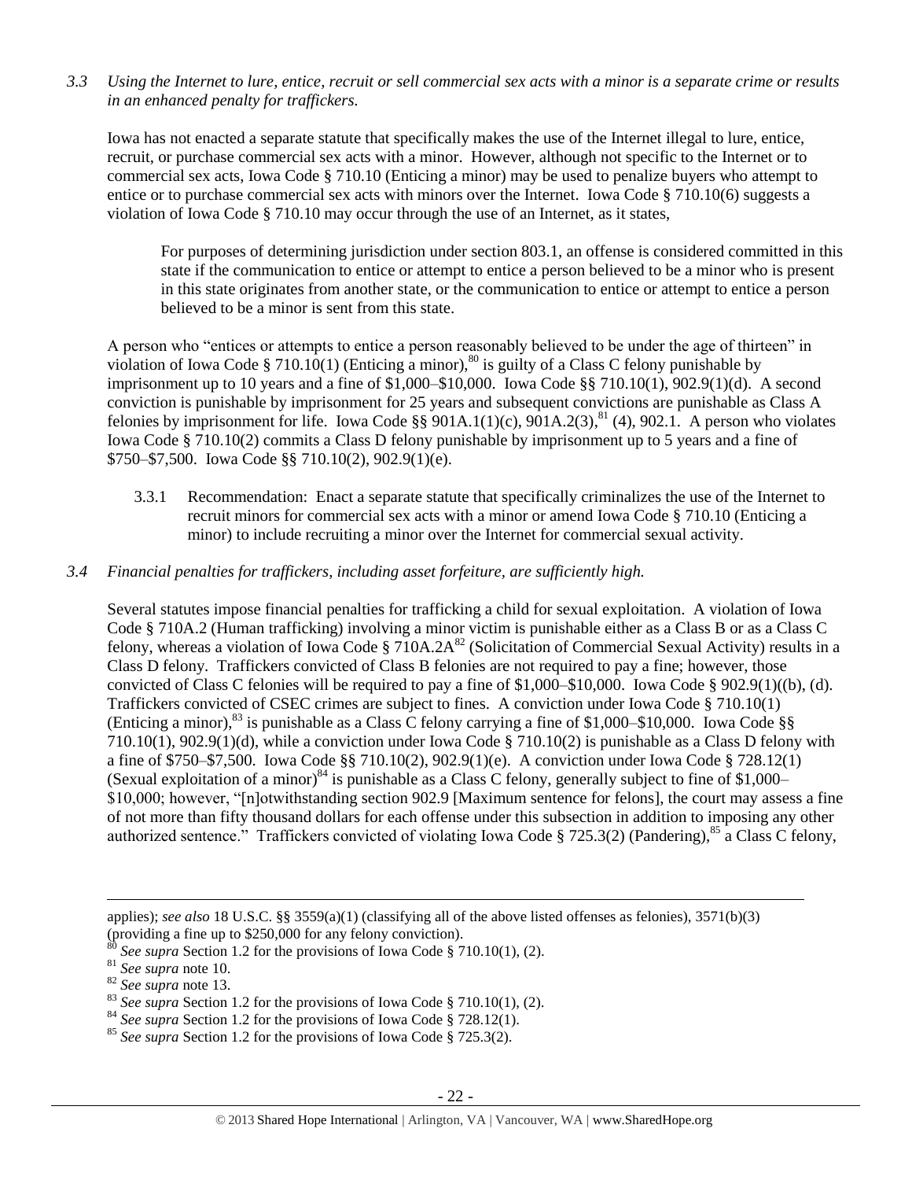*3.3 Using the Internet to lure, entice, recruit or sell commercial sex acts with a minor is a separate crime or results in an enhanced penalty for traffickers.*

Iowa has not enacted a separate statute that specifically makes the use of the Internet illegal to lure, entice, recruit, or purchase commercial sex acts with a minor. However, although not specific to the Internet or to commercial sex acts, Iowa Code § 710.10 (Enticing a minor) may be used to penalize buyers who attempt to entice or to purchase commercial sex acts with minors over the Internet. Iowa Code § 710.10(6) suggests a violation of Iowa Code § 710.10 may occur through the use of an Internet, as it states,

> For purposes of determining jurisdiction under section 803.1, an offense is considered committed in this state if the communication to entice or attempt to entice a person believed to be a minor who is present in this state originates from another state, or the communication to entice or attempt to entice a person believed to be a minor is sent from this state.

A person who "entices or attempts to entice a person reasonably believed to be under the age of thirteen" in violation of Iowa Code § 710.10(1) (Enticing a minor),[80] is guilty of a Class C felony punishable by imprisonment up to 10 years and a fine of $1,000–$10,000. Iowa Code §§ 710.10(1), 902.9(1)(d). A second conviction is punishable by imprisonment for 25 years and subsequent convictions are punishable as Class A felonies by imprisonment for life. Iowa Code §§ 901A.1(1)(c), 901A.2(3),[81] (4), 902.1. A person who violates Iowa Code § 710.10(2) commits a Class D felony punishable by imprisonment up to 5 years and a fine of $750–$7,500. Iowa Code §§ 710.10(2), 902.9(1)(e).

3.3.1 Recommendation: Enact a separate statute that specifically criminalizes the use of the Internet to recruit minors for commercial sex acts with a minor or amend Iowa Code § 710.10 (Enticing a minor) to include recruiting a minor over the Internet for commercial sexual activity.

*3.4 Financial penalties for traffickers, including asset forfeiture, are sufficiently high.*

Several statutes impose financial penalties for trafficking a child for sexual exploitation. A violation of Iowa Code § 710A.2 (Human trafficking) involving a minor victim is punishable either as a Class B or as a Class C felony, whereas a violation of Iowa Code § 710A.2A[82] (Solicitation of Commercial Sexual Activity) results in a Class D felony. Traffickers convicted of Class B felonies are not required to pay a fine; however, those convicted of Class C felonies will be required to pay a fine of $1,000–$10,000. Iowa Code § 902.9(1)((b), (d). Traffickers convicted of CSEC crimes are subject to fines. A conviction under Iowa Code § 710.10(1) (Enticing a minor),[83] is punishable as a Class C felony carrying a fine of $1,000–$10,000. Iowa Code §§ 710.10(1), 902.9(1)(d), while a conviction under Iowa Code § 710.10(2) is punishable as a Class D felony with a fine of $750–$7,500. Iowa Code §§ 710.10(2), 902.9(1)(e). A conviction under Iowa Code § 728.12(1) (Sexual exploitation of a minor)[84] is punishable as a Class C felony, generally subject to fine of $1,000–$10,000; however, "[n]otwithstanding section 902.9 [Maximum sentence for felons], the court may assess a fine of not more than fifty thousand dollars for each offense under this subsection in addition to imposing any other authorized sentence." Traffickers convicted of violating Iowa Code § 725.3(2) (Pandering),[85] a Class C felony,

---

applies); *see also* 18 U.S.C. §§ 3559(a)(1) (classifying all of the above listed offenses as felonies), 3571(b)(3) (providing a fine up to $250,000 for any felony conviction).

[80] *See supra* Section 1.2 for the provisions of Iowa Code § 710.10(1), (2).

[81] *See supra* note 10.

[82] *See supra* note 13.

[83] *See supra* Section 1.2 for the provisions of Iowa Code § 710.10(1), (2).

[84] *See supra* Section 1.2 for the provisions of Iowa Code § 728.12(1).

[85] *See supra* Section 1.2 for the provisions of Iowa Code § 725.3(2).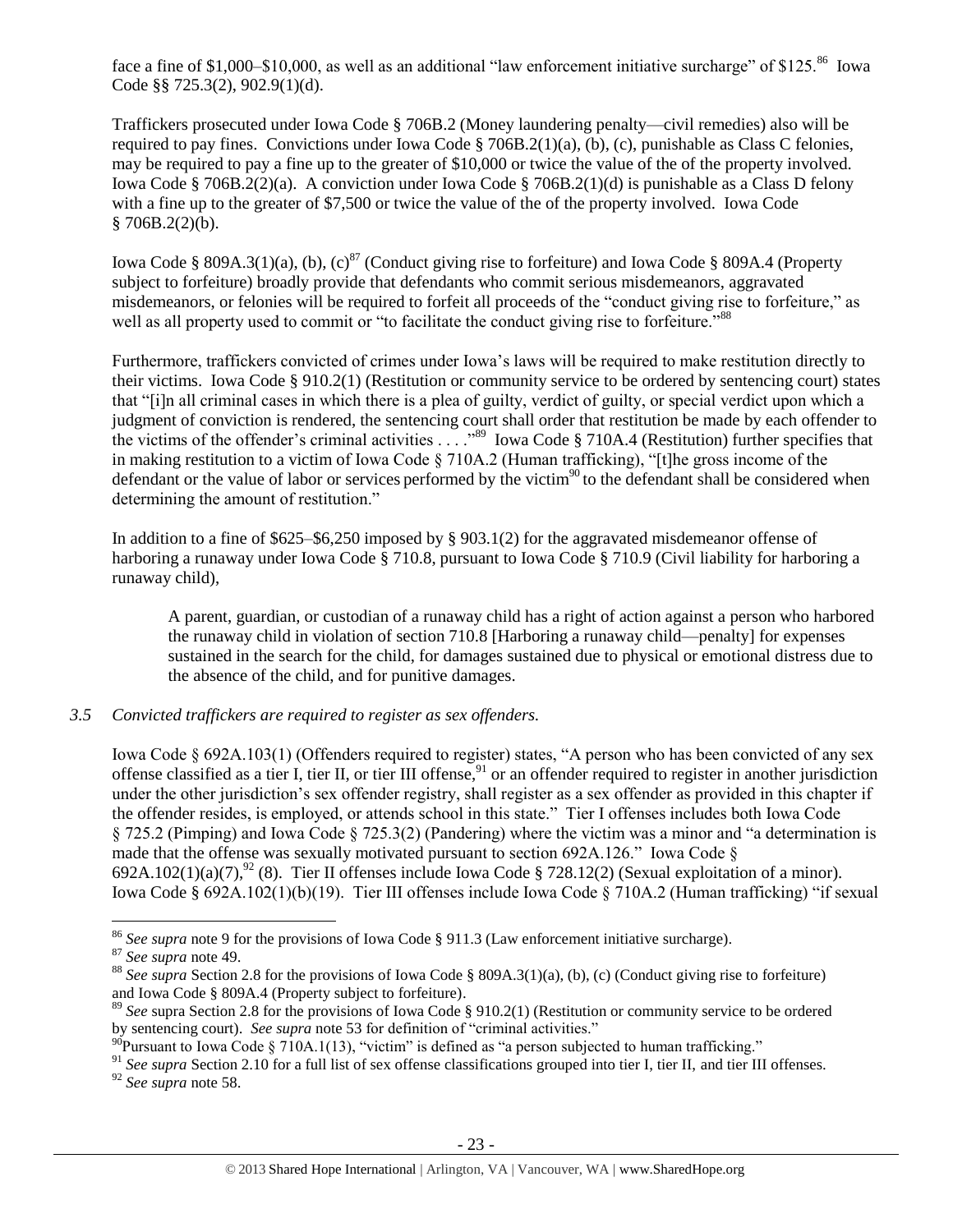face a fine of $1,000–$10,000, as well as an additional "law enforcement initiative surcharge" of $125.[86] Iowa Code §§ 725.3(2), 902.9(1)(d).

Traffickers prosecuted under Iowa Code § 706B.2 (Money laundering penalty—civil remedies) also will be required to pay fines. Convictions under Iowa Code § 706B.2(1)(a), (b), (c), punishable as Class C felonies, may be required to pay a fine up to the greater of $10,000 or twice the value of the of the property involved. Iowa Code § 706B.2(2)(a). A conviction under Iowa Code § 706B.2(1)(d) is punishable as a Class D felony with a fine up to the greater of $7,500 or twice the value of the of the property involved. Iowa Code § 706B.2(2)(b).

Iowa Code § 809A.3(1)(a), (b), (c)[87] (Conduct giving rise to forfeiture) and Iowa Code § 809A.4 (Property subject to forfeiture) broadly provide that defendants who commit serious misdemeanors, aggravated misdemeanors, or felonies will be required to forfeit all proceeds of the "conduct giving rise to forfeiture," as well as all property used to commit or "to facilitate the conduct giving rise to forfeiture."[88]

Furthermore, traffickers convicted of crimes under Iowa's laws will be required to make restitution directly to their victims. Iowa Code § 910.2(1) (Restitution or community service to be ordered by sentencing court) states that "[i]n all criminal cases in which there is a plea of guilty, verdict of guilty, or special verdict upon which a judgment of conviction is rendered, the sentencing court shall order that restitution be made by each offender to the victims of the offender's criminal activities . . . ."[89] Iowa Code § 710A.4 (Restitution) further specifies that in making restitution to a victim of Iowa Code § 710A.2 (Human trafficking), "[t]he gross income of the defendant or the value of labor or services performed by the victim[90] to the defendant shall be considered when determining the amount of restitution."

In addition to a fine of $625–$6,250 imposed by § 903.1(2) for the aggravated misdemeanor offense of harboring a runaway under Iowa Code § 710.8, pursuant to Iowa Code § 710.9 (Civil liability for harboring a runaway child),

> A parent, guardian, or custodian of a runaway child has a right of action against a person who harbored the runaway child in violation of section 710.8 [Harboring a runaway child—penalty] for expenses sustained in the search for the child, for damages sustained due to physical or emotional distress due to the absence of the child, and for punitive damages.

*3.5 Convicted traffickers are required to register as sex offenders.*

Iowa Code § 692A.103(1) (Offenders required to register) states, "A person who has been convicted of any sex offense classified as a tier I, tier II, or tier III offense,[91] or an offender required to register in another jurisdiction under the other jurisdiction's sex offender registry, shall register as a sex offender as provided in this chapter if the offender resides, is employed, or attends school in this state." Tier I offenses includes both Iowa Code § 725.2 (Pimping) and Iowa Code § 725.3(2) (Pandering) where the victim was a minor and "a determination is made that the offense was sexually motivated pursuant to section 692A.126." Iowa Code § 692A.102(1)(a)(7),[92] (8). Tier II offenses include Iowa Code § 728.12(2) (Sexual exploitation of a minor). Iowa Code § 692A.102(1)(b)(19). Tier III offenses include Iowa Code § 710A.2 (Human trafficking) "if sexual

---

[86] *See supra* note 9 for the provisions of Iowa Code § 911.3 (Law enforcement initiative surcharge).

[87] *See supra* note 49.

[88] *See supra* Section 2.8 for the provisions of Iowa Code § 809A.3(1)(a), (b), (c) (Conduct giving rise to forfeiture) and Iowa Code § 809A.4 (Property subject to forfeiture).

[89] *See* supra Section 2.8 for the provisions of Iowa Code § 910.2(1) (Restitution or community service to be ordered by sentencing court). *See supra* note 53 for definition of "criminal activities."

[90] Pursuant to Iowa Code § 710A.1(13), "victim" is defined as "a person subjected to human trafficking."

[91] *See supra* Section 2.10 for a full list of sex offense classifications grouped into tier I, tier II, and tier III offenses.

[92] *See supra* note 58.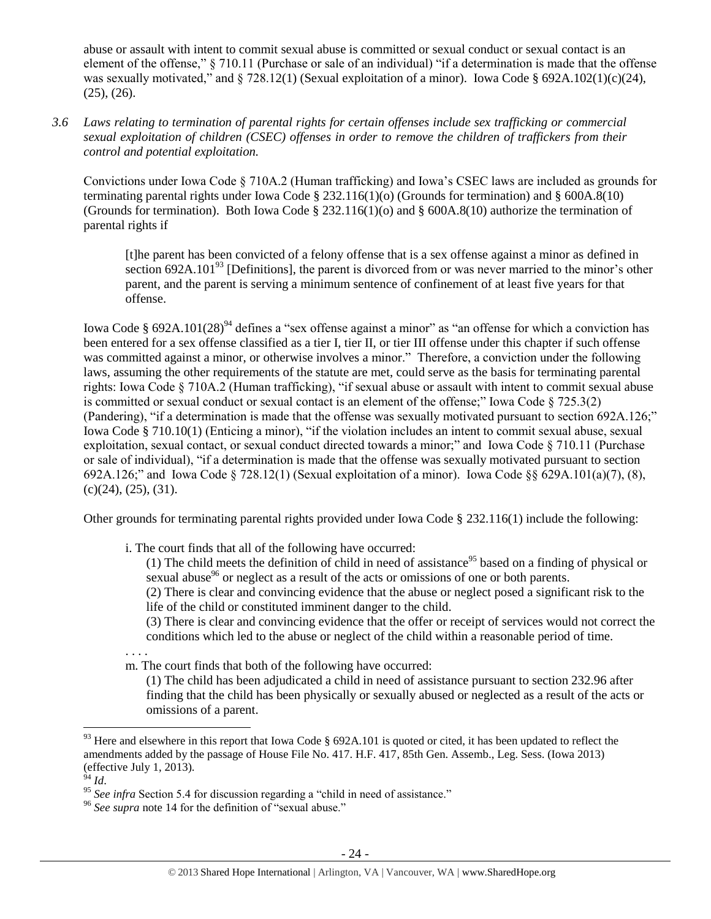abuse or assault with intent to commit sexual abuse is committed or sexual conduct or sexual contact is an element of the offense," § 710.11 (Purchase or sale of an individual) "if a determination is made that the offense was sexually motivated," and § 728.12(1) (Sexual exploitation of a minor). Iowa Code § 692A.102(1)(c)(24), (25), (26).

*3.6 Laws relating to termination of parental rights for certain offenses include sex trafficking or commercial sexual exploitation of children (CSEC) offenses in order to remove the children of traffickers from their control and potential exploitation.*

Convictions under Iowa Code § 710A.2 (Human trafficking) and Iowa's CSEC laws are included as grounds for terminating parental rights under Iowa Code § 232.116(1)(o) (Grounds for termination) and § 600A.8(10) (Grounds for termination). Both Iowa Code § 232.116(1)(o) and § 600A.8(10) authorize the termination of parental rights if

> [t]he parent has been convicted of a felony offense that is a sex offense against a minor as defined in section 692A.101[93] [Definitions], the parent is divorced from or was never married to the minor's other parent, and the parent is serving a minimum sentence of confinement of at least five years for that offense.

Iowa Code § 692A.101(28)[94] defines a "sex offense against a minor" as "an offense for which a conviction has been entered for a sex offense classified as a tier I, tier II, or tier III offense under this chapter if such offense was committed against a minor, or otherwise involves a minor." Therefore, a conviction under the following laws, assuming the other requirements of the statute are met, could serve as the basis for terminating parental rights: Iowa Code § 710A.2 (Human trafficking), "if sexual abuse or assault with intent to commit sexual abuse is committed or sexual conduct or sexual contact is an element of the offense;" Iowa Code § 725.3(2) (Pandering), "if a determination is made that the offense was sexually motivated pursuant to section 692A.126;" Iowa Code § 710.10(1) (Enticing a minor), "if the violation includes an intent to commit sexual abuse, sexual exploitation, sexual contact, or sexual conduct directed towards a minor;" and Iowa Code § 710.11 (Purchase or sale of individual), "if a determination is made that the offense was sexually motivated pursuant to section 692A.126;" and Iowa Code § 728.12(1) (Sexual exploitation of a minor). Iowa Code §§ 629A.101(a)(7), (8), (c)(24), (25), (31).

Other grounds for terminating parental rights provided under Iowa Code § 232.116(1) include the following:

> i. The court finds that all of the following have occurred:
>
> > (1) The child meets the definition of child in need of assistance[95] based on a finding of physical or sexual abuse[96] or neglect as a result of the acts or omissions of one or both parents.
> >
> > (2) There is clear and convincing evidence that the abuse or neglect posed a significant risk to the life of the child or constituted imminent danger to the child.
> >
> > (3) There is clear and convincing evidence that the offer or receipt of services would not correct the conditions which led to the abuse or neglect of the child within a reasonable period of time.
>
> . . . .
>
> m. The court finds that both of the following have occurred:
>
> > (1) The child has been adjudicated a child in need of assistance pursuant to section 232.96 after finding that the child has been physically or sexually abused or neglected as a result of the acts or omissions of a parent.

---

[93] Here and elsewhere in this report that Iowa Code § 692A.101 is quoted or cited, it has been updated to reflect the amendments added by the passage of House File No. 417. H.F. 417, 85th Gen. Assemb., Leg. Sess. (Iowa 2013) (effective July 1, 2013).

[94] *Id*.

[95] *See infra* Section 5.4 for discussion regarding a "child in need of assistance."

[96] *See supra* note 14 for the definition of "sexual abuse."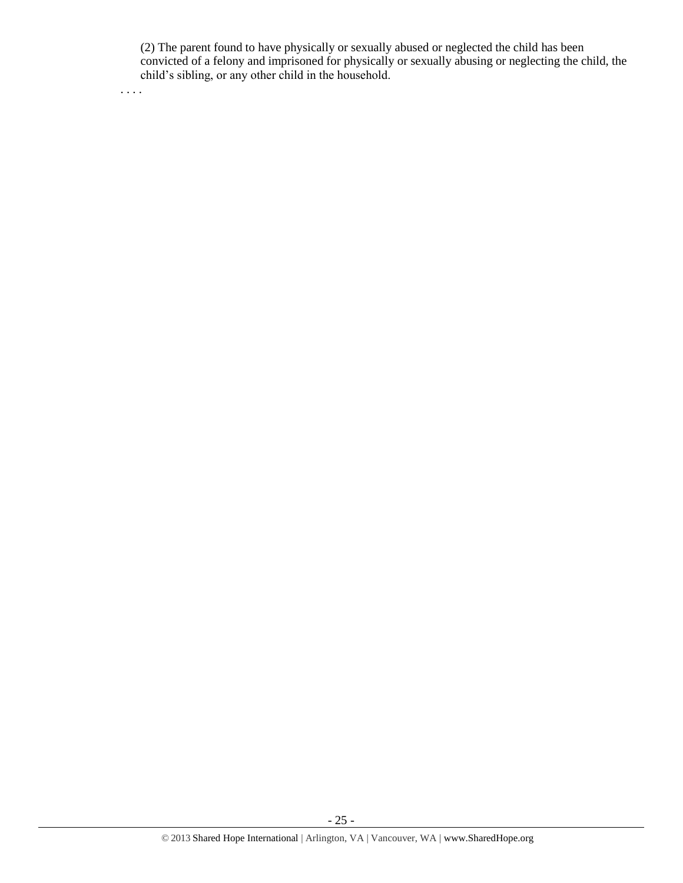(2) The parent found to have physically or sexually abused or neglected the child has been convicted of a felony and imprisoned for physically or sexually abusing or neglecting the child, the child's sibling, or any other child in the household.

. . . .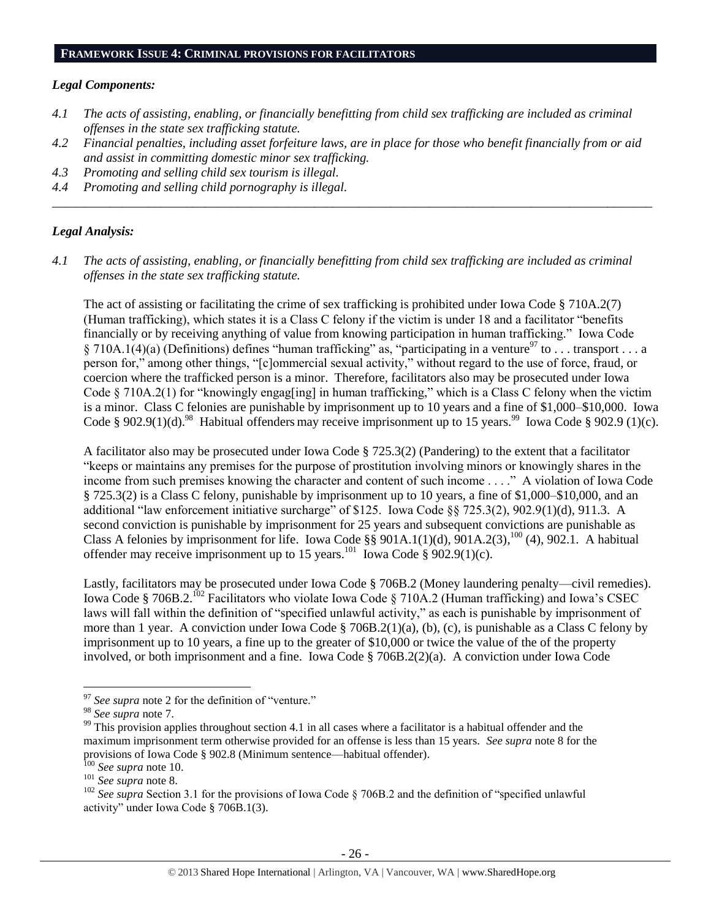## FRAMEWORK ISSUE 4: CRIMINAL PROVISIONS FOR FACILITATORS

### *Legal Components:*

*4.1 The acts of assisting, enabling, or financially benefitting from child sex trafficking are included as criminal offenses in the state sex trafficking statute.*

*4.2 Financial penalties, including asset forfeiture laws, are in place for those who benefit financially from or aid and assist in committing domestic minor sex trafficking.*

*4.3 Promoting and selling child sex tourism is illegal.*

*4.4 Promoting and selling child pornography is illegal.*

---

### *Legal Analysis:*

*4.1 The acts of assisting, enabling, or financially benefitting from child sex trafficking are included as criminal offenses in the state sex trafficking statute.*

The act of assisting or facilitating the crime of sex trafficking is prohibited under Iowa Code § 710A.2(7) (Human trafficking), which states it is a Class C felony if the victim is under 18 and a facilitator "benefits financially or by receiving anything of value from knowing participation in human trafficking." Iowa Code § 710A.1(4)(a) (Definitions) defines "human trafficking" as, "participating in a venture[97] to . . . transport . . . a person for," among other things, "[c]ommercial sexual activity," without regard to the use of force, fraud, or coercion where the trafficked person is a minor. Therefore, facilitators also may be prosecuted under Iowa Code § 710A.2(1) for "knowingly engag[ing] in human trafficking," which is a Class C felony when the victim is a minor. Class C felonies are punishable by imprisonment up to 10 years and a fine of $1,000–$10,000. Iowa Code § 902.9(1)(d).[98] Habitual offenders may receive imprisonment up to 15 years.[99] Iowa Code § 902.9 (1)(c).

A facilitator also may be prosecuted under Iowa Code § 725.3(2) (Pandering) to the extent that a facilitator "keeps or maintains any premises for the purpose of prostitution involving minors or knowingly shares in the income from such premises knowing the character and content of such income . . . ." A violation of Iowa Code § 725.3(2) is a Class C felony, punishable by imprisonment up to 10 years, a fine of $1,000–$10,000, and an additional "law enforcement initiative surcharge" of $125. Iowa Code §§ 725.3(2), 902.9(1)(d), 911.3. A second conviction is punishable by imprisonment for 25 years and subsequent convictions are punishable as Class A felonies by imprisonment for life. Iowa Code §§ 901A.1(1)(d), 901A.2(3),[100] (4), 902.1. A habitual offender may receive imprisonment up to 15 years.[101] Iowa Code § 902.9(1)(c).

Lastly, facilitators may be prosecuted under Iowa Code § 706B.2 (Money laundering penalty—civil remedies). Iowa Code § 706B.2.[102] Facilitators who violate Iowa Code § 710A.2 (Human trafficking) and Iowa's CSEC laws will fall within the definition of "specified unlawful activity," as each is punishable by imprisonment of more than 1 year. A conviction under Iowa Code § 706B.2(1)(a), (b), (c), is punishable as a Class C felony by imprisonment up to 10 years, a fine up to the greater of $10,000 or twice the value of the of the property involved, or both imprisonment and a fine. Iowa Code § 706B.2(2)(a). A conviction under Iowa Code

---

[97] *See supra* note 2 for the definition of "venture."

[98] *See supra* note 7.

[99] This provision applies throughout section 4.1 in all cases where a facilitator is a habitual offender and the maximum imprisonment term otherwise provided for an offense is less than 15 years. *See supra* note 8 for the provisions of Iowa Code § 902.8 (Minimum sentence—habitual offender).

[100] *See supra* note 10.

[101] *See supra* note 8.

[102] *See supra* Section 3.1 for the provisions of Iowa Code § 706B.2 and the definition of "specified unlawful activity" under Iowa Code § 706B.1(3).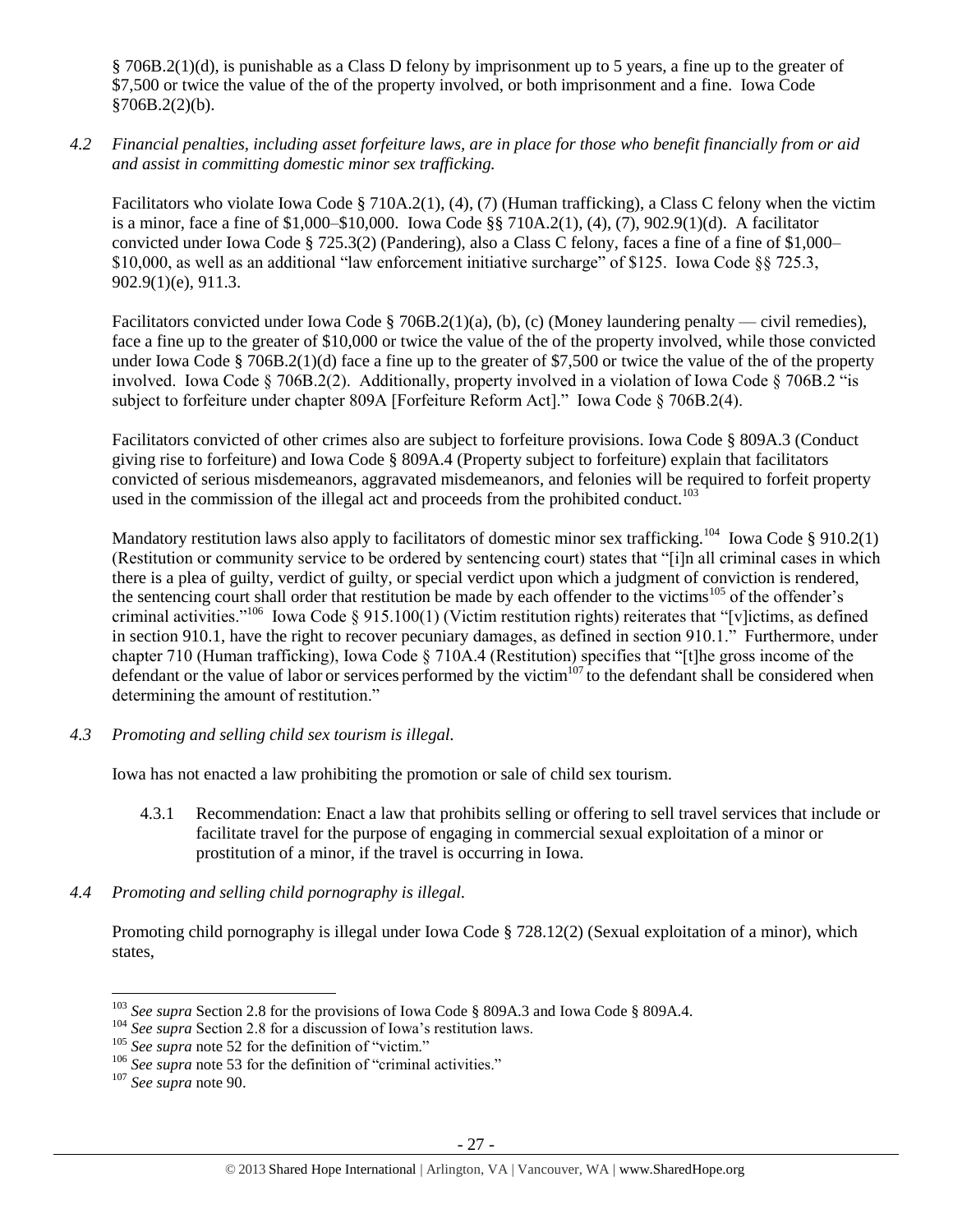§ 706B.2(1)(d), is punishable as a Class D felony by imprisonment up to 5 years, a fine up to the greater of $7,500 or twice the value of the of the property involved, or both imprisonment and a fine. Iowa Code §706B.2(2)(b).

*4.2 Financial penalties, including asset forfeiture laws, are in place for those who benefit financially from or aid and assist in committing domestic minor sex trafficking.*

Facilitators who violate Iowa Code § 710A.2(1), (4), (7) (Human trafficking), a Class C felony when the victim is a minor, face a fine of $1,000–$10,000. Iowa Code §§ 710A.2(1), (4), (7), 902.9(1)(d). A facilitator convicted under Iowa Code § 725.3(2) (Pandering), also a Class C felony, faces a fine of a fine of $1,000–$10,000, as well as an additional "law enforcement initiative surcharge" of $125. Iowa Code §§ 725.3, 902.9(1)(e), 911.3.

Facilitators convicted under Iowa Code § 706B.2(1)(a), (b), (c) (Money laundering penalty — civil remedies), face a fine up to the greater of $10,000 or twice the value of the of the property involved, while those convicted under Iowa Code § 706B.2(1)(d) face a fine up to the greater of $7,500 or twice the value of the of the property involved. Iowa Code § 706B.2(2). Additionally, property involved in a violation of Iowa Code § 706B.2 "is subject to forfeiture under chapter 809A [Forfeiture Reform Act]." Iowa Code § 706B.2(4).

Facilitators convicted of other crimes also are subject to forfeiture provisions. Iowa Code § 809A.3 (Conduct giving rise to forfeiture) and Iowa Code § 809A.4 (Property subject to forfeiture) explain that facilitators convicted of serious misdemeanors, aggravated misdemeanors, and felonies will be required to forfeit property used in the commission of the illegal act and proceeds from the prohibited conduct.[103]

Mandatory restitution laws also apply to facilitators of domestic minor sex trafficking.[104] Iowa Code § 910.2(1) (Restitution or community service to be ordered by sentencing court) states that "[i]n all criminal cases in which there is a plea of guilty, verdict of guilty, or special verdict upon which a judgment of conviction is rendered, the sentencing court shall order that restitution be made by each offender to the victims[105] of the offender's criminal activities."[106] Iowa Code § 915.100(1) (Victim restitution rights) reiterates that "[v]ictims, as defined in section 910.1, have the right to recover pecuniary damages, as defined in section 910.1." Furthermore, under chapter 710 (Human trafficking), Iowa Code § 710A.4 (Restitution) specifies that "[t]he gross income of the defendant or the value of labor or services performed by the victim[107] to the defendant shall be considered when determining the amount of restitution."

*4.3 Promoting and selling child sex tourism is illegal.*

Iowa has not enacted a law prohibiting the promotion or sale of child sex tourism.

4.3.1 Recommendation: Enact a law that prohibits selling or offering to sell travel services that include or facilitate travel for the purpose of engaging in commercial sexual exploitation of a minor or prostitution of a minor, if the travel is occurring in Iowa.

*4.4 Promoting and selling child pornography is illegal.*

Promoting child pornography is illegal under Iowa Code § 728.12(2) (Sexual exploitation of a minor), which states,

---

[103] *See supra* Section 2.8 for the provisions of Iowa Code § 809A.3 and Iowa Code § 809A.4.

[104] *See supra* Section 2.8 for a discussion of Iowa's restitution laws.

[105] *See supra* note 52 for the definition of "victim."

[106] *See supra* note 53 for the definition of "criminal activities."

[107] *See supra* note 90.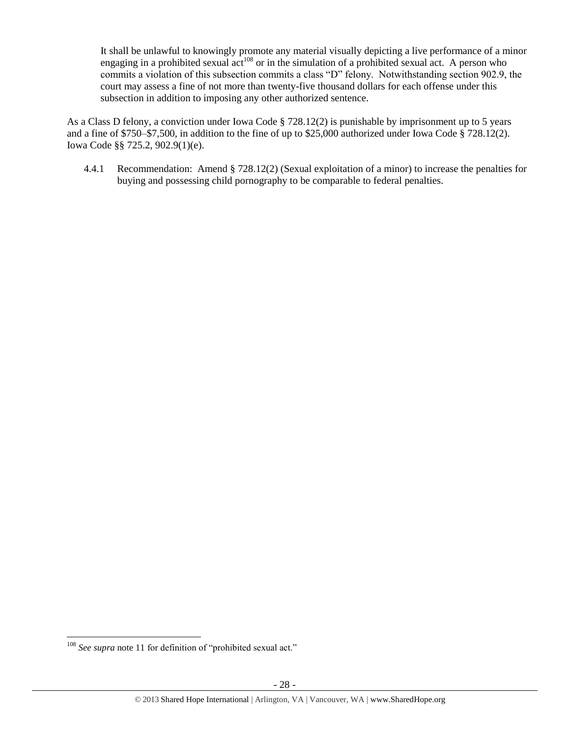> It shall be unlawful to knowingly promote any material visually depicting a live performance of a minor engaging in a prohibited sexual act[108] or in the simulation of a prohibited sexual act. A person who commits a violation of this subsection commits a class "D" felony. Notwithstanding section 902.9, the court may assess a fine of not more than twenty-five thousand dollars for each offense under this subsection in addition to imposing any other authorized sentence.

As a Class D felony, a conviction under Iowa Code § 728.12(2) is punishable by imprisonment up to 5 years and a fine of $750–$7,500, in addition to the fine of up to $25,000 authorized under Iowa Code § 728.12(2). Iowa Code §§ 725.2, 902.9(1)(e).

4.4.1 Recommendation: Amend § 728.12(2) (Sexual exploitation of a minor) to increase the penalties for buying and possessing child pornography to be comparable to federal penalties.

---

[108] *See supra* note 11 for definition of "prohibited sexual act."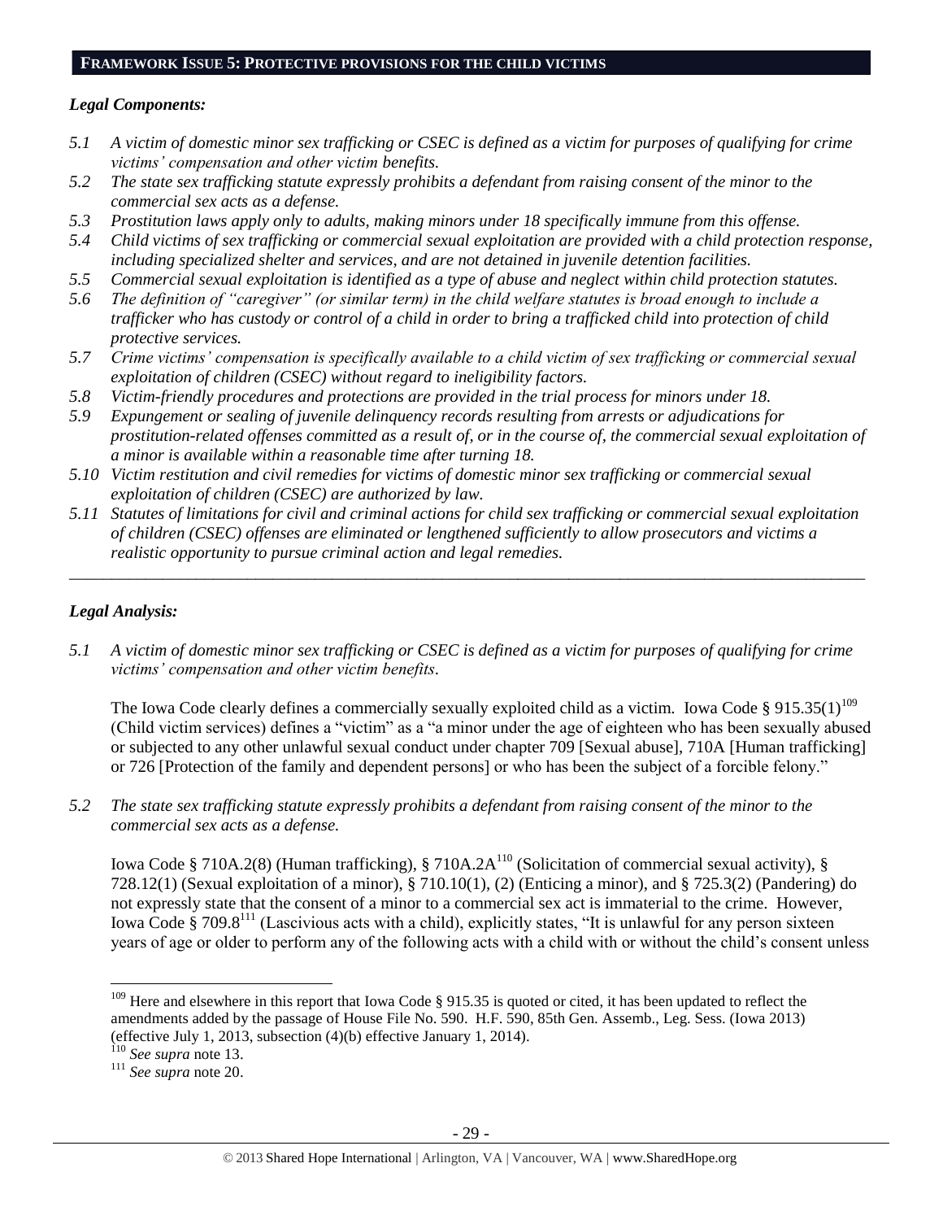## FRAMEWORK ISSUE 5: PROTECTIVE PROVISIONS FOR THE CHILD VICTIMS

### *Legal Components:*

*5.1 A victim of domestic minor sex trafficking or CSEC is defined as a victim for purposes of qualifying for crime victims' compensation and other victim benefits.*

*5.2 The state sex trafficking statute expressly prohibits a defendant from raising consent of the minor to the commercial sex acts as a defense.*

*5.3 Prostitution laws apply only to adults, making minors under 18 specifically immune from this offense.*

*5.4 Child victims of sex trafficking or commercial sexual exploitation are provided with a child protection response, including specialized shelter and services, and are not detained in juvenile detention facilities.*

*5.5 Commercial sexual exploitation is identified as a type of abuse and neglect within child protection statutes.*

*5.6 The definition of "caregiver" (or similar term) in the child welfare statutes is broad enough to include a trafficker who has custody or control of a child in order to bring a trafficked child into protection of child protective services.*

*5.7 Crime victims' compensation is specifically available to a child victim of sex trafficking or commercial sexual exploitation of children (CSEC) without regard to ineligibility factors.*

*5.8 Victim-friendly procedures and protections are provided in the trial process for minors under 18.*

*5.9 Expungement or sealing of juvenile delinquency records resulting from arrests or adjudications for prostitution-related offenses committed as a result of, or in the course of, the commercial sexual exploitation of a minor is available within a reasonable time after turning 18.*

*5.10 Victim restitution and civil remedies for victims of domestic minor sex trafficking or commercial sexual exploitation of children (CSEC) are authorized by law.*

*5.11 Statutes of limitations for civil and criminal actions for child sex trafficking or commercial sexual exploitation of children (CSEC) offenses are eliminated or lengthened sufficiently to allow prosecutors and victims a realistic opportunity to pursue criminal action and legal remedies.*

---

### *Legal Analysis:*

*5.1 A victim of domestic minor sex trafficking or CSEC is defined as a victim for purposes of qualifying for crime victims' compensation and other victim benefits.*

The Iowa Code clearly defines a commercially sexually exploited child as a victim. Iowa Code § 915.35(1)[109] (Child victim services) defines a "victim" as a "a minor under the age of eighteen who has been sexually abused or subjected to any other unlawful sexual conduct under chapter 709 [Sexual abuse], 710A [Human trafficking] or 726 [Protection of the family and dependent persons] or who has been the subject of a forcible felony."

*5.2 The state sex trafficking statute expressly prohibits a defendant from raising consent of the minor to the commercial sex acts as a defense.*

Iowa Code § 710A.2(8) (Human trafficking), § 710A.2A[110] (Solicitation of commercial sexual activity), § 728.12(1) (Sexual exploitation of a minor), § 710.10(1), (2) (Enticing a minor), and § 725.3(2) (Pandering) do not expressly state that the consent of a minor to a commercial sex act is immaterial to the crime. However, Iowa Code § 709.8[111] (Lascivious acts with a child), explicitly states, "It is unlawful for any person sixteen years of age or older to perform any of the following acts with a child with or without the child's consent unless

---

[109] Here and elsewhere in this report that Iowa Code § 915.35 is quoted or cited, it has been updated to reflect the amendments added by the passage of House File No. 590. H.F. 590, 85th Gen. Assemb., Leg. Sess. (Iowa 2013) (effective July 1, 2013, subsection (4)(b) effective January 1, 2014).

[110] *See supra* note 13.

[111] *See supra* note 20.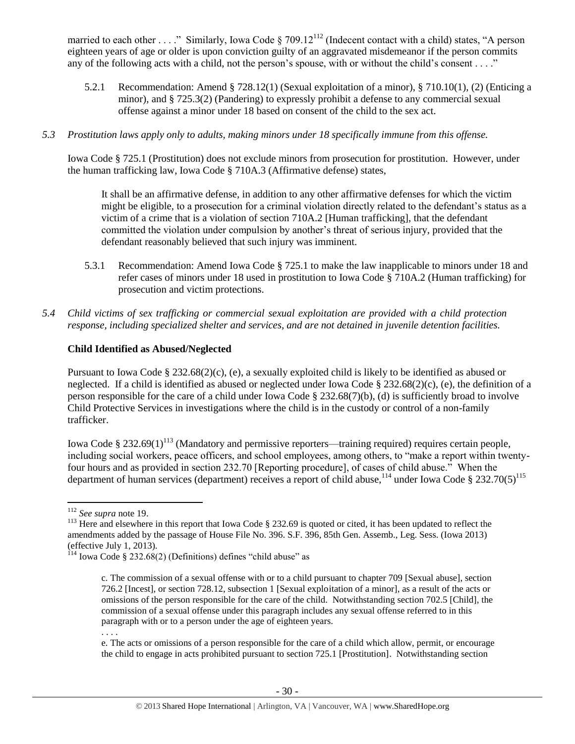married to each other . . . ." Similarly, Iowa Code § 709.12[112] (Indecent contact with a child) states, "A person eighteen years of age or older is upon conviction guilty of an aggravated misdemeanor if the person commits any of the following acts with a child, not the person's spouse, with or without the child's consent . . . ."

5.2.1 Recommendation: Amend § 728.12(1) (Sexual exploitation of a minor), § 710.10(1), (2) (Enticing a minor), and § 725.3(2) (Pandering) to expressly prohibit a defense to any commercial sexual offense against a minor under 18 based on consent of the child to the sex act.

*5.3 Prostitution laws apply only to adults, making minors under 18 specifically immune from this offense.*

Iowa Code § 725.1 (Prostitution) does not exclude minors from prosecution for prostitution. However, under the human trafficking law, Iowa Code § 710A.3 (Affirmative defense) states,

> It shall be an affirmative defense, in addition to any other affirmative defenses for which the victim might be eligible, to a prosecution for a criminal violation directly related to the defendant's status as a victim of a crime that is a violation of section 710A.2 [Human trafficking], that the defendant committed the violation under compulsion by another's threat of serious injury, provided that the defendant reasonably believed that such injury was imminent.

5.3.1 Recommendation: Amend Iowa Code § 725.1 to make the law inapplicable to minors under 18 and refer cases of minors under 18 used in prostitution to Iowa Code § 710A.2 (Human trafficking) for prosecution and victim protections.

*5.4 Child victims of sex trafficking or commercial sexual exploitation are provided with a child protection response, including specialized shelter and services, and are not detained in juvenile detention facilities.*

**Child Identified as Abused/Neglected**

Pursuant to Iowa Code § 232.68(2)(c), (e), a sexually exploited child is likely to be identified as abused or neglected. If a child is identified as abused or neglected under Iowa Code § 232.68(2)(c), (e), the definition of a person responsible for the care of a child under Iowa Code § 232.68(7)(b), (d) is sufficiently broad to involve Child Protective Services in investigations where the child is in the custody or control of a non-family trafficker.

Iowa Code § 232.69(1)[113] (Mandatory and permissive reporters—training required) requires certain people, including social workers, peace officers, and school employees, among others, to "make a report within twenty-four hours and as provided in section 232.70 [Reporting procedure], of cases of child abuse." When the department of human services (department) receives a report of child abuse,[114] under Iowa Code § 232.70(5)[115]

---

[112] *See supra* note 19.

[113] Here and elsewhere in this report that Iowa Code § 232.69 is quoted or cited, it has been updated to reflect the amendments added by the passage of House File No. 396. S.F. 396, 85th Gen. Assemb., Leg. Sess. (Iowa 2013) (effective July 1, 2013).

[114] Iowa Code § 232.68(2) (Definitions) defines "child abuse" as

> c. The commission of a sexual offense with or to a child pursuant to chapter 709 [Sexual abuse], section 726.2 [Incest], or section 728.12, subsection 1 [Sexual exploitation of a minor], as a result of the acts or omissions of the person responsible for the care of the child. Notwithstanding section 702.5 [Child], the commission of a sexual offense under this paragraph includes any sexual offense referred to in this paragraph with or to a person under the age of eighteen years.
>
> . . . .
>
> e. The acts or omissions of a person responsible for the care of a child which allow, permit, or encourage the child to engage in acts prohibited pursuant to section 725.1 [Prostitution]. Notwithstanding section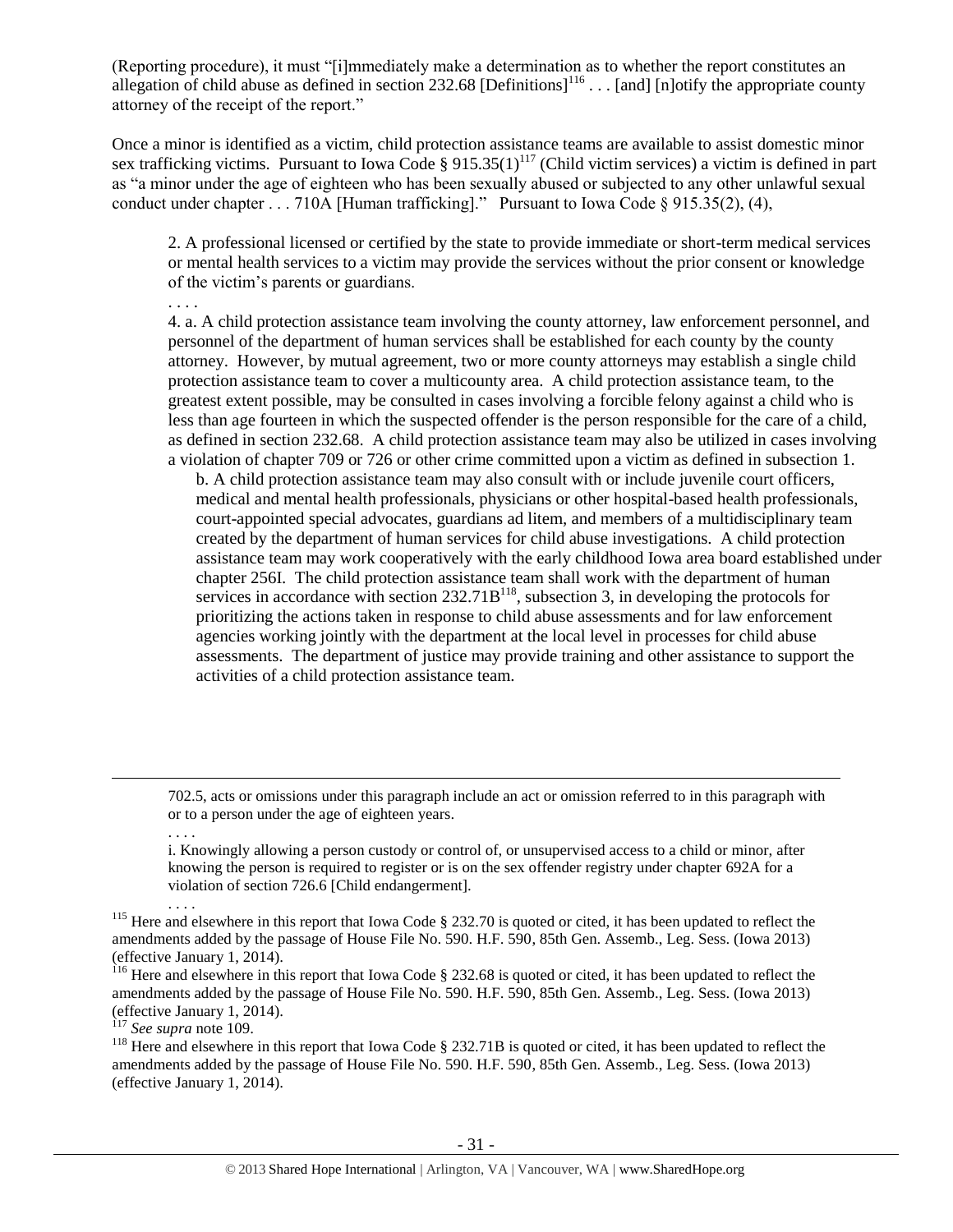(Reporting procedure), it must "[i]mmediately make a determination as to whether the report constitutes an allegation of child abuse as defined in section 232.68 [Definitions][116] . . . [and] [n]otify the appropriate county attorney of the receipt of the report."

Once a minor is identified as a victim, child protection assistance teams are available to assist domestic minor sex trafficking victims. Pursuant to Iowa Code § 915.35(1)[117] (Child victim services) a victim is defined in part as "a minor under the age of eighteen who has been sexually abused or subjected to any other unlawful sexual conduct under chapter . . . 710A [Human trafficking]." Pursuant to Iowa Code § 915.35(2), (4),

> 2. A professional licensed or certified by the state to provide immediate or short-term medical services or mental health services to a victim may provide the services without the prior consent or knowledge of the victim's parents or guardians.
>
> . . . .
>
> 4. a. A child protection assistance team involving the county attorney, law enforcement personnel, and personnel of the department of human services shall be established for each county by the county attorney. However, by mutual agreement, two or more county attorneys may establish a single child protection assistance team to cover a multicounty area. A child protection assistance team, to the greatest extent possible, may be consulted in cases involving a forcible felony against a child who is less than age fourteen in which the suspected offender is the person responsible for the care of a child, as defined in section 232.68. A child protection assistance team may also be utilized in cases involving a violation of chapter 709 or 726 or other crime committed upon a victim as defined in subsection 1.
>
> b. A child protection assistance team may also consult with or include juvenile court officers, medical and mental health professionals, physicians or other hospital-based health professionals, court-appointed special advocates, guardians ad litem, and members of a multidisciplinary team created by the department of human services for child abuse investigations. A child protection assistance team may work cooperatively with the early childhood Iowa area board established under chapter 256I. The child protection assistance team shall work with the department of human services in accordance with section 232.71B[118], subsection 3, in developing the protocols for prioritizing the actions taken in response to child abuse assessments and for law enforcement agencies working jointly with the department at the local level in processes for child abuse assessments. The department of justice may provide training and other assistance to support the activities of a child protection assistance team.

---

> 702.5, acts or omissions under this paragraph include an act or omission referred to in this paragraph with or to a person under the age of eighteen years.
>
> . . . .
>
> i. Knowingly allowing a person custody or control of, or unsupervised access to a child or minor, after knowing the person is required to register or is on the sex offender registry under chapter 692A for a violation of section 726.6 [Child endangerment].
>
> . . . .

[115] Here and elsewhere in this report that Iowa Code § 232.70 is quoted or cited, it has been updated to reflect the amendments added by the passage of House File No. 590. H.F. 590, 85th Gen. Assemb., Leg. Sess. (Iowa 2013) (effective January 1, 2014).

[116] Here and elsewhere in this report that Iowa Code § 232.68 is quoted or cited, it has been updated to reflect the amendments added by the passage of House File No. 590. H.F. 590, 85th Gen. Assemb., Leg. Sess. (Iowa 2013) (effective January 1, 2014).

[117] *See supra* note 109.

[118] Here and elsewhere in this report that Iowa Code § 232.71B is quoted or cited, it has been updated to reflect the amendments added by the passage of House File No. 590. H.F. 590, 85th Gen. Assemb., Leg. Sess. (Iowa 2013) (effective January 1, 2014).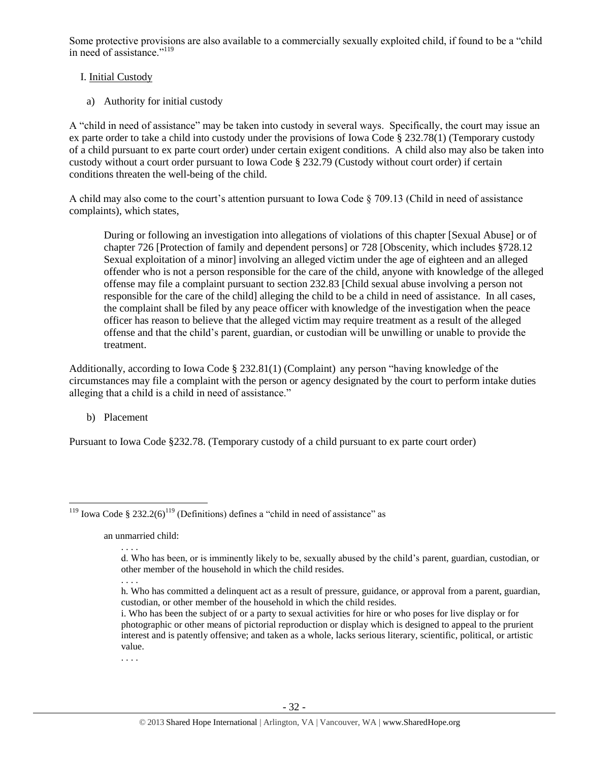Some protective provisions are also available to a commercially sexually exploited child, if found to be a "child in need of assistance."[119]

I. Initial Custody

a) Authority for initial custody

A "child in need of assistance" may be taken into custody in several ways. Specifically, the court may issue an ex parte order to take a child into custody under the provisions of Iowa Code § 232.78(1) (Temporary custody of a child pursuant to ex parte court order) under certain exigent conditions. A child also may also be taken into custody without a court order pursuant to Iowa Code § 232.79 (Custody without court order) if certain conditions threaten the well-being of the child.

A child may also come to the court's attention pursuant to Iowa Code § 709.13 (Child in need of assistance complaints), which states,

> During or following an investigation into allegations of violations of this chapter [Sexual Abuse] or of chapter 726 [Protection of family and dependent persons] or 728 [Obscenity, which includes §728.12 Sexual exploitation of a minor] involving an alleged victim under the age of eighteen and an alleged offender who is not a person responsible for the care of the child, anyone with knowledge of the alleged offense may file a complaint pursuant to section 232.83 [Child sexual abuse involving a person not responsible for the care of the child] alleging the child to be a child in need of assistance. In all cases, the complaint shall be filed by any peace officer with knowledge of the investigation when the peace officer has reason to believe that the alleged victim may require treatment as a result of the alleged offense and that the child's parent, guardian, or custodian will be unwilling or unable to provide the treatment.

Additionally, according to Iowa Code § 232.81(1) (Complaint) any person "having knowledge of the circumstances may file a complaint with the person or agency designated by the court to perform intake duties alleging that a child is a child in need of assistance."

b) Placement

Pursuant to Iowa Code §232.78. (Temporary custody of a child pursuant to ex parte court order)

---

[119] Iowa Code § 232.2(6)[119] (Definitions) defines a "child in need of assistance" as

> an unmarried child:
>
> . . . .
>
> d. Who has been, or is imminently likely to be, sexually abused by the child's parent, guardian, custodian, or other member of the household in which the child resides.
>
> . . . .
>
> h. Who has committed a delinquent act as a result of pressure, guidance, or approval from a parent, guardian, custodian, or other member of the household in which the child resides.
>
> i. Who has been the subject of or a party to sexual activities for hire or who poses for live display or for photographic or other means of pictorial reproduction or display which is designed to appeal to the prurient interest and is patently offensive; and taken as a whole, lacks serious literary, scientific, political, or artistic value.
>
> . . . .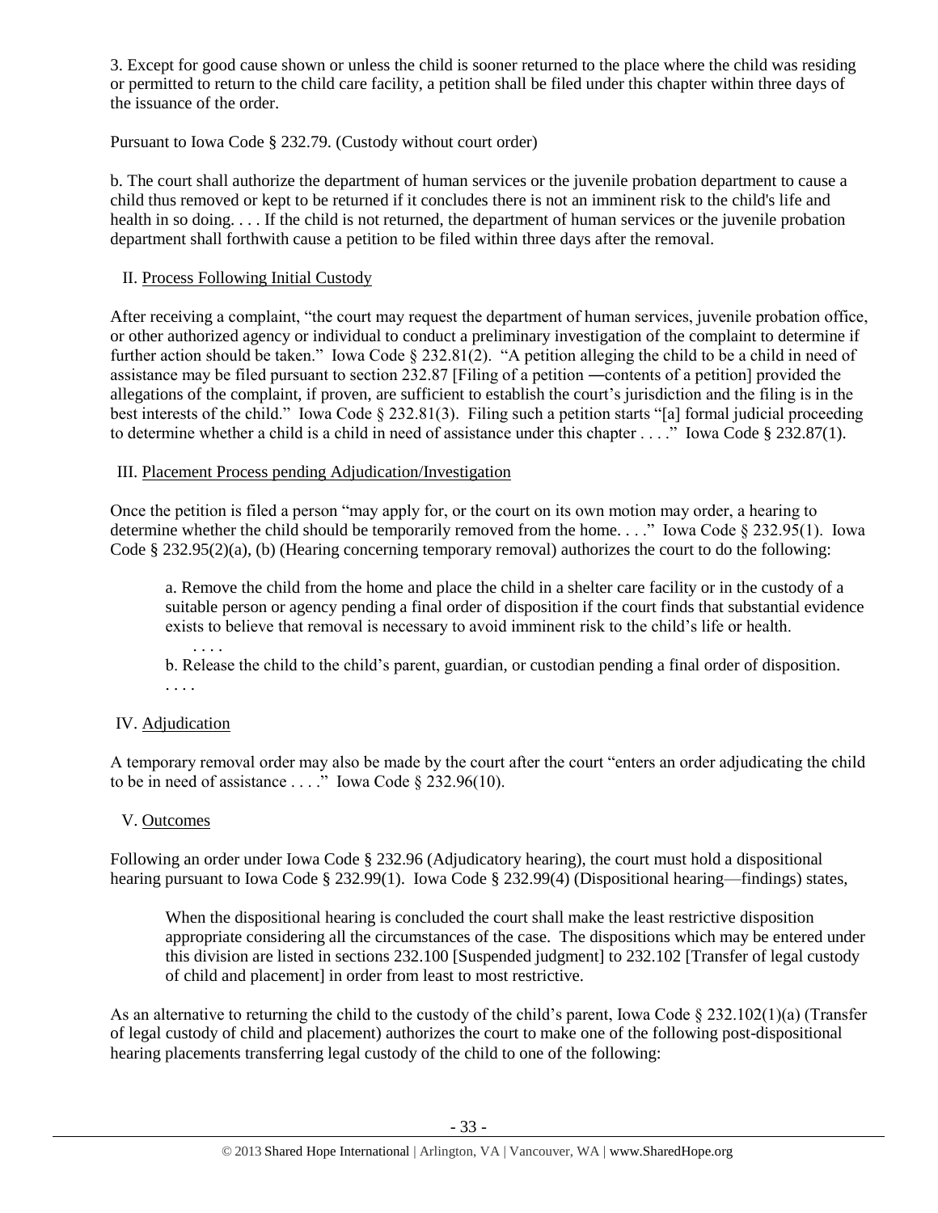3. Except for good cause shown or unless the child is sooner returned to the place where the child was residing or permitted to return to the child care facility, a petition shall be filed under this chapter within three days of the issuance of the order.

Pursuant to Iowa Code § 232.79. (Custody without court order)

b. The court shall authorize the department of human services or the juvenile probation department to cause a child thus removed or kept to be returned if it concludes there is not an imminent risk to the child's life and health in so doing. . . . If the child is not returned, the department of human services or the juvenile probation department shall forthwith cause a petition to be filed within three days after the removal.

II. <u>Process Following Initial Custody</u>

After receiving a complaint, "the court may request the department of human services, juvenile probation office, or other authorized agency or individual to conduct a preliminary investigation of the complaint to determine if further action should be taken." Iowa Code § 232.81(2). "A petition alleging the child to be a child in need of assistance may be filed pursuant to section 232.87 [Filing of a petition ―contents of a petition] provided the allegations of the complaint, if proven, are sufficient to establish the court's jurisdiction and the filing is in the best interests of the child." Iowa Code § 232.81(3). Filing such a petition starts "[a] formal judicial proceeding to determine whether a child is a child in need of assistance under this chapter . . . ." Iowa Code § 232.87(1).

III. <u>Placement Process pending Adjudication/Investigation</u>

Once the petition is filed a person "may apply for, or the court on its own motion may order, a hearing to determine whether the child should be temporarily removed from the home. . . ." Iowa Code § 232.95(1). Iowa Code § 232.95(2)(a), (b) (Hearing concerning temporary removal) authorizes the court to do the following:

> a. Remove the child from the home and place the child in a shelter care facility or in the custody of a suitable person or agency pending a final order of disposition if the court finds that substantial evidence exists to believe that removal is necessary to avoid imminent risk to the child's life or health.
>
> . . . .
>
> b. Release the child to the child's parent, guardian, or custodian pending a final order of disposition.
>
> . . . .

IV. <u>Adjudication</u>

A temporary removal order may also be made by the court after the court "enters an order adjudicating the child to be in need of assistance . . . ." Iowa Code § 232.96(10).

V. <u>Outcomes</u>

Following an order under Iowa Code § 232.96 (Adjudicatory hearing), the court must hold a dispositional hearing pursuant to Iowa Code § 232.99(1). Iowa Code § 232.99(4) (Dispositional hearing—findings) states,

> When the dispositional hearing is concluded the court shall make the least restrictive disposition appropriate considering all the circumstances of the case. The dispositions which may be entered under this division are listed in sections 232.100 [Suspended judgment] to 232.102 [Transfer of legal custody of child and placement] in order from least to most restrictive.

As an alternative to returning the child to the custody of the child's parent, Iowa Code § 232.102(1)(a) (Transfer of legal custody of child and placement) authorizes the court to make one of the following post-dispositional hearing placements transferring legal custody of the child to one of the following: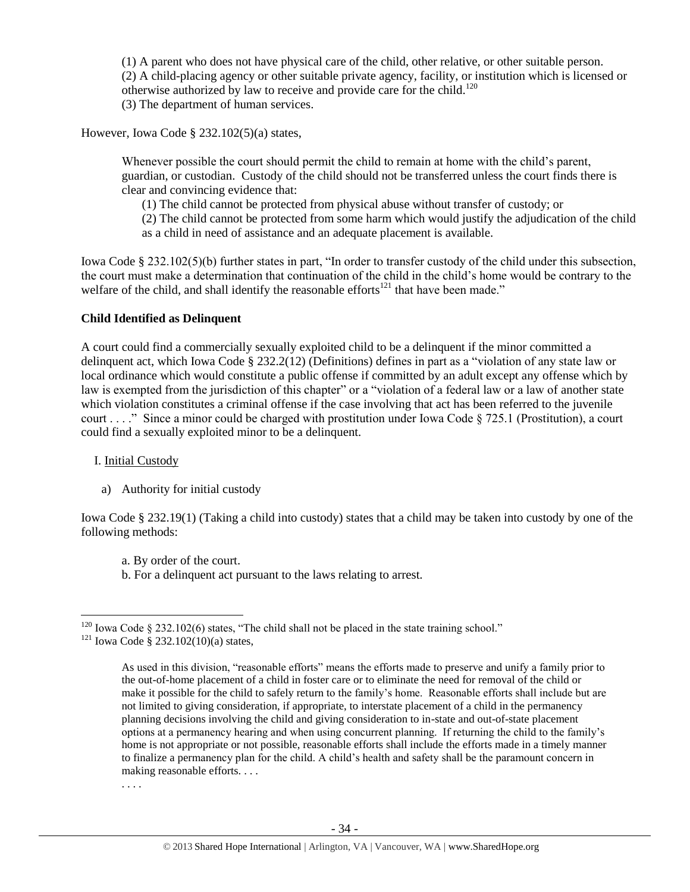> (1) A parent who does not have physical care of the child, other relative, or other suitable person.
> (2) A child-placing agency or other suitable private agency, facility, or institution which is licensed or otherwise authorized by law to receive and provide care for the child.[120]
> (3) The department of human services.

However, Iowa Code § 232.102(5)(a) states,

> Whenever possible the court should permit the child to remain at home with the child's parent, guardian, or custodian. Custody of the child should not be transferred unless the court finds there is clear and convincing evidence that:
>
> (1) The child cannot be protected from physical abuse without transfer of custody; or
> (2) The child cannot be protected from some harm which would justify the adjudication of the child as a child in need of assistance and an adequate placement is available.

Iowa Code § 232.102(5)(b) further states in part, "In order to transfer custody of the child under this subsection, the court must make a determination that continuation of the child in the child's home would be contrary to the welfare of the child, and shall identify the reasonable efforts[121] that have been made."

**Child Identified as Delinquent**

A court could find a commercially sexually exploited child to be a delinquent if the minor committed a delinquent act, which Iowa Code § 232.2(12) (Definitions) defines in part as a "violation of any state law or local ordinance which would constitute a public offense if committed by an adult except any offense which by law is exempted from the jurisdiction of this chapter" or a "violation of a federal law or a law of another state which violation constitutes a criminal offense if the case involving that act has been referred to the juvenile court . . . ." Since a minor could be charged with prostitution under Iowa Code § 725.1 (Prostitution), a court could find a sexually exploited minor to be a delinquent.

I. Initial Custody

a) Authority for initial custody

Iowa Code § 232.19(1) (Taking a child into custody) states that a child may be taken into custody by one of the following methods:

> a. By order of the court.
> b. For a delinquent act pursuant to the laws relating to arrest.

---

[120] Iowa Code § 232.102(6) states, "The child shall not be placed in the state training school."

[121] Iowa Code § 232.102(10)(a) states,

> As used in this division, "reasonable efforts" means the efforts made to preserve and unify a family prior to the out-of-home placement of a child in foster care or to eliminate the need for removal of the child or make it possible for the child to safely return to the family's home. Reasonable efforts shall include but are not limited to giving consideration, if appropriate, to interstate placement of a child in the permanency planning decisions involving the child and giving consideration to in-state and out-of-state placement options at a permanency hearing and when using concurrent planning. If returning the child to the family's home is not appropriate or not possible, reasonable efforts shall include the efforts made in a timely manner to finalize a permanency plan for the child. A child's health and safety shall be the paramount concern in making reasonable efforts. . . .
>
> . . . .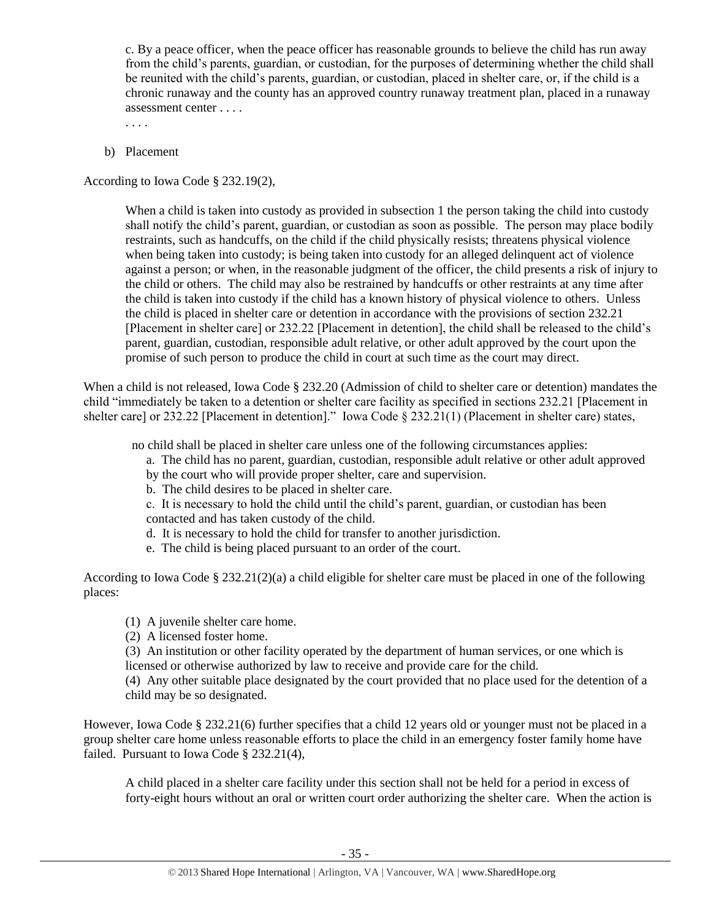> c. By a peace officer, when the peace officer has reasonable grounds to believe the child has run away from the child's parents, guardian, or custodian, for the purposes of determining whether the child shall be reunited with the child's parents, guardian, or custodian, placed in shelter care, or, if the child is a chronic runaway and the county has an approved country runaway treatment plan, placed in a runaway assessment center . . . .
>
> . . . .

b) Placement

According to Iowa Code § 232.19(2),

> When a child is taken into custody as provided in subsection 1 the person taking the child into custody shall notify the child's parent, guardian, or custodian as soon as possible. The person may place bodily restraints, such as handcuffs, on the child if the child physically resists; threatens physical violence when being taken into custody; is being taken into custody for an alleged delinquent act of violence against a person; or when, in the reasonable judgment of the officer, the child presents a risk of injury to the child or others. The child may also be restrained by handcuffs or other restraints at any time after the child is taken into custody if the child has a known history of physical violence to others. Unless the child is placed in shelter care or detention in accordance with the provisions of section 232.21 [Placement in shelter care] or 232.22 [Placement in detention], the child shall be released to the child's parent, guardian, custodian, responsible adult relative, or other adult approved by the court upon the promise of such person to produce the child in court at such time as the court may direct.

When a child is not released, Iowa Code § 232.20 (Admission of child to shelter care or detention) mandates the child "immediately be taken to a detention or shelter care facility as specified in sections 232.21 [Placement in shelter care] or 232.22 [Placement in detention]." Iowa Code § 232.21(1) (Placement in shelter care) states,

> no child shall be placed in shelter care unless one of the following circumstances applies:
>
> a. The child has no parent, guardian, custodian, responsible adult relative or other adult approved by the court who will provide proper shelter, care and supervision.
>
> b. The child desires to be placed in shelter care.
>
> c. It is necessary to hold the child until the child's parent, guardian, or custodian has been contacted and has taken custody of the child.
>
> d. It is necessary to hold the child for transfer to another jurisdiction.
>
> e. The child is being placed pursuant to an order of the court.

According to Iowa Code § 232.21(2)(a) a child eligible for shelter care must be placed in one of the following places:

> (1) A juvenile shelter care home.
>
> (2) A licensed foster home.
>
> (3) An institution or other facility operated by the department of human services, or one which is licensed or otherwise authorized by law to receive and provide care for the child.
>
> (4) Any other suitable place designated by the court provided that no place used for the detention of a child may be so designated.

However, Iowa Code § 232.21(6) further specifies that a child 12 years old or younger must not be placed in a group shelter care home unless reasonable efforts to place the child in an emergency foster family home have failed. Pursuant to Iowa Code § 232.21(4),

> A child placed in a shelter care facility under this section shall not be held for a period in excess of forty-eight hours without an oral or written court order authorizing the shelter care. When the action is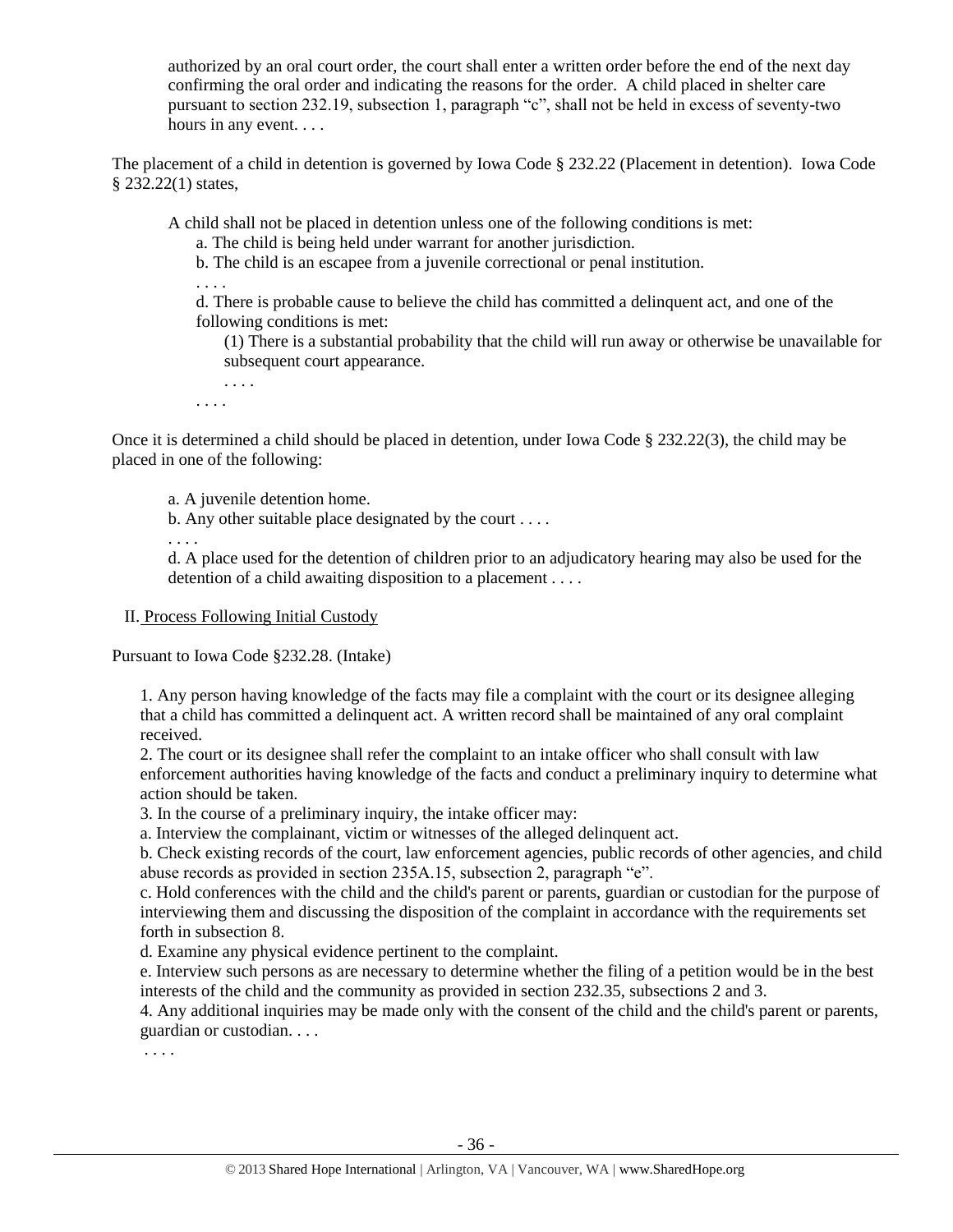> authorized by an oral court order, the court shall enter a written order before the end of the next day confirming the oral order and indicating the reasons for the order. A child placed in shelter care pursuant to section 232.19, subsection 1, paragraph "c", shall not be held in excess of seventy-two hours in any event. . . .

The placement of a child in detention is governed by Iowa Code § 232.22 (Placement in detention). Iowa Code § 232.22(1) states,

> A child shall not be placed in detention unless one of the following conditions is met:
>
> a. The child is being held under warrant for another jurisdiction.
>
> b. The child is an escapee from a juvenile correctional or penal institution.
>
> . . . .
>
> d. There is probable cause to believe the child has committed a delinquent act, and one of the following conditions is met:
>
> (1) There is a substantial probability that the child will run away or otherwise be unavailable for subsequent court appearance.
>
> . . . .
>
> . . . .

Once it is determined a child should be placed in detention, under Iowa Code § 232.22(3), the child may be placed in one of the following:

> a. A juvenile detention home.
>
> b. Any other suitable place designated by the court . . . .
>
> . . . .
>
> d. A place used for the detention of children prior to an adjudicatory hearing may also be used for the detention of a child awaiting disposition to a placement . . . .

II. Process Following Initial Custody

Pursuant to Iowa Code §232.28. (Intake)

> 1. Any person having knowledge of the facts may file a complaint with the court or its designee alleging that a child has committed a delinquent act. A written record shall be maintained of any oral complaint received.
>
> 2. The court or its designee shall refer the complaint to an intake officer who shall consult with law enforcement authorities having knowledge of the facts and conduct a preliminary inquiry to determine what action should be taken.
>
> 3. In the course of a preliminary inquiry, the intake officer may:
>
> a. Interview the complainant, victim or witnesses of the alleged delinquent act.
>
> b. Check existing records of the court, law enforcement agencies, public records of other agencies, and child abuse records as provided in section 235A.15, subsection 2, paragraph "e".
>
> c. Hold conferences with the child and the child's parent or parents, guardian or custodian for the purpose of interviewing them and discussing the disposition of the complaint in accordance with the requirements set forth in subsection 8.
>
> d. Examine any physical evidence pertinent to the complaint.
>
> e. Interview such persons as are necessary to determine whether the filing of a petition would be in the best interests of the child and the community as provided in section 232.35, subsections 2 and 3.
>
> 4. Any additional inquiries may be made only with the consent of the child and the child's parent or parents, guardian or custodian. . . .
>
> . . . .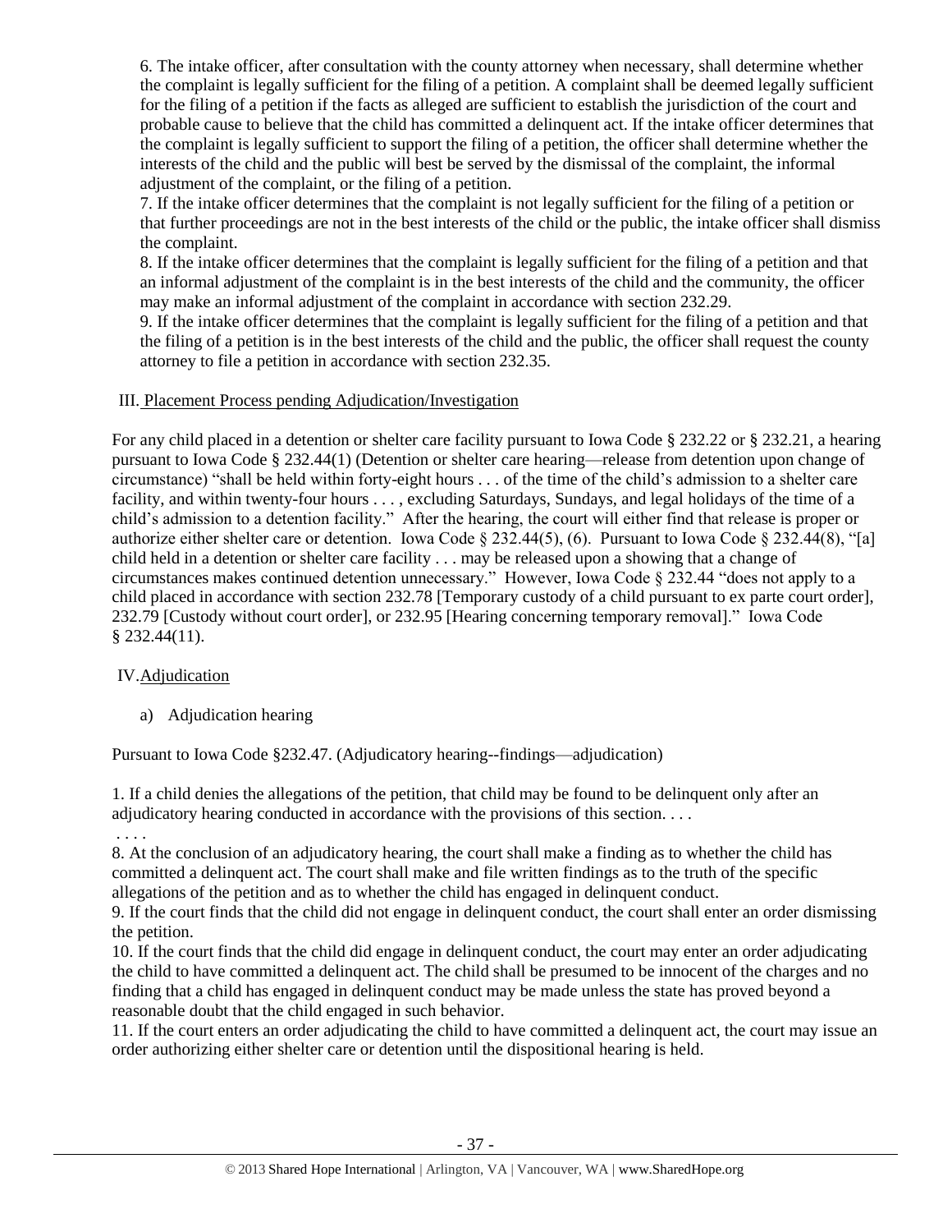6. The intake officer, after consultation with the county attorney when necessary, shall determine whether the complaint is legally sufficient for the filing of a petition. A complaint shall be deemed legally sufficient for the filing of a petition if the facts as alleged are sufficient to establish the jurisdiction of the court and probable cause to believe that the child has committed a delinquent act. If the intake officer determines that the complaint is legally sufficient to support the filing of a petition, the officer shall determine whether the interests of the child and the public will best be served by the dismissal of the complaint, the informal adjustment of the complaint, or the filing of a petition.

7. If the intake officer determines that the complaint is not legally sufficient for the filing of a petition or that further proceedings are not in the best interests of the child or the public, the intake officer shall dismiss the complaint.

8. If the intake officer determines that the complaint is legally sufficient for the filing of a petition and that an informal adjustment of the complaint is in the best interests of the child and the community, the officer may make an informal adjustment of the complaint in accordance with section 232.29.

9. If the intake officer determines that the complaint is legally sufficient for the filing of a petition and that the filing of a petition is in the best interests of the child and the public, the officer shall request the county attorney to file a petition in accordance with section 232.35.

## III. Placement Process pending Adjudication/Investigation

For any child placed in a detention or shelter care facility pursuant to Iowa Code § 232.22 or § 232.21, a hearing pursuant to Iowa Code § 232.44(1) (Detention or shelter care hearing—release from detention upon change of circumstance) "shall be held within forty-eight hours . . . of the time of the child's admission to a shelter care facility, and within twenty-four hours . . . , excluding Saturdays, Sundays, and legal holidays of the time of a child's admission to a detention facility." After the hearing, the court will either find that release is proper or authorize either shelter care or detention. Iowa Code § 232.44(5), (6). Pursuant to Iowa Code § 232.44(8), "[a] child held in a detention or shelter care facility . . . may be released upon a showing that a change of circumstances makes continued detention unnecessary." However, Iowa Code § 232.44 "does not apply to a child placed in accordance with section 232.78 [Temporary custody of a child pursuant to ex parte court order], 232.79 [Custody without court order], or 232.95 [Hearing concerning temporary removal]." Iowa Code § 232.44(11).

## IV. Adjudication

### a) Adjudication hearing

Pursuant to Iowa Code §232.47. (Adjudicatory hearing--findings—adjudication)

1. If a child denies the allegations of the petition, that child may be found to be delinquent only after an adjudicatory hearing conducted in accordance with the provisions of this section. . . .

. . . .

8. At the conclusion of an adjudicatory hearing, the court shall make a finding as to whether the child has committed a delinquent act. The court shall make and file written findings as to the truth of the specific allegations of the petition and as to whether the child has engaged in delinquent conduct.

9. If the court finds that the child did not engage in delinquent conduct, the court shall enter an order dismissing the petition.

10. If the court finds that the child did engage in delinquent conduct, the court may enter an order adjudicating the child to have committed a delinquent act. The child shall be presumed to be innocent of the charges and no finding that a child has engaged in delinquent conduct may be made unless the state has proved beyond a reasonable doubt that the child engaged in such behavior.

11. If the court enters an order adjudicating the child to have committed a delinquent act, the court may issue an order authorizing either shelter care or detention until the dispositional hearing is held.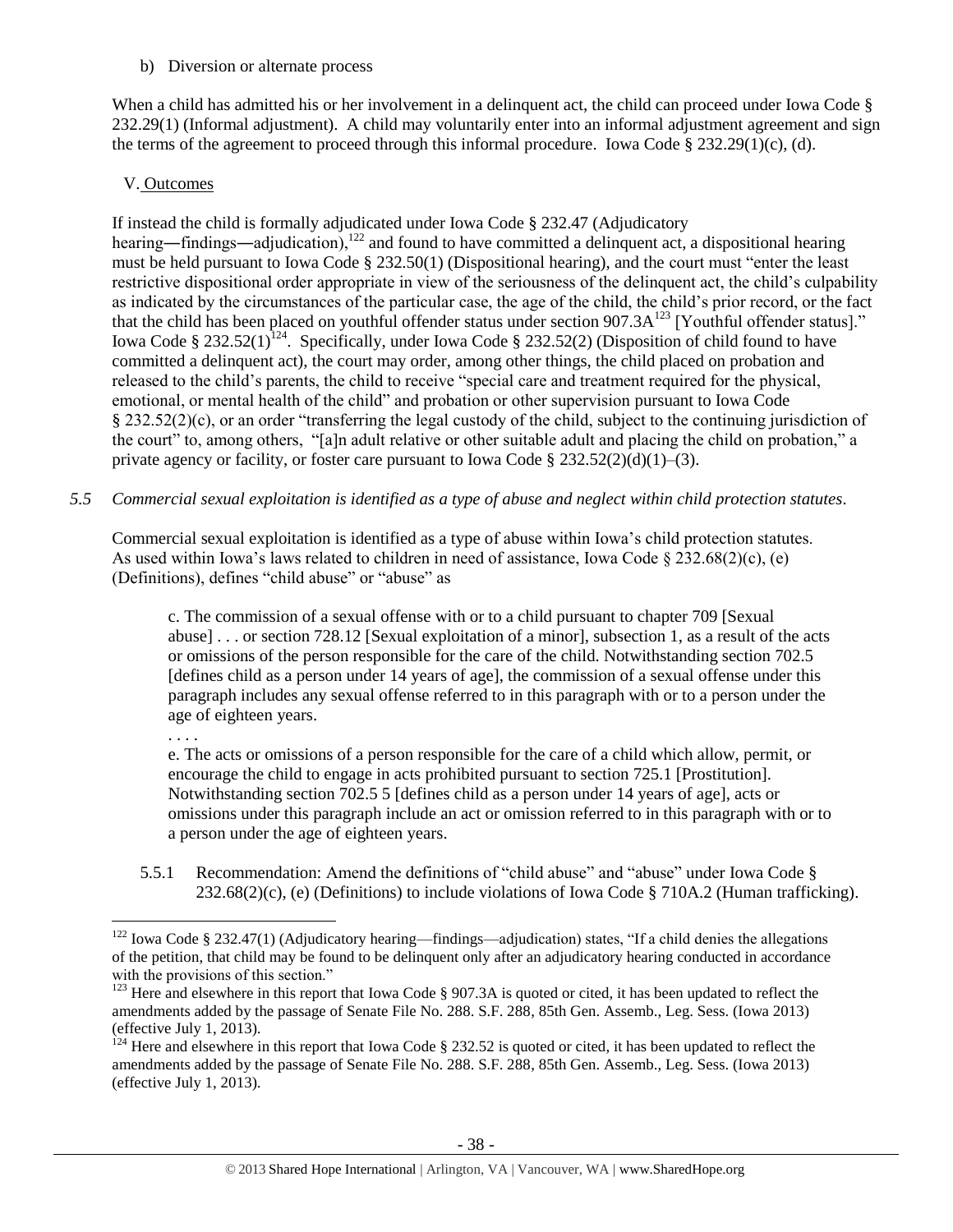b) Diversion or alternate process

When a child has admitted his or her involvement in a delinquent act, the child can proceed under Iowa Code § 232.29(1) (Informal adjustment). A child may voluntarily enter into an informal adjustment agreement and sign the terms of the agreement to proceed through this informal procedure. Iowa Code § 232.29(1)(c), (d).

V. Outcomes

If instead the child is formally adjudicated under Iowa Code § 232.47 (Adjudicatory hearing―findings―adjudication),[122] and found to have committed a delinquent act, a dispositional hearing must be held pursuant to Iowa Code § 232.50(1) (Dispositional hearing), and the court must "enter the least restrictive dispositional order appropriate in view of the seriousness of the delinquent act, the child's culpability as indicated by the circumstances of the particular case, the age of the child, the child's prior record, or the fact that the child has been placed on youthful offender status under section 907.3A[123] [Youthful offender status]." Iowa Code § 232.52(1)[124]. Specifically, under Iowa Code § 232.52(2) (Disposition of child found to have committed a delinquent act), the court may order, among other things, the child placed on probation and released to the child's parents, the child to receive "special care and treatment required for the physical, emotional, or mental health of the child" and probation or other supervision pursuant to Iowa Code § 232.52(2)(c), or an order "transferring the legal custody of the child, subject to the continuing jurisdiction of the court" to, among others, "[a]n adult relative or other suitable adult and placing the child on probation," a private agency or facility, or foster care pursuant to Iowa Code § 232.52(2)(d)(1)–(3).

*5.5 Commercial sexual exploitation is identified as a type of abuse and neglect within child protection statutes.*

Commercial sexual exploitation is identified as a type of abuse within Iowa's child protection statutes. As used within Iowa's laws related to children in need of assistance, Iowa Code § 232.68(2)(c), (e) (Definitions), defines "child abuse" or "abuse" as

> c. The commission of a sexual offense with or to a child pursuant to chapter 709 [Sexual abuse] . . . or section 728.12 [Sexual exploitation of a minor], subsection 1, as a result of the acts or omissions of the person responsible for the care of the child. Notwithstanding section 702.5 [defines child as a person under 14 years of age], the commission of a sexual offense under this paragraph includes any sexual offense referred to in this paragraph with or to a person under the age of eighteen years.
>
> . . . .
>
> e. The acts or omissions of a person responsible for the care of a child which allow, permit, or encourage the child to engage in acts prohibited pursuant to section 725.1 [Prostitution]. Notwithstanding section 702.5 5 [defines child as a person under 14 years of age], acts or omissions under this paragraph include an act or omission referred to in this paragraph with or to a person under the age of eighteen years.

5.5.1 Recommendation: Amend the definitions of "child abuse" and "abuse" under Iowa Code § 232.68(2)(c), (e) (Definitions) to include violations of Iowa Code § 710A.2 (Human trafficking).

---

[122] Iowa Code § 232.47(1) (Adjudicatory hearing—findings—adjudication) states, "If a child denies the allegations of the petition, that child may be found to be delinquent only after an adjudicatory hearing conducted in accordance with the provisions of this section."

[123] Here and elsewhere in this report that Iowa Code § 907.3A is quoted or cited, it has been updated to reflect the amendments added by the passage of Senate File No. 288. S.F. 288, 85th Gen. Assemb., Leg. Sess. (Iowa 2013) (effective July 1, 2013).

[124] Here and elsewhere in this report that Iowa Code § 232.52 is quoted or cited, it has been updated to reflect the amendments added by the passage of Senate File No. 288. S.F. 288, 85th Gen. Assemb., Leg. Sess. (Iowa 2013) (effective July 1, 2013).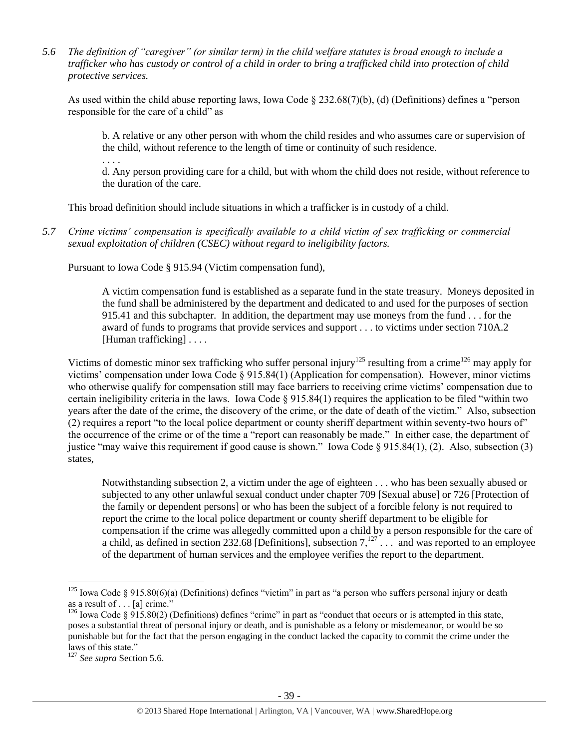*5.6 The definition of "caregiver" (or similar term) in the child welfare statutes is broad enough to include a trafficker who has custody or control of a child in order to bring a trafficked child into protection of child protective services.*

As used within the child abuse reporting laws, Iowa Code § 232.68(7)(b), (d) (Definitions) defines a "person responsible for the care of a child" as

> b. A relative or any other person with whom the child resides and who assumes care or supervision of the child, without reference to the length of time or continuity of such residence.
>
> . . . .
>
> d. Any person providing care for a child, but with whom the child does not reside, without reference to the duration of the care.

This broad definition should include situations in which a trafficker is in custody of a child.

*5.7 Crime victims' compensation is specifically available to a child victim of sex trafficking or commercial sexual exploitation of children (CSEC) without regard to ineligibility factors.*

Pursuant to Iowa Code § 915.94 (Victim compensation fund),

> A victim compensation fund is established as a separate fund in the state treasury. Moneys deposited in the fund shall be administered by the department and dedicated to and used for the purposes of section 915.41 and this subchapter. In addition, the department may use moneys from the fund . . . for the award of funds to programs that provide services and support . . . to victims under section 710A.2 [Human trafficking] . . . .

Victims of domestic minor sex trafficking who suffer personal injury[125] resulting from a crime[126] may apply for victims' compensation under Iowa Code § 915.84(1) (Application for compensation). However, minor victims who otherwise qualify for compensation still may face barriers to receiving crime victims' compensation due to certain ineligibility criteria in the laws. Iowa Code § 915.84(1) requires the application to be filed "within two years after the date of the crime, the discovery of the crime, or the date of death of the victim." Also, subsection (2) requires a report "to the local police department or county sheriff department within seventy-two hours of" the occurrence of the crime or of the time a "report can reasonably be made." In either case, the department of justice "may waive this requirement if good cause is shown." Iowa Code § 915.84(1), (2). Also, subsection (3) states,

> Notwithstanding subsection 2, a victim under the age of eighteen . . . who has been sexually abused or subjected to any other unlawful sexual conduct under chapter 709 [Sexual abuse] or 726 [Protection of the family or dependent persons] or who has been the subject of a forcible felony is not required to report the crime to the local police department or county sheriff department to be eligible for compensation if the crime was allegedly committed upon a child by a person responsible for the care of a child, as defined in section 232.68 [Definitions], subsection 7,[127] . . . and was reported to an employee of the department of human services and the employee verifies the report to the department.

---

[125] Iowa Code § 915.80(6)(a) (Definitions) defines "victim" in part as "a person who suffers personal injury or death as a result of . . . [a] crime."

[126] Iowa Code § 915.80(2) (Definitions) defines "crime" in part as "conduct that occurs or is attempted in this state, poses a substantial threat of personal injury or death, and is punishable as a felony or misdemeanor, or would be so punishable but for the fact that the person engaging in the conduct lacked the capacity to commit the crime under the laws of this state."

[127] *See supra* Section 5.6.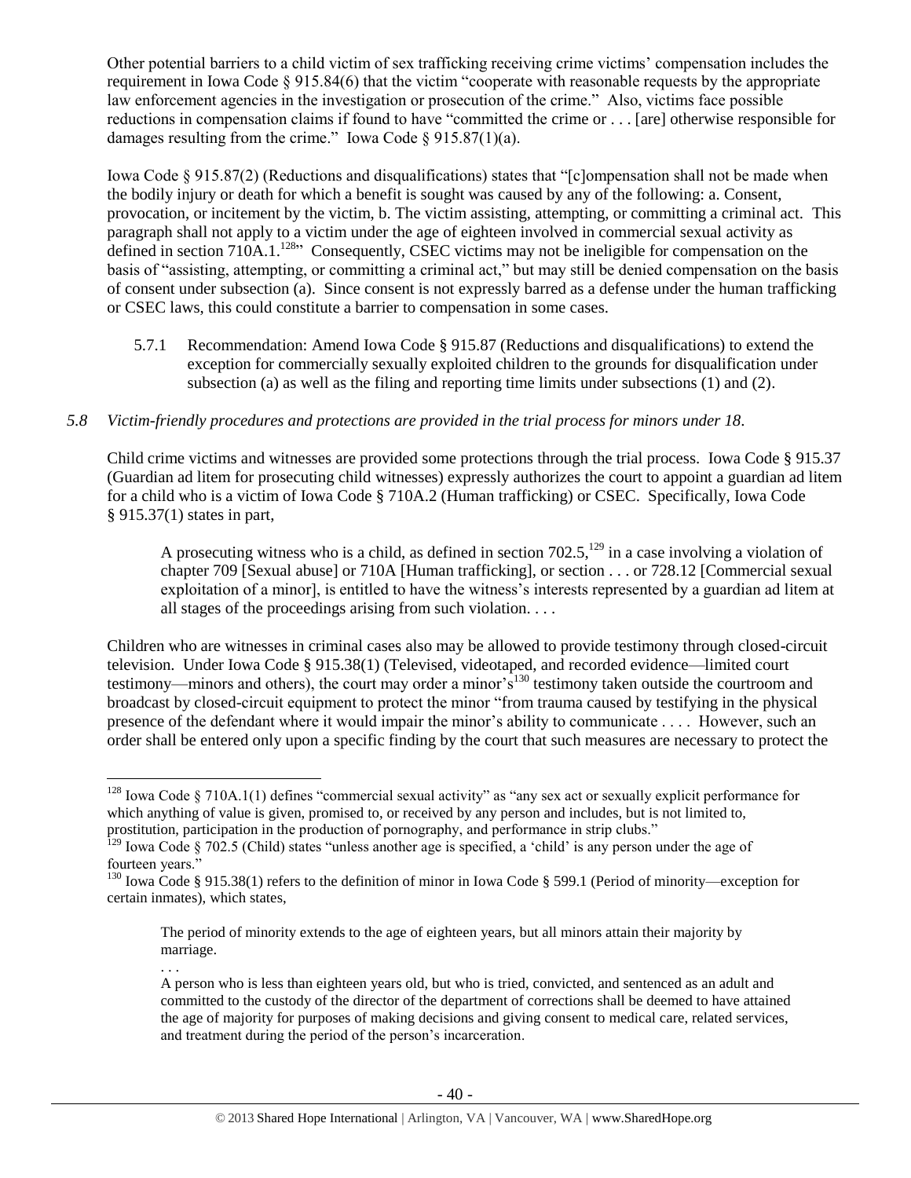Other potential barriers to a child victim of sex trafficking receiving crime victims' compensation includes the requirement in Iowa Code § 915.84(6) that the victim "cooperate with reasonable requests by the appropriate law enforcement agencies in the investigation or prosecution of the crime." Also, victims face possible reductions in compensation claims if found to have "committed the crime or . . . [are] otherwise responsible for damages resulting from the crime." Iowa Code § 915.87(1)(a).

Iowa Code § 915.87(2) (Reductions and disqualifications) states that "[c]ompensation shall not be made when the bodily injury or death for which a benefit is sought was caused by any of the following: a. Consent, provocation, or incitement by the victim, b. The victim assisting, attempting, or committing a criminal act. This paragraph shall not apply to a victim under the age of eighteen involved in commercial sexual activity as defined in section 710A.1.[128]" Consequently, CSEC victims may not be ineligible for compensation on the basis of "assisting, attempting, or committing a criminal act," but may still be denied compensation on the basis of consent under subsection (a). Since consent is not expressly barred as a defense under the human trafficking or CSEC laws, this could constitute a barrier to compensation in some cases.

5.7.1 Recommendation: Amend Iowa Code § 915.87 (Reductions and disqualifications) to extend the exception for commercially sexually exploited children to the grounds for disqualification under subsection (a) as well as the filing and reporting time limits under subsections (1) and (2).

*5.8 Victim-friendly procedures and protections are provided in the trial process for minors under 18.*

Child crime victims and witnesses are provided some protections through the trial process. Iowa Code § 915.37 (Guardian ad litem for prosecuting child witnesses) expressly authorizes the court to appoint a guardian ad litem for a child who is a victim of Iowa Code § 710A.2 (Human trafficking) or CSEC. Specifically, Iowa Code § 915.37(1) states in part,

> A prosecuting witness who is a child, as defined in section 702.5,[129] in a case involving a violation of chapter 709 [Sexual abuse] or 710A [Human trafficking], or section . . . or 728.12 [Commercial sexual exploitation of a minor], is entitled to have the witness's interests represented by a guardian ad litem at all stages of the proceedings arising from such violation. . . .

Children who are witnesses in criminal cases also may be allowed to provide testimony through closed-circuit television. Under Iowa Code § 915.38(1) (Televised, videotaped, and recorded evidence—limited court testimony—minors and others), the court may order a minor's[130] testimony taken outside the courtroom and broadcast by closed-circuit equipment to protect the minor "from trauma caused by testifying in the physical presence of the defendant where it would impair the minor's ability to communicate . . . . However, such an order shall be entered only upon a specific finding by the court that such measures are necessary to protect the

---

[128] Iowa Code § 710A.1(1) defines "commercial sexual activity" as "any sex act or sexually explicit performance for which anything of value is given, promised to, or received by any person and includes, but is not limited to, prostitution, participation in the production of pornography, and performance in strip clubs."

[129] Iowa Code § 702.5 (Child) states "unless another age is specified, a 'child' is any person under the age of fourteen years."

[130] Iowa Code § 915.38(1) refers to the definition of minor in Iowa Code § 599.1 (Period of minority—exception for certain inmates), which states,

> The period of minority extends to the age of eighteen years, but all minors attain their majority by marriage.
>
> . . .
>
> A person who is less than eighteen years old, but who is tried, convicted, and sentenced as an adult and committed to the custody of the director of the department of corrections shall be deemed to have attained the age of majority for purposes of making decisions and giving consent to medical care, related services, and treatment during the period of the person's incarceration.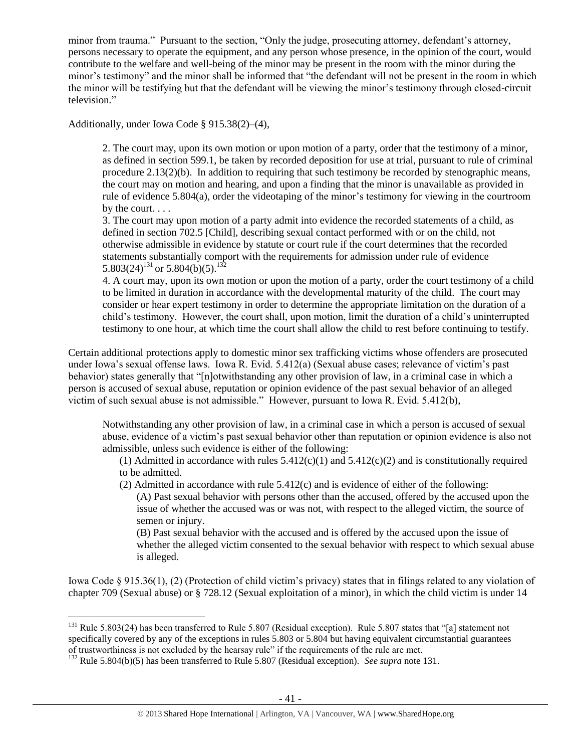minor from trauma." Pursuant to the section, "Only the judge, prosecuting attorney, defendant's attorney, persons necessary to operate the equipment, and any person whose presence, in the opinion of the court, would contribute to the welfare and well-being of the minor may be present in the room with the minor during the minor's testimony" and the minor shall be informed that "the defendant will not be present in the room in which the minor will be testifying but that the defendant will be viewing the minor's testimony through closed-circuit television."

Additionally, under Iowa Code § 915.38(2)–(4),

> 2. The court may, upon its own motion or upon motion of a party, order that the testimony of a minor, as defined in section 599.1, be taken by recorded deposition for use at trial, pursuant to rule of criminal procedure 2.13(2)(b). In addition to requiring that such testimony be recorded by stenographic means, the court may on motion and hearing, and upon a finding that the minor is unavailable as provided in rule of evidence 5.804(a), order the videotaping of the minor's testimony for viewing in the courtroom by the court. . . .
>
> 3. The court may upon motion of a party admit into evidence the recorded statements of a child, as defined in section 702.5 [Child], describing sexual contact performed with or on the child, not otherwise admissible in evidence by statute or court rule if the court determines that the recorded statements substantially comport with the requirements for admission under rule of evidence 5.803(24)[131] or 5.804(b)(5).[132]
>
> 4. A court may, upon its own motion or upon the motion of a party, order the court testimony of a child to be limited in duration in accordance with the developmental maturity of the child. The court may consider or hear expert testimony in order to determine the appropriate limitation on the duration of a child's testimony. However, the court shall, upon motion, limit the duration of a child's uninterrupted testimony to one hour, at which time the court shall allow the child to rest before continuing to testify.

Certain additional protections apply to domestic minor sex trafficking victims whose offenders are prosecuted under Iowa's sexual offense laws. Iowa R. Evid. 5.412(a) (Sexual abuse cases; relevance of victim's past behavior) states generally that "[n]otwithstanding any other provision of law, in a criminal case in which a person is accused of sexual abuse, reputation or opinion evidence of the past sexual behavior of an alleged victim of such sexual abuse is not admissible." However, pursuant to Iowa R. Evid. 5.412(b),

> Notwithstanding any other provision of law, in a criminal case in which a person is accused of sexual abuse, evidence of a victim's past sexual behavior other than reputation or opinion evidence is also not admissible, unless such evidence is either of the following:
>
> (1) Admitted in accordance with rules 5.412(c)(1) and 5.412(c)(2) and is constitutionally required to be admitted.
>
> (2) Admitted in accordance with rule 5.412(c) and is evidence of either of the following:
>
> (A) Past sexual behavior with persons other than the accused, offered by the accused upon the issue of whether the accused was or was not, with respect to the alleged victim, the source of semen or injury.
>
> (B) Past sexual behavior with the accused and is offered by the accused upon the issue of whether the alleged victim consented to the sexual behavior with respect to which sexual abuse is alleged.

Iowa Code § 915.36(1), (2) (Protection of child victim's privacy) states that in filings related to any violation of chapter 709 (Sexual abuse) or § 728.12 (Sexual exploitation of a minor), in which the child victim is under 14

---

[131] Rule 5.803(24) has been transferred to Rule 5.807 (Residual exception). Rule 5.807 states that "[a] statement not specifically covered by any of the exceptions in rules 5.803 or 5.804 but having equivalent circumstantial guarantees of trustworthiness is not excluded by the hearsay rule" if the requirements of the rule are met.

[132] Rule 5.804(b)(5) has been transferred to Rule 5.807 (Residual exception). *See supra* note 131.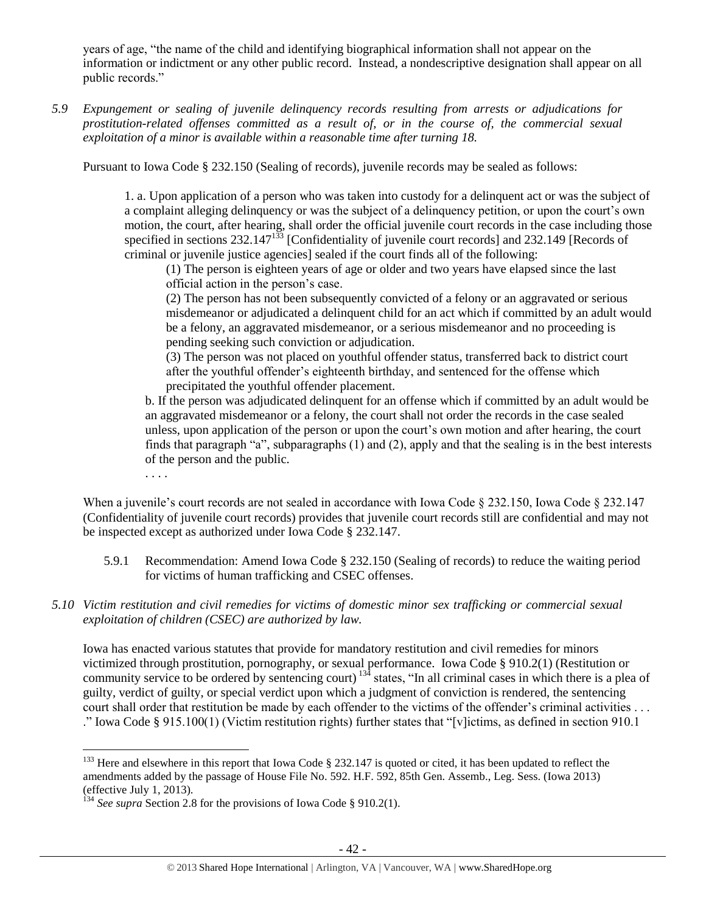years of age, "the name of the child and identifying biographical information shall not appear on the information or indictment or any other public record. Instead, a nondescriptive designation shall appear on all public records."

*5.9 Expungement or sealing of juvenile delinquency records resulting from arrests or adjudications for prostitution-related offenses committed as a result of, or in the course of, the commercial sexual exploitation of a minor is available within a reasonable time after turning 18.*

Pursuant to Iowa Code § 232.150 (Sealing of records), juvenile records may be sealed as follows:

> 1. a. Upon application of a person who was taken into custody for a delinquent act or was the subject of a complaint alleging delinquency or was the subject of a delinquency petition, or upon the court's own motion, the court, after hearing, shall order the official juvenile court records in the case including those specified in sections 232.147[133] [Confidentiality of juvenile court records] and 232.149 [Records of criminal or juvenile justice agencies] sealed if the court finds all of the following:
>
> > (1) The person is eighteen years of age or older and two years have elapsed since the last official action in the person's case.
> >
> > (2) The person has not been subsequently convicted of a felony or an aggravated or serious misdemeanor or adjudicated a delinquent child for an act which if committed by an adult would be a felony, an aggravated misdemeanor, or a serious misdemeanor and no proceeding is pending seeking such conviction or adjudication.
> >
> > (3) The person was not placed on youthful offender status, transferred back to district court after the youthful offender's eighteenth birthday, and sentenced for the offense which precipitated the youthful offender placement.
>
> b. If the person was adjudicated delinquent for an offense which if committed by an adult would be an aggravated misdemeanor or a felony, the court shall not order the records in the case sealed unless, upon application of the person or upon the court's own motion and after hearing, the court finds that paragraph "a", subparagraphs (1) and (2), apply and that the sealing is in the best interests of the person and the public.
>
> . . . .

When a juvenile's court records are not sealed in accordance with Iowa Code § 232.150, Iowa Code § 232.147 (Confidentiality of juvenile court records) provides that juvenile court records still are confidential and may not be inspected except as authorized under Iowa Code § 232.147.

5.9.1 Recommendation: Amend Iowa Code § 232.150 (Sealing of records) to reduce the waiting period for victims of human trafficking and CSEC offenses.

*5.10 Victim restitution and civil remedies for victims of domestic minor sex trafficking or commercial sexual exploitation of children (CSEC) are authorized by law.*

Iowa has enacted various statutes that provide for mandatory restitution and civil remedies for minors victimized through prostitution, pornography, or sexual performance. Iowa Code § 910.2(1) (Restitution or community service to be ordered by sentencing court)[134] states, "In all criminal cases in which there is a plea of guilty, verdict of guilty, or special verdict upon which a judgment of conviction is rendered, the sentencing court shall order that restitution be made by each offender to the victims of the offender's criminal activities . . . ." Iowa Code § 915.100(1) (Victim restitution rights) further states that "[v]ictims, as defined in section 910.1

---

[133] Here and elsewhere in this report that Iowa Code § 232.147 is quoted or cited, it has been updated to reflect the amendments added by the passage of House File No. 592. H.F. 592, 85th Gen. Assemb., Leg. Sess. (Iowa 2013) (effective July 1, 2013).

[134] *See supra* Section 2.8 for the provisions of Iowa Code § 910.2(1).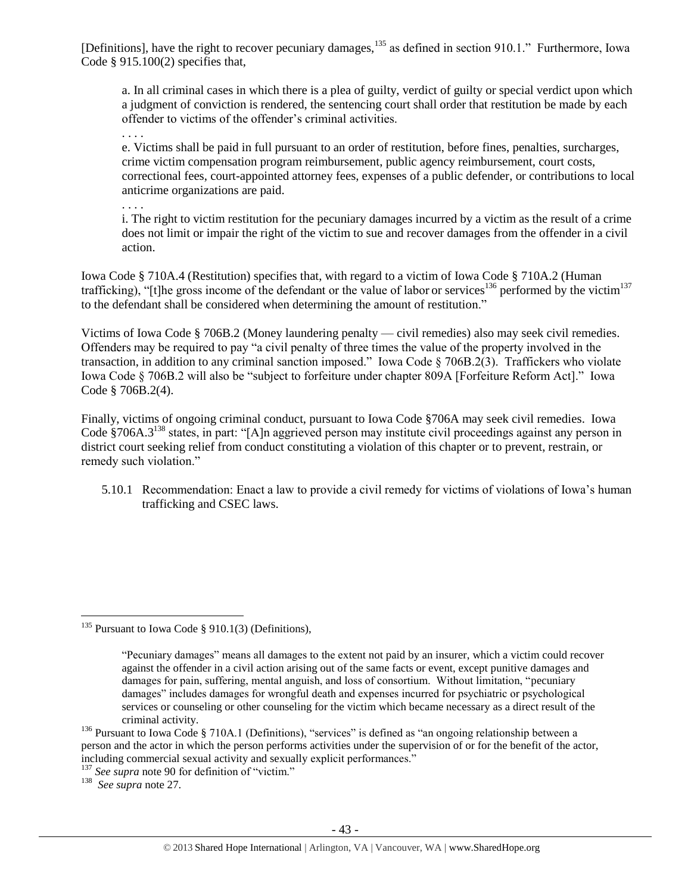[Definitions], have the right to recover pecuniary damages,[135] as defined in section 910.1." Furthermore, Iowa Code § 915.100(2) specifies that,

> a. In all criminal cases in which there is a plea of guilty, verdict of guilty or special verdict upon which a judgment of conviction is rendered, the sentencing court shall order that restitution be made by each offender to victims of the offender's criminal activities.
>
> . . . .
>
> e. Victims shall be paid in full pursuant to an order of restitution, before fines, penalties, surcharges, crime victim compensation program reimbursement, public agency reimbursement, court costs, correctional fees, court-appointed attorney fees, expenses of a public defender, or contributions to local anticrime organizations are paid.
>
> . . . .
>
> i. The right to victim restitution for the pecuniary damages incurred by a victim as the result of a crime does not limit or impair the right of the victim to sue and recover damages from the offender in a civil action.

Iowa Code § 710A.4 (Restitution) specifies that, with regard to a victim of Iowa Code § 710A.2 (Human trafficking), "[t]he gross income of the defendant or the value of labor or services[136] performed by the victim[137] to the defendant shall be considered when determining the amount of restitution."

Victims of Iowa Code § 706B.2 (Money laundering penalty — civil remedies) also may seek civil remedies. Offenders may be required to pay "a civil penalty of three times the value of the property involved in the transaction, in addition to any criminal sanction imposed." Iowa Code § 706B.2(3). Traffickers who violate Iowa Code § 706B.2 will also be "subject to forfeiture under chapter 809A [Forfeiture Reform Act]." Iowa Code § 706B.2(4).

Finally, victims of ongoing criminal conduct, pursuant to Iowa Code §706A may seek civil remedies. Iowa Code §706A.3[138] states, in part: "[A]n aggrieved person may institute civil proceedings against any person in district court seeking relief from conduct constituting a violation of this chapter or to prevent, restrain, or remedy such violation."

5.10.1 Recommendation: Enact a law to provide a civil remedy for victims of violations of Iowa's human trafficking and CSEC laws.

---

[135] Pursuant to Iowa Code § 910.1(3) (Definitions),

> "Pecuniary damages" means all damages to the extent not paid by an insurer, which a victim could recover against the offender in a civil action arising out of the same facts or event, except punitive damages and damages for pain, suffering, mental anguish, and loss of consortium. Without limitation, "pecuniary damages" includes damages for wrongful death and expenses incurred for psychiatric or psychological services or counseling or other counseling for the victim which became necessary as a direct result of the criminal activity.

[136] Pursuant to Iowa Code § 710A.1 (Definitions), "services" is defined as "an ongoing relationship between a person and the actor in which the person performs activities under the supervision of or for the benefit of the actor, including commercial sexual activity and sexually explicit performances."

[137] *See supra* note 90 for definition of "victim."

[138] *See supra* note 27.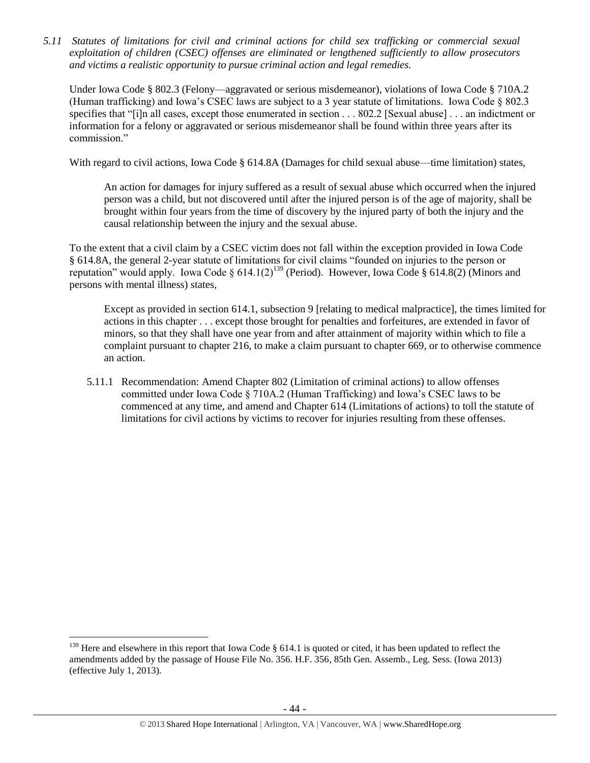*5.11 Statutes of limitations for civil and criminal actions for child sex trafficking or commercial sexual exploitation of children (CSEC) offenses are eliminated or lengthened sufficiently to allow prosecutors and victims a realistic opportunity to pursue criminal action and legal remedies.*

Under Iowa Code § 802.3 (Felony—aggravated or serious misdemeanor), violations of Iowa Code § 710A.2 (Human trafficking) and Iowa's CSEC laws are subject to a 3 year statute of limitations. Iowa Code § 802.3 specifies that "[i]n all cases, except those enumerated in section . . . 802.2 [Sexual abuse] . . . an indictment or information for a felony or aggravated or serious misdemeanor shall be found within three years after its commission."

With regard to civil actions, Iowa Code § 614.8A (Damages for child sexual abuse—time limitation) states,

> An action for damages for injury suffered as a result of sexual abuse which occurred when the injured person was a child, but not discovered until after the injured person is of the age of majority, shall be brought within four years from the time of discovery by the injured party of both the injury and the causal relationship between the injury and the sexual abuse.

To the extent that a civil claim by a CSEC victim does not fall within the exception provided in Iowa Code § 614.8A, the general 2-year statute of limitations for civil claims "founded on injuries to the person or reputation" would apply. Iowa Code § 614.1(2)[139] (Period). However, Iowa Code § 614.8(2) (Minors and persons with mental illness) states,

> Except as provided in section 614.1, subsection 9 [relating to medical malpractice], the times limited for actions in this chapter . . . except those brought for penalties and forfeitures, are extended in favor of minors, so that they shall have one year from and after attainment of majority within which to file a complaint pursuant to chapter 216, to make a claim pursuant to chapter 669, or to otherwise commence an action.

5.11.1 Recommendation: Amend Chapter 802 (Limitation of criminal actions) to allow offenses committed under Iowa Code § 710A.2 (Human Trafficking) and Iowa's CSEC laws to be commenced at any time, and amend and Chapter 614 (Limitations of actions) to toll the statute of limitations for civil actions by victims to recover for injuries resulting from these offenses.

---

[139] Here and elsewhere in this report that Iowa Code § 614.1 is quoted or cited, it has been updated to reflect the amendments added by the passage of House File No. 356. H.F. 356, 85th Gen. Assemb., Leg. Sess. (Iowa 2013) (effective July 1, 2013).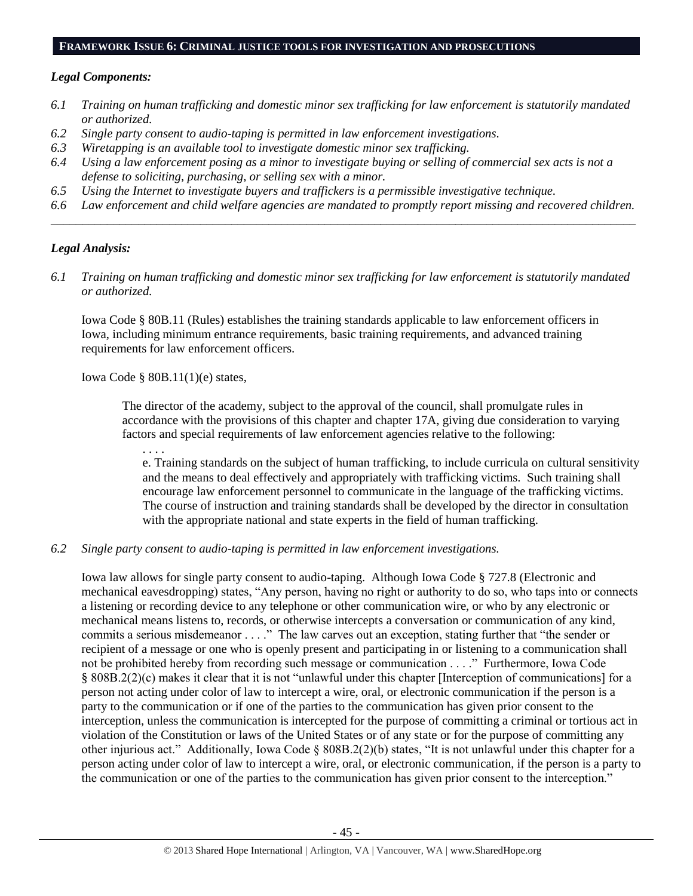## FRAMEWORK ISSUE 6: CRIMINAL JUSTICE TOOLS FOR INVESTIGATION AND PROSECUTIONS

### *Legal Components:*

*6.1 Training on human trafficking and domestic minor sex trafficking for law enforcement is statutorily mandated or authorized.*

*6.2 Single party consent to audio-taping is permitted in law enforcement investigations.*

*6.3 Wiretapping is an available tool to investigate domestic minor sex trafficking.*

*6.4 Using a law enforcement posing as a minor to investigate buying or selling of commercial sex acts is not a defense to soliciting, purchasing, or selling sex with a minor.*

*6.5 Using the Internet to investigate buyers and traffickers is a permissible investigative technique.*

*6.6 Law enforcement and child welfare agencies are mandated to promptly report missing and recovered children.*

---

### *Legal Analysis:*

*6.1 Training on human trafficking and domestic minor sex trafficking for law enforcement is statutorily mandated or authorized.*

Iowa Code § 80B.11 (Rules) establishes the training standards applicable to law enforcement officers in Iowa, including minimum entrance requirements, basic training requirements, and advanced training requirements for law enforcement officers.

Iowa Code § 80B.11(1)(e) states,

> The director of the academy, subject to the approval of the council, shall promulgate rules in accordance with the provisions of this chapter and chapter 17A, giving due consideration to varying factors and special requirements of law enforcement agencies relative to the following:
>
> . . . .
>
> e. Training standards on the subject of human trafficking, to include curricula on cultural sensitivity and the means to deal effectively and appropriately with trafficking victims. Such training shall encourage law enforcement personnel to communicate in the language of the trafficking victims. The course of instruction and training standards shall be developed by the director in consultation with the appropriate national and state experts in the field of human trafficking.

*6.2 Single party consent to audio-taping is permitted in law enforcement investigations.*

Iowa law allows for single party consent to audio-taping. Although Iowa Code § 727.8 (Electronic and mechanical eavesdropping) states, "Any person, having no right or authority to do so, who taps into or connects a listening or recording device to any telephone or other communication wire, or who by any electronic or mechanical means listens to, records, or otherwise intercepts a conversation or communication of any kind, commits a serious misdemeanor . . . ." The law carves out an exception, stating further that "the sender or recipient of a message or one who is openly present and participating in or listening to a communication shall not be prohibited hereby from recording such message or communication . . . ." Furthermore, Iowa Code § 808B.2(2)(c) makes it clear that it is not "unlawful under this chapter [Interception of communications] for a person not acting under color of law to intercept a wire, oral, or electronic communication if the person is a party to the communication or if one of the parties to the communication has given prior consent to the interception, unless the communication is intercepted for the purpose of committing a criminal or tortious act in violation of the Constitution or laws of the United States or of any state or for the purpose of committing any other injurious act." Additionally, Iowa Code § 808B.2(2)(b) states, "It is not unlawful under this chapter for a person acting under color of law to intercept a wire, oral, or electronic communication, if the person is a party to the communication or one of the parties to the communication has given prior consent to the interception."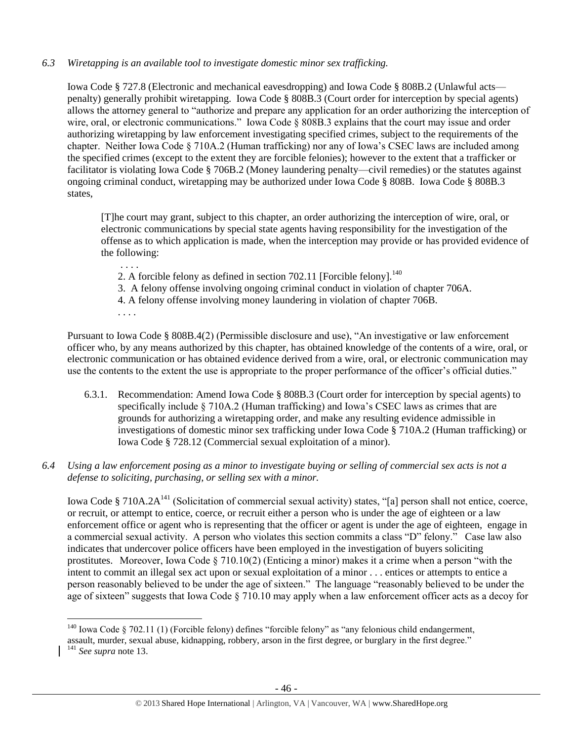*6.3 Wiretapping is an available tool to investigate domestic minor sex trafficking.*

Iowa Code § 727.8 (Electronic and mechanical eavesdropping) and Iowa Code § 808B.2 (Unlawful acts—penalty) generally prohibit wiretapping. Iowa Code § 808B.3 (Court order for interception by special agents) allows the attorney general to "authorize and prepare any application for an order authorizing the interception of wire, oral, or electronic communications." Iowa Code § 808B.3 explains that the court may issue and order authorizing wiretapping by law enforcement investigating specified crimes, subject to the requirements of the chapter. Neither Iowa Code § 710A.2 (Human trafficking) nor any of Iowa's CSEC laws are included among the specified crimes (except to the extent they are forcible felonies); however to the extent that a trafficker or facilitator is violating Iowa Code § 706B.2 (Money laundering penalty—civil remedies) or the statutes against ongoing criminal conduct, wiretapping may be authorized under Iowa Code § 808B. Iowa Code § 808B.3 states,

> [T]he court may grant, subject to this chapter, an order authorizing the interception of wire, oral, or electronic communications by special state agents having responsibility for the investigation of the offense as to which application is made, when the interception may provide or has provided evidence of the following:
>
> . . . .
> 2. A forcible felony as defined in section 702.11 [Forcible felony].[140]
> 3. A felony offense involving ongoing criminal conduct in violation of chapter 706A.
> 4. A felony offense involving money laundering in violation of chapter 706B.
> . . . .

Pursuant to Iowa Code § 808B.4(2) (Permissible disclosure and use), "An investigative or law enforcement officer who, by any means authorized by this chapter, has obtained knowledge of the contents of a wire, oral, or electronic communication or has obtained evidence derived from a wire, oral, or electronic communication may use the contents to the extent the use is appropriate to the proper performance of the officer's official duties."

6.3.1. Recommendation: Amend Iowa Code § 808B.3 (Court order for interception by special agents) to specifically include § 710A.2 (Human trafficking) and Iowa's CSEC laws as crimes that are grounds for authorizing a wiretapping order, and make any resulting evidence admissible in investigations of domestic minor sex trafficking under Iowa Code § 710A.2 (Human trafficking) or Iowa Code § 728.12 (Commercial sexual exploitation of a minor).

*6.4 Using a law enforcement posing as a minor to investigate buying or selling of commercial sex acts is not a defense to soliciting, purchasing, or selling sex with a minor.*

Iowa Code § 710A.2A[141] (Solicitation of commercial sexual activity) states, "[a] person shall not entice, coerce, or recruit, or attempt to entice, coerce, or recruit either a person who is under the age of eighteen or a law enforcement office or agent who is representing that the officer or agent is under the age of eighteen, engage in a commercial sexual activity. A person who violates this section commits a class "D" felony." Case law also indicates that undercover police officers have been employed in the investigation of buyers soliciting prostitutes. Moreover, Iowa Code § 710.10(2) (Enticing a minor) makes it a crime when a person "with the intent to commit an illegal sex act upon or sexual exploitation of a minor . . . entices or attempts to entice a person reasonably believed to be under the age of sixteen." The language "reasonably believed to be under the age of sixteen" suggests that Iowa Code § 710.10 may apply when a law enforcement officer acts as a decoy for

---

[140] Iowa Code § 702.11 (1) (Forcible felony) defines "forcible felony" as "any felonious child endangerment, assault, murder, sexual abuse, kidnapping, robbery, arson in the first degree, or burglary in the first degree."

[141] *See supra* note 13.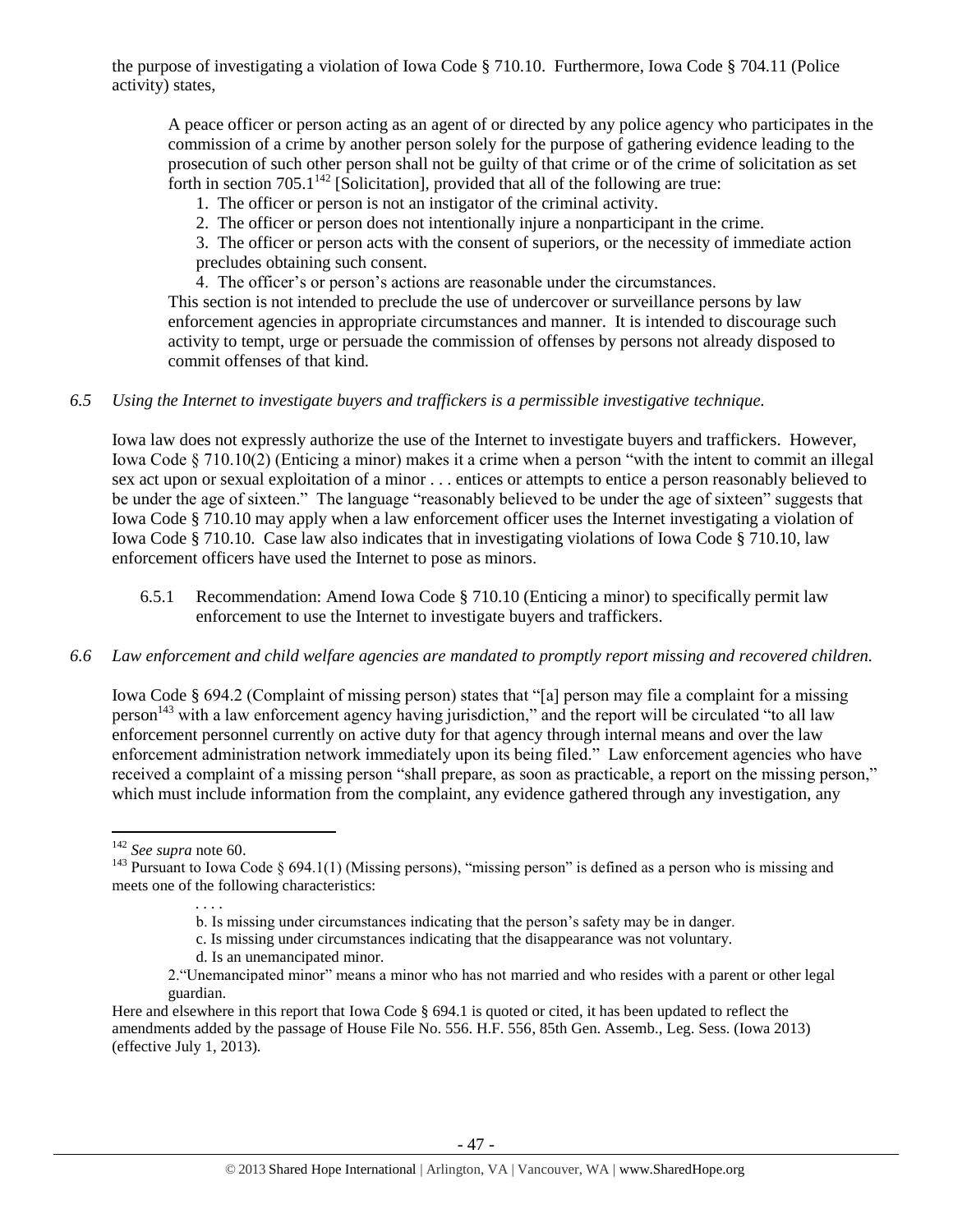the purpose of investigating a violation of Iowa Code § 710.10. Furthermore, Iowa Code § 704.11 (Police activity) states,

> A peace officer or person acting as an agent of or directed by any police agency who participates in the commission of a crime by another person solely for the purpose of gathering evidence leading to the prosecution of such other person shall not be guilty of that crime or of the crime of solicitation as set forth in section 705.1[142] [Solicitation], provided that all of the following are true:
>
> 1. The officer or person is not an instigator of the criminal activity.
> 2. The officer or person does not intentionally injure a nonparticipant in the crime.
> 3. The officer or person acts with the consent of superiors, or the necessity of immediate action precludes obtaining such consent.
> 4. The officer's or person's actions are reasonable under the circumstances.
>
> This section is not intended to preclude the use of undercover or surveillance persons by law enforcement agencies in appropriate circumstances and manner. It is intended to discourage such activity to tempt, urge or persuade the commission of offenses by persons not already disposed to commit offenses of that kind.

*6.5 Using the Internet to investigate buyers and traffickers is a permissible investigative technique.*

Iowa law does not expressly authorize the use of the Internet to investigate buyers and traffickers. However, Iowa Code § 710.10(2) (Enticing a minor) makes it a crime when a person "with the intent to commit an illegal sex act upon or sexual exploitation of a minor . . . entices or attempts to entice a person reasonably believed to be under the age of sixteen." The language "reasonably believed to be under the age of sixteen" suggests that Iowa Code § 710.10 may apply when a law enforcement officer uses the Internet investigating a violation of Iowa Code § 710.10. Case law also indicates that in investigating violations of Iowa Code § 710.10, law enforcement officers have used the Internet to pose as minors.

6.5.1 Recommendation: Amend Iowa Code § 710.10 (Enticing a minor) to specifically permit law enforcement to use the Internet to investigate buyers and traffickers.

*6.6 Law enforcement and child welfare agencies are mandated to promptly report missing and recovered children.*

Iowa Code § 694.2 (Complaint of missing person) states that "[a] person may file a complaint for a missing person[143] with a law enforcement agency having jurisdiction," and the report will be circulated "to all law enforcement personnel currently on active duty for that agency through internal means and over the law enforcement administration network immediately upon its being filed." Law enforcement agencies who have received a complaint of a missing person "shall prepare, as soon as practicable, a report on the missing person," which must include information from the complaint, any evidence gathered through any investigation, any

---

[142] *See supra* note 60.

[143] Pursuant to Iowa Code § 694.1(1) (Missing persons), "missing person" is defined as a person who is missing and meets one of the following characteristics:

> . . . .
> b. Is missing under circumstances indicating that the person's safety may be in danger.
> c. Is missing under circumstances indicating that the disappearance was not voluntary.
> d. Is an unemancipated minor.
>
> 2."Unemancipated minor" means a minor who has not married and who resides with a parent or other legal guardian.

Here and elsewhere in this report that Iowa Code § 694.1 is quoted or cited, it has been updated to reflect the amendments added by the passage of House File No. 556. H.F. 556, 85th Gen. Assemb., Leg. Sess. (Iowa 2013) (effective July 1, 2013).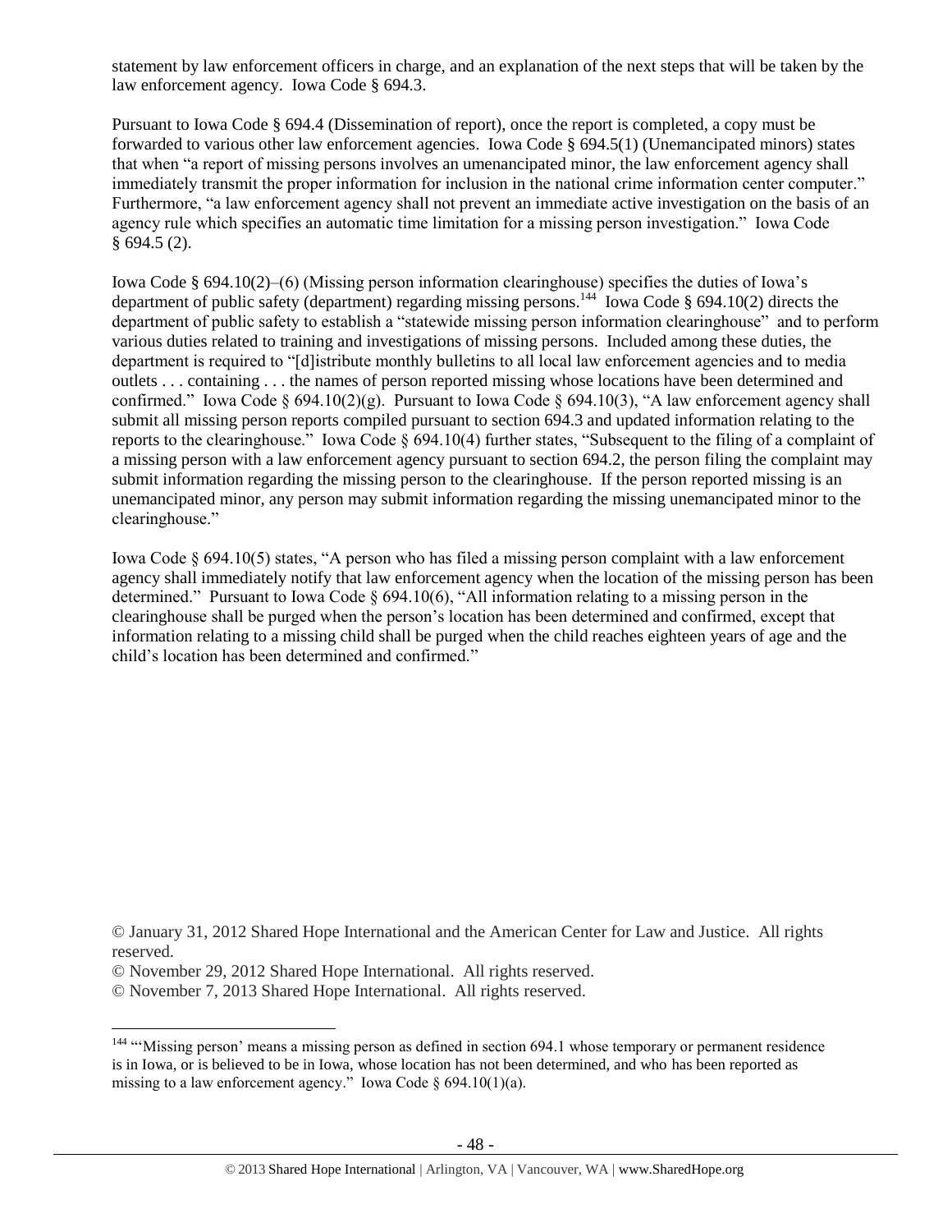statement by law enforcement officers in charge, and an explanation of the next steps that will be taken by the law enforcement agency. Iowa Code § 694.3.

Pursuant to Iowa Code § 694.4 (Dissemination of report), once the report is completed, a copy must be forwarded to various other law enforcement agencies. Iowa Code § 694.5(1) (Unemancipated minors) states that when "a report of missing persons involves an umenancipated minor, the law enforcement agency shall immediately transmit the proper information for inclusion in the national crime information center computer." Furthermore, "a law enforcement agency shall not prevent an immediate active investigation on the basis of an agency rule which specifies an automatic time limitation for a missing person investigation." Iowa Code § 694.5 (2).

Iowa Code § 694.10(2)–(6) (Missing person information clearinghouse) specifies the duties of Iowa's department of public safety (department) regarding missing persons.[144] Iowa Code § 694.10(2) directs the department of public safety to establish a "statewide missing person information clearinghouse" and to perform various duties related to training and investigations of missing persons. Included among these duties, the department is required to "[d]istribute monthly bulletins to all local law enforcement agencies and to media outlets . . . containing . . . the names of person reported missing whose locations have been determined and confirmed." Iowa Code § 694.10(2)(g). Pursuant to Iowa Code § 694.10(3), "A law enforcement agency shall submit all missing person reports compiled pursuant to section 694.3 and updated information relating to the reports to the clearinghouse." Iowa Code § 694.10(4) further states, "Subsequent to the filing of a complaint of a missing person with a law enforcement agency pursuant to section 694.2, the person filing the complaint may submit information regarding the missing person to the clearinghouse. If the person reported missing is an unemancipated minor, any person may submit information regarding the missing unemancipated minor to the clearinghouse."

Iowa Code § 694.10(5) states, "A person who has filed a missing person complaint with a law enforcement agency shall immediately notify that law enforcement agency when the location of the missing person has been determined." Pursuant to Iowa Code § 694.10(6), "All information relating to a missing person in the clearinghouse shall be purged when the person's location has been determined and confirmed, except that information relating to a missing child shall be purged when the child reaches eighteen years of age and the child's location has been determined and confirmed."

© January 31, 2012 Shared Hope International and the American Center for Law and Justice. All rights reserved.
© November 29, 2012 Shared Hope International. All rights reserved.
© November 7, 2013 Shared Hope International. All rights reserved.

[144] "'Missing person' means a missing person as defined in section 694.1 whose temporary or permanent residence is in Iowa, or is believed to be in Iowa, whose location has not been determined, and who has been reported as missing to a law enforcement agency." Iowa Code § 694.10(1)(a).